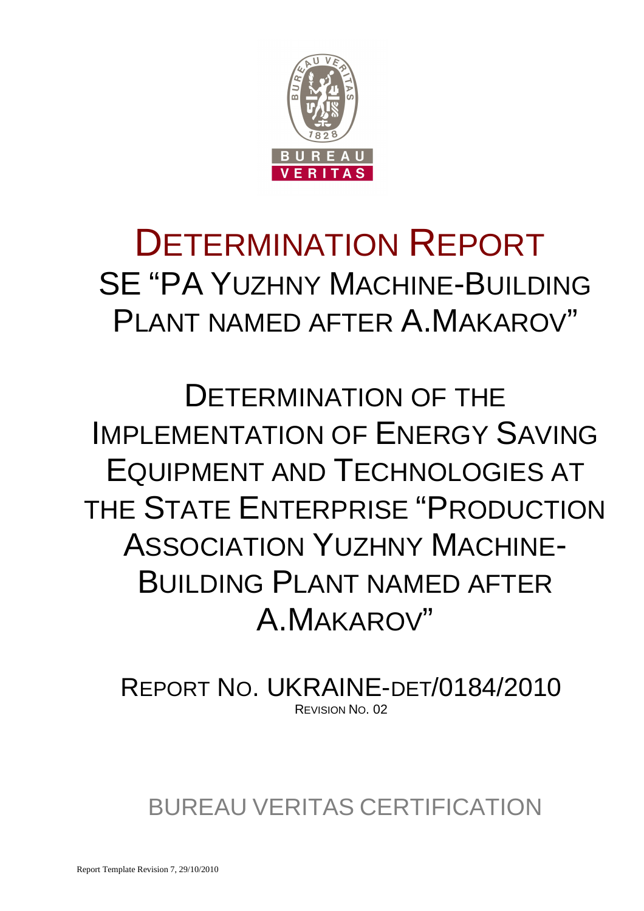# DETERMINATION REPORT

## SE "PA YUZHNY MACHINE-BUILDING PLANT NAMED AFTER A.MAKAROV"

## DETERMINATION OF THE IMPLEMENTATION OF ENERGY SAVING EQUIPMENT AND TECHNOLOGIES AT THE STATE ENTERPRISE "PRODUCTION ASSOCIATION YUZHNY MACHINE-BUILDING PLANT NAMED AFTER A.MAKAROV"

REPORT NO. UKRAINE-DET/0184/2010

REVISION NO. 02

BUREAU VERITAS CERTIFICATION

Report Template Revision 7, 29/10/2010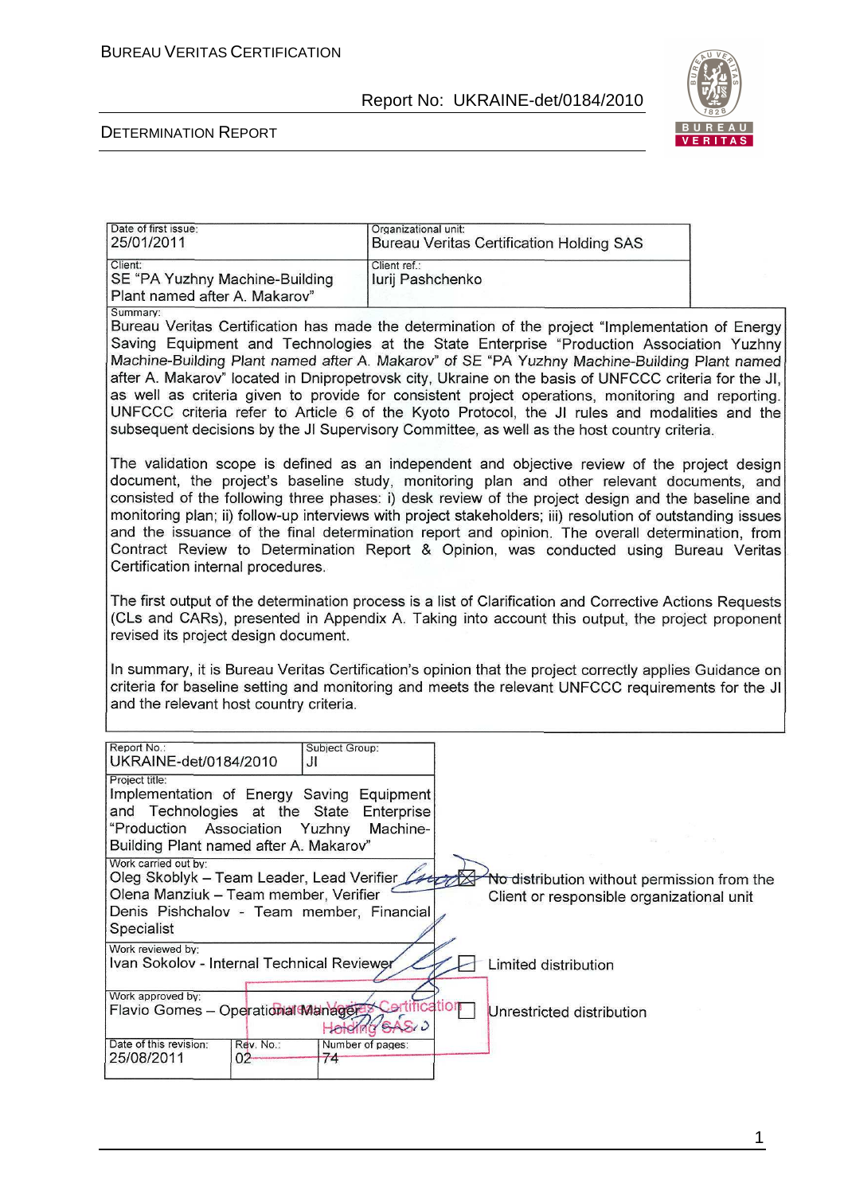| Date of first issue: 25/01/2011 | Organizational unit: Bureau Veritas Certification Holding SAS |
|---|---|
| Client: SE "PA Yuzhny Machine-Building Plant named after A. Makarov" | Client ref.: Iurij Pashchenko |

Summary:

Bureau Veritas Certification has made the determination of the project "Implementation of Energy Saving Equipment and Technologies at the State Enterprise "Production Association Yuzhny Machine-Building Plant named after A. Makarov" of SE "PA Yuzhny Machine-Building Plant named after A. Makarov" located in Dnipropetrovsk city, Ukraine on the basis of UNFCCC criteria for the JI, as well as criteria given to provide for consistent project operations, monitoring and reporting. UNFCCC criteria refer to Article 6 of the Kyoto Protocol, the JI rules and modalities and the subsequent decisions by the JI Supervisory Committee, as well as the host country criteria.

The validation scope is defined as an independent and objective review of the project design document, the project's baseline study, monitoring plan and other relevant documents, and consisted of the following three phases: i) desk review of the project design and the baseline and monitoring plan; ii) follow-up interviews with project stakeholders; iii) resolution of outstanding issues and the issuance of the final determination report and opinion. The overall determination, from Contract Review to Determination Report & Opinion, was conducted using Bureau Veritas Certification internal procedures.

The first output of the determination process is a list of Clarification and Corrective Actions Requests (CLs and CARs), presented in Appendix A. Taking into account this output, the project proponent revised its project design document.

In summary, it is Bureau Veritas Certification's opinion that the project correctly applies Guidance on criteria for baseline setting and monitoring and meets the relevant UNFCCC requirements for the JI and the relevant host country criteria.

| Report No.: UKRAINE-det/0184/2010 | Subject Group: JI | |
|---|---|---|
| Project title: Implementation of Energy Saving Equipment and Technologies at the State Enterprise "Production Association Yuzhny Machine-Building Plant named after A. Makarov" | | |
| Work carried out by: Oleg Skoblyk – Team Leader, Lead Verifier; Olena Manziuk – Team member, Verifier; Denis Pishchalov - Team member, Financial Specialist | | ☒ No distribution without permission from the Client or responsible organizational unit |
| Work reviewed by: Ivan Sokolov - Internal Technical Reviewer | | ☐ Limited distribution |
| Work approved by: Flavio Gomes – Operational Manager | | ☐ Unrestricted distribution |
| Date of this revision: 25/08/2011 | Rev. No.: 02 | Number of pages: 74 |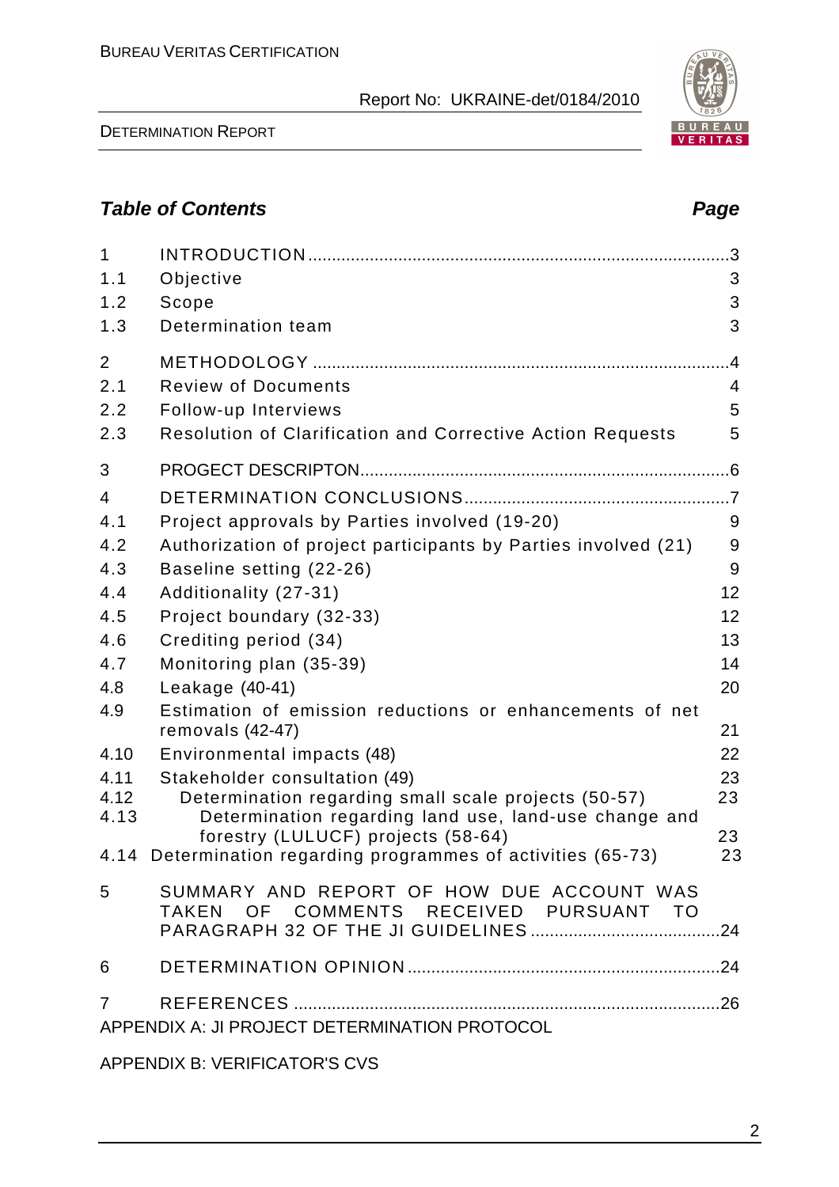## Table of Contents

| | | Page |
|---|---|---|
| 1 | INTRODUCTION | 3 |
| 1.1 | Objective | 3 |
| 1.2 | Scope | 3 |
| 1.3 | Determination team | 3 |
| 2 | METHODOLOGY | 4 |
| 2.1 | Review of Documents | 4 |
| 2.2 | Follow-up Interviews | 5 |
| 2.3 | Resolution of Clarification and Corrective Action Requests | 5 |
| 3 | PROGECT DESCRIPTON | 6 |
| 4 | DETERMINATION CONCLUSIONS | 7 |
| 4.1 | Project approvals by Parties involved (19-20) | 9 |
| 4.2 | Authorization of project participants by Parties involved (21) | 9 |
| 4.3 | Baseline setting (22-26) | 9 |
| 4.4 | Additionality (27-31) | 12 |
| 4.5 | Project boundary (32-33) | 12 |
| 4.6 | Crediting period (34) | 13 |
| 4.7 | Monitoring plan (35-39) | 14 |
| 4.8 | Leakage (40-41) | 20 |
| 4.9 | Estimation of emission reductions or enhancements of net removals (42-47) | 21 |
| 4.10 | Environmental impacts (48) | 22 |
| 4.11 | Stakeholder consultation (49) | 23 |
| 4.12 | Determination regarding small scale projects (50-57) | 23 |
| 4.13 | Determination regarding land use, land-use change and forestry (LULUCF) projects (58-64) | 23 |
| 4.14 | Determination regarding programmes of activities (65-73) | 23 |
| 5 | SUMMARY AND REPORT OF HOW DUE ACCOUNT WAS TAKEN OF COMMENTS RECEIVED PURSUANT TO PARAGRAPH 32 OF THE JI GUIDELINES | 24 |
| 6 | DETERMINATION OPINION | 24 |
| 7 | REFERENCES | 26 |

APPENDIX A: JI PROJECT DETERMINATION PROTOCOL

APPENDIX B: VERIFICATOR'S CVS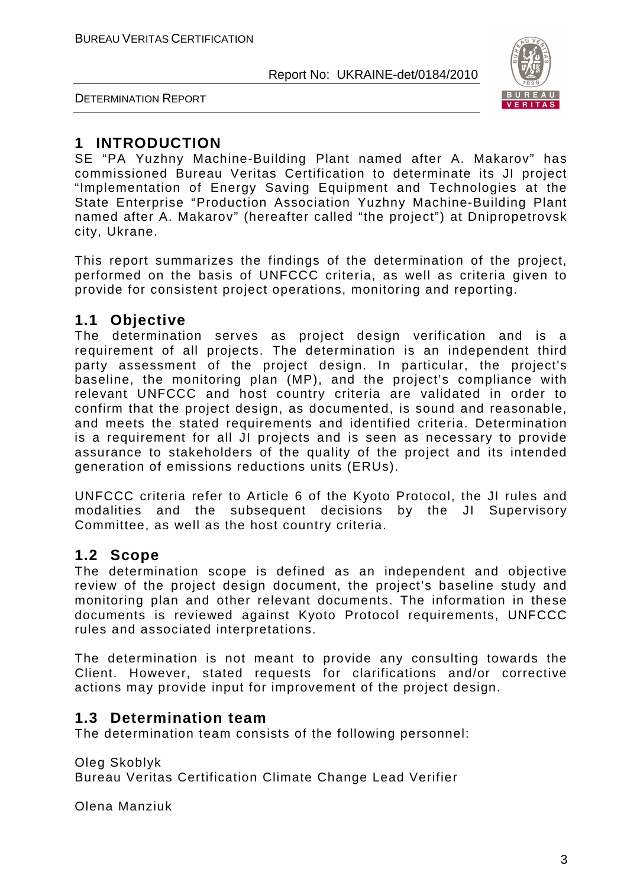# 1 INTRODUCTION

SE “PA Yuzhny Machine-Building Plant named after A. Makarov” has commissioned Bureau Veritas Certification to determinate its JI project “Implementation of Energy Saving Equipment and Technologies at the State Enterprise “Production Association Yuzhny Machine-Building Plant named after A. Makarov” (hereafter called “the project”) at Dnipropetrovsk city, Ukrane.

This report summarizes the findings of the determination of the project, performed on the basis of UNFCCC criteria, as well as criteria given to provide for consistent project operations, monitoring and reporting.

## 1.1 Objective

The determination serves as project design verification and is a requirement of all projects. The determination is an independent third party assessment of the project design. In particular, the project's baseline, the monitoring plan (MP), and the project’s compliance with relevant UNFCCC and host country criteria are validated in order to confirm that the project design, as documented, is sound and reasonable, and meets the stated requirements and identified criteria. Determination is a requirement for all JI projects and is seen as necessary to provide assurance to stakeholders of the quality of the project and its intended generation of emissions reductions units (ERUs).

UNFCCC criteria refer to Article 6 of the Kyoto Protocol, the JI rules and modalities and the subsequent decisions by the JI Supervisory Committee, as well as the host country criteria.

## 1.2 Scope

The determination scope is defined as an independent and objective review of the project design document, the project’s baseline study and monitoring plan and other relevant documents. The information in these documents is reviewed against Kyoto Protocol requirements, UNFCCC rules and associated interpretations.

The determination is not meant to provide any consulting towards the Client. However, stated requests for clarifications and/or corrective actions may provide input for improvement of the project design.

## 1.3 Determination team

The determination team consists of the following personnel:

Oleg Skoblyk
Bureau Veritas Certification Climate Change Lead Verifier

Olena Manziuk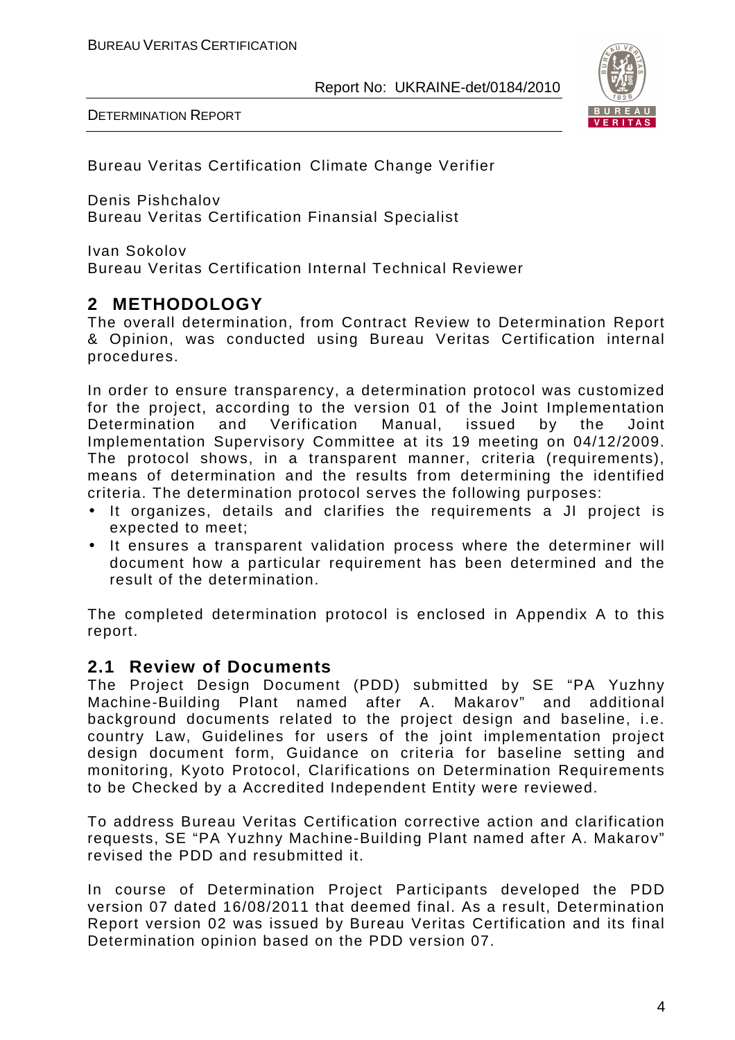Bureau Veritas Certification Climate Change Verifier

Denis Pishchalov
Bureau Veritas Certification Finansial Specialist

Ivan Sokolov
Bureau Veritas Certification Internal Technical Reviewer

## 2 METHODOLOGY

The overall determination, from Contract Review to Determination Report & Opinion, was conducted using Bureau Veritas Certification internal procedures.

In order to ensure transparency, a determination protocol was customized for the project, according to the version 01 of the Joint Implementation Determination and Verification Manual, issued by the Joint Implementation Supervisory Committee at its 19 meeting on 04/12/2009. The protocol shows, in a transparent manner, criteria (requirements), means of determination and the results from determining the identified criteria. The determination protocol serves the following purposes:

- It organizes, details and clarifies the requirements a JI project is expected to meet;
- It ensures a transparent validation process where the determiner will document how a particular requirement has been determined and the result of the determination.

The completed determination protocol is enclosed in Appendix A to this report.

### 2.1 Review of Documents

The Project Design Document (PDD) submitted by SE "PA Yuzhny Machine-Building Plant named after A. Makarov" and additional background documents related to the project design and baseline, i.e. country Law, Guidelines for users of the joint implementation project design document form, Guidance on criteria for baseline setting and monitoring, Kyoto Protocol, Clarifications on Determination Requirements to be Checked by a Accredited Independent Entity were reviewed.

To address Bureau Veritas Certification corrective action and clarification requests, SE "PA Yuzhny Machine-Building Plant named after A. Makarov" revised the PDD and resubmitted it.

In course of Determination Project Participants developed the PDD version 07 dated 16/08/2011 that deemed final. As a result, Determination Report version 02 was issued by Bureau Veritas Certification and its final Determination opinion based on the PDD version 07.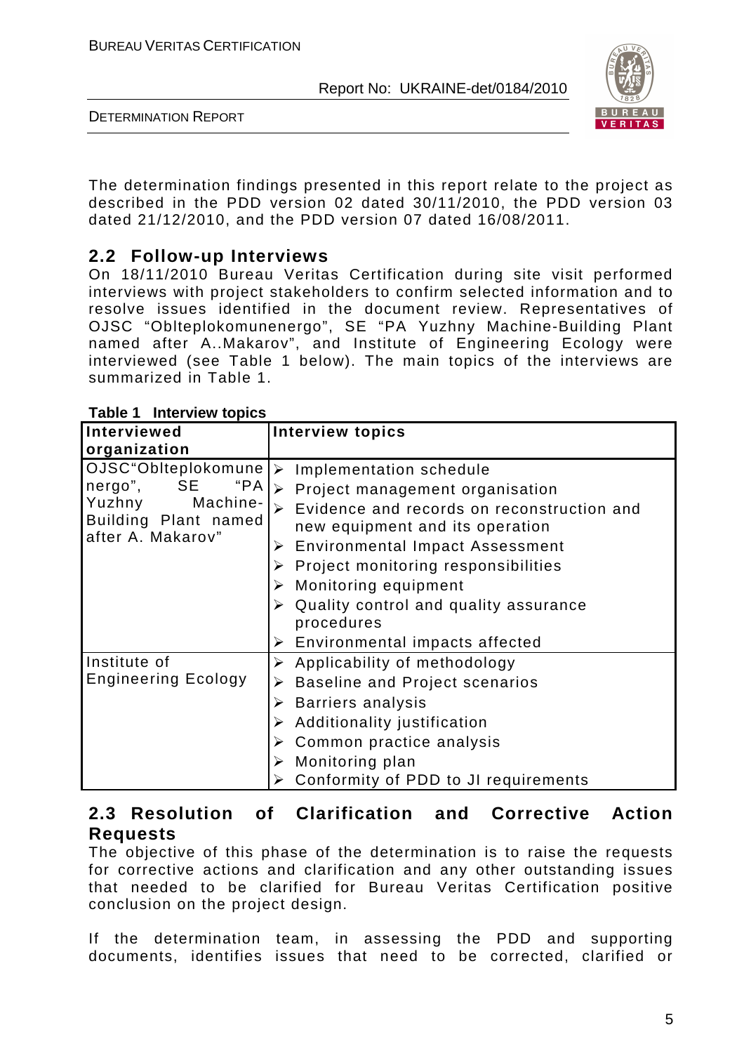The determination findings presented in this report relate to the project as described in the PDD version 02 dated 30/11/2010, the PDD version 03 dated 21/12/2010, and the PDD version 07 dated 16/08/2011.

## 2.2 Follow-up Interviews

On 18/11/2010 Bureau Veritas Certification during site visit performed interviews with project stakeholders to confirm selected information and to resolve issues identified in the document review. Representatives of OJSC "Oblteplokomunenergo", SE "PA Yuzhny Machine-Building Plant named after A..Makarov", and Institute of Engineering Ecology were interviewed (see Table 1 below). The main topics of the interviews are summarized in Table 1.

**Table 1 Interview topics**

| Interviewed organization | Interview topics |
|---|---|
| OJSC"Oblteplokomunenergo", SE "PA Yuzhny Machine-Building Plant named after A. Makarov" | ➢ Implementation schedule<br>➢ Project management organisation<br>➢ Evidence and records on reconstruction and new equipment and its operation<br>➢ Environmental Impact Assessment<br>➢ Project monitoring responsibilities<br>➢ Monitoring equipment<br>➢ Quality control and quality assurance procedures<br>➢ Environmental impacts affected |
| Institute of Engineering Ecology | ➢ Applicability of methodology<br>➢ Baseline and Project scenarios<br>➢ Barriers analysis<br>➢ Additionality justification<br>➢ Common practice analysis<br>➢ Monitoring plan<br>➢ Conformity of PDD to JI requirements |

## 2.3 Resolution of Clarification and Corrective Action Requests

The objective of this phase of the determination is to raise the requests for corrective actions and clarification and any other outstanding issues that needed to be clarified for Bureau Veritas Certification positive conclusion on the project design.

If the determination team, in assessing the PDD and supporting documents, identifies issues that need to be corrected, clarified or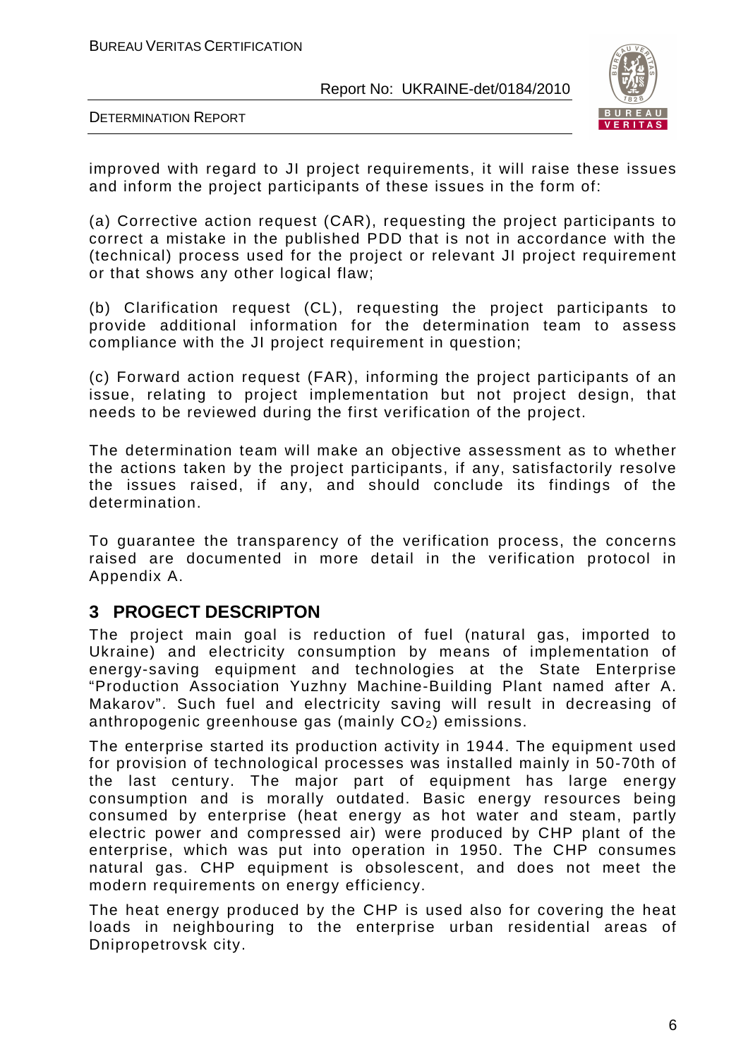improved with regard to JI project requirements, it will raise these issues and inform the project participants of these issues in the form of:

(a) Corrective action request (CAR), requesting the project participants to correct a mistake in the published PDD that is not in accordance with the (technical) process used for the project or relevant JI project requirement or that shows any other logical flaw;

(b) Clarification request (CL), requesting the project participants to provide additional information for the determination team to assess compliance with the JI project requirement in question;

(c) Forward action request (FAR), informing the project participants of an issue, relating to project implementation but not project design, that needs to be reviewed during the first verification of the project.

The determination team will make an objective assessment as to whether the actions taken by the project participants, if any, satisfactorily resolve the issues raised, if any, and should conclude its findings of the determination.

To guarantee the transparency of the verification process, the concerns raised are documented in more detail in the verification protocol in Appendix A.

# 3 PROGECT DESCRIPTON

The project main goal is reduction of fuel (natural gas, imported to Ukraine) and electricity consumption by means of implementation of energy-saving equipment and technologies at the State Enterprise "Production Association Yuzhny Machine-Building Plant named after A. Makarov". Such fuel and electricity saving will result in decreasing of anthropogenic greenhouse gas (mainly $CO_2$) emissions.

The enterprise started its production activity in 1944. The equipment used for provision of technological processes was installed mainly in 50-70th of the last century. The major part of equipment has large energy consumption and is morally outdated. Basic energy resources being consumed by enterprise (heat energy as hot water and steam, partly electric power and compressed air) were produced by CHP plant of the enterprise, which was put into operation in 1950. The CHP consumes natural gas. CHP equipment is obsolescent, and does not meet the modern requirements on energy efficiency.

The heat energy produced by the CHP is used also for covering the heat loads in neighbouring to the enterprise urban residential areas of Dnipropetrovsk city.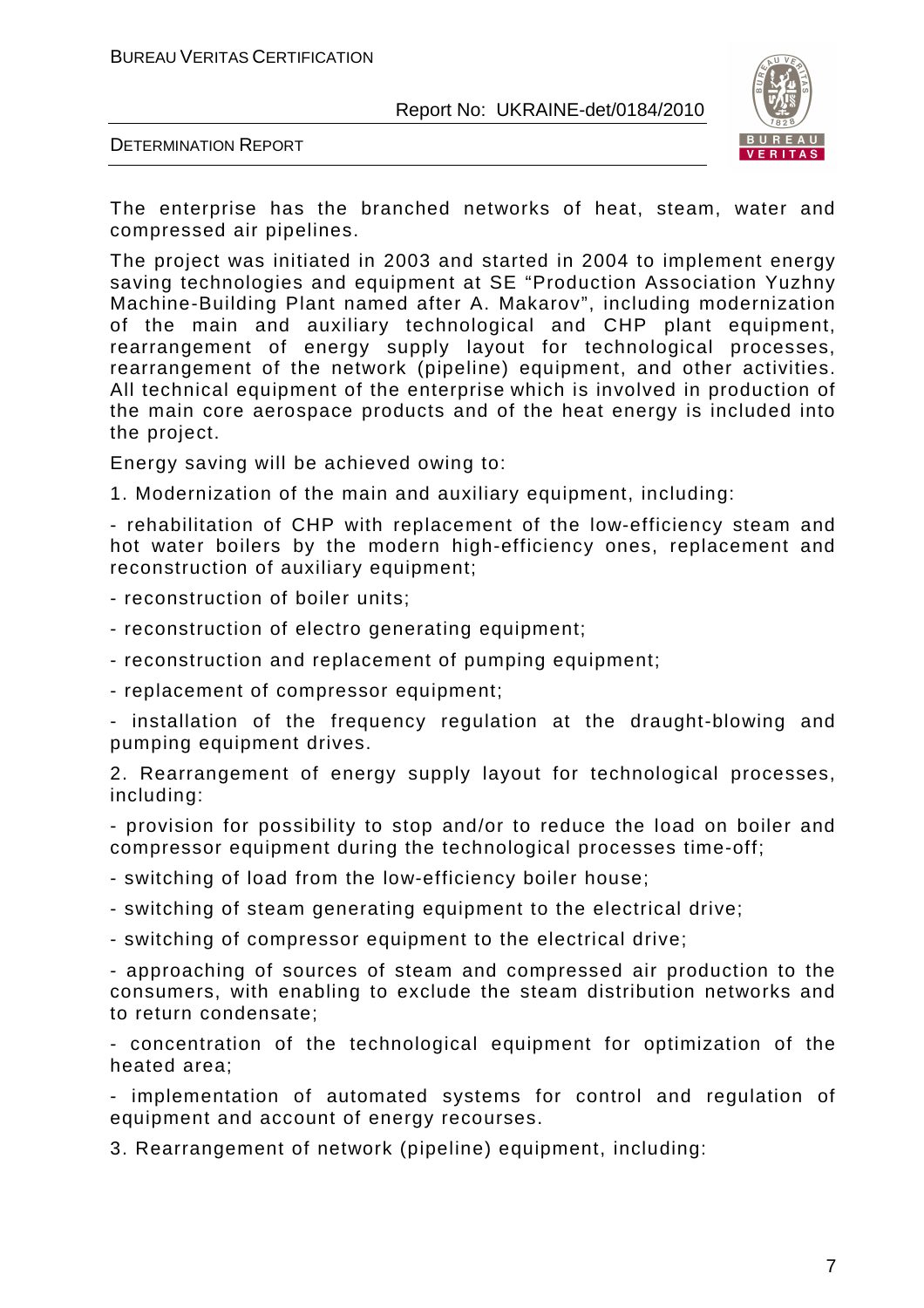The enterprise has the branched networks of heat, steam, water and compressed air pipelines.

The project was initiated in 2003 and started in 2004 to implement energy saving technologies and equipment at SE "Production Association Yuzhny Machine-Building Plant named after A. Makarov", including modernization of the main and auxiliary technological and CHP plant equipment, rearrangement of energy supply layout for technological processes, rearrangement of the network (pipeline) equipment, and other activities. All technical equipment of the enterprise which is involved in production of the main core aerospace products and of the heat energy is included into the project.

Energy saving will be achieved owing to:

1. Modernization of the main and auxiliary equipment, including:

- rehabilitation of CHP with replacement of the low-efficiency steam and hot water boilers by the modern high-efficiency ones, replacement and reconstruction of auxiliary equipment;
- reconstruction of boiler units;
- reconstruction of electro generating equipment;
- reconstruction and replacement of pumping equipment;
- replacement of compressor equipment;
- installation of the frequency regulation at the draught-blowing and pumping equipment drives.

2. Rearrangement of energy supply layout for technological processes, including:

- provision for possibility to stop and/or to reduce the load on boiler and compressor equipment during the technological processes time-off;
- switching of load from the low-efficiency boiler house;
- switching of steam generating equipment to the electrical drive;
- switching of compressor equipment to the electrical drive;
- approaching of sources of steam and compressed air production to the consumers, with enabling to exclude the steam distribution networks and to return condensate;
- concentration of the technological equipment for optimization of the heated area;
- implementation of automated systems for control and regulation of equipment and account of energy recourses.

3. Rearrangement of network (pipeline) equipment, including: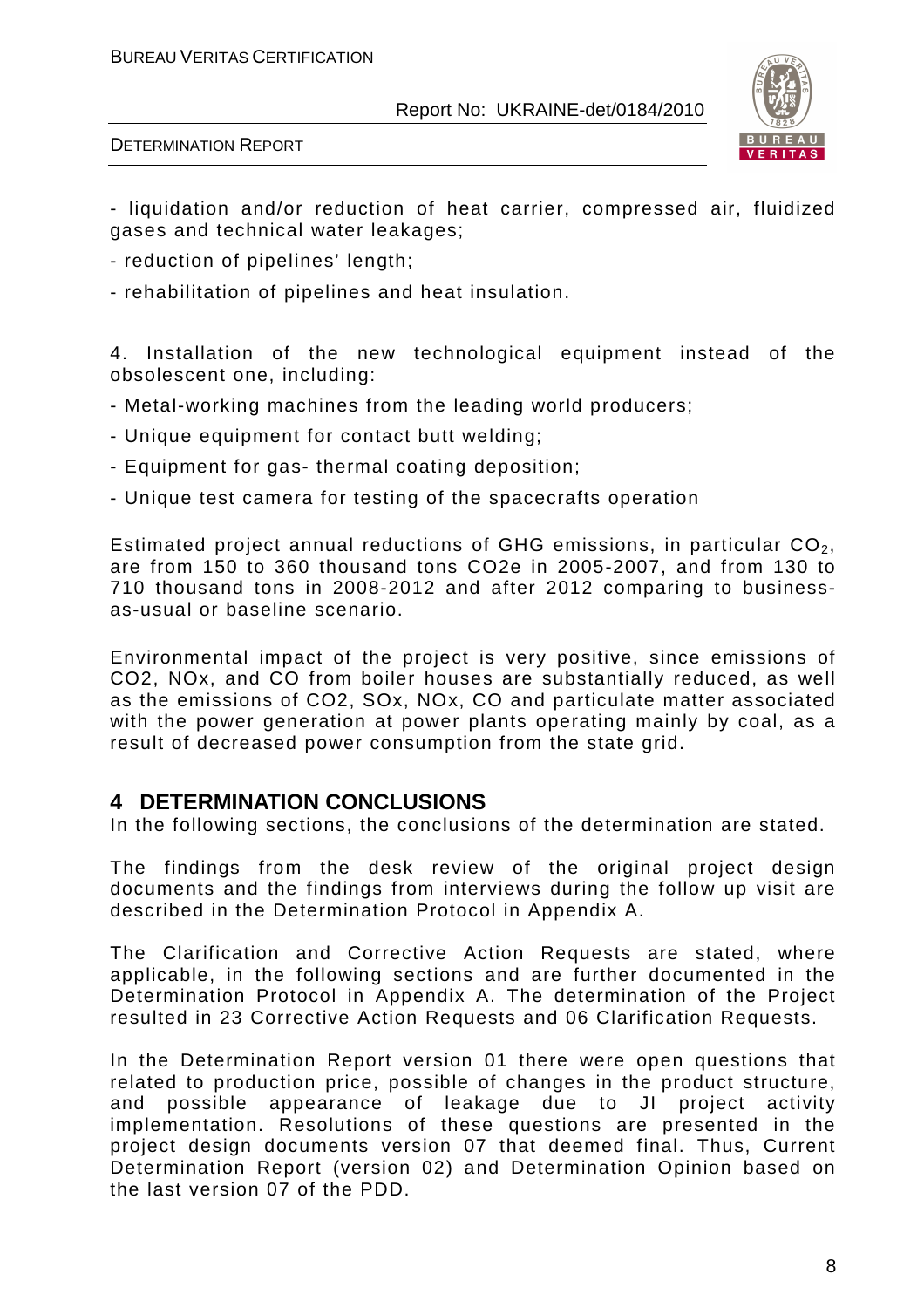- liquidation and/or reduction of heat carrier, compressed air, fluidized gases and technical water leakages;

- reduction of pipelines' length;

- rehabilitation of pipelines and heat insulation.

4. Installation of the new technological equipment instead of the obsolescent one, including:

- Metal-working machines from the leading world producers;

- Unique equipment for contact butt welding;

- Equipment for gas- thermal coating deposition;

- Unique test camera for testing of the spacecrafts operation

Estimated project annual reductions of GHG emissions, in particular $CO_2$, are from 150 to 360 thousand tons CO2e in 2005-2007, and from 130 to 710 thousand tons in 2008-2012 and after 2012 comparing to business-as-usual or baseline scenario.

Environmental impact of the project is very positive, since emissions of CO2, NOx, and CO from boiler houses are substantially reduced, as well as the emissions of CO2, SOx, NOx, CO and particulate matter associated with the power generation at power plants operating mainly by coal, as a result of decreased power consumption from the state grid.

# 4 DETERMINATION CONCLUSIONS

In the following sections, the conclusions of the determination are stated.

The findings from the desk review of the original project design documents and the findings from interviews during the follow up visit are described in the Determination Protocol in Appendix A.

The Clarification and Corrective Action Requests are stated, where applicable, in the following sections and are further documented in the Determination Protocol in Appendix A. The determination of the Project resulted in 23 Corrective Action Requests and 06 Clarification Requests.

In the Determination Report version 01 there were open questions that related to production price, possible of changes in the product structure, and possible appearance of leakage due to JI project activity implementation. Resolutions of these questions are presented in the project design documents version 07 that deemed final. Thus, Current Determination Report (version 02) and Determination Opinion based on the last version 07 of the PDD.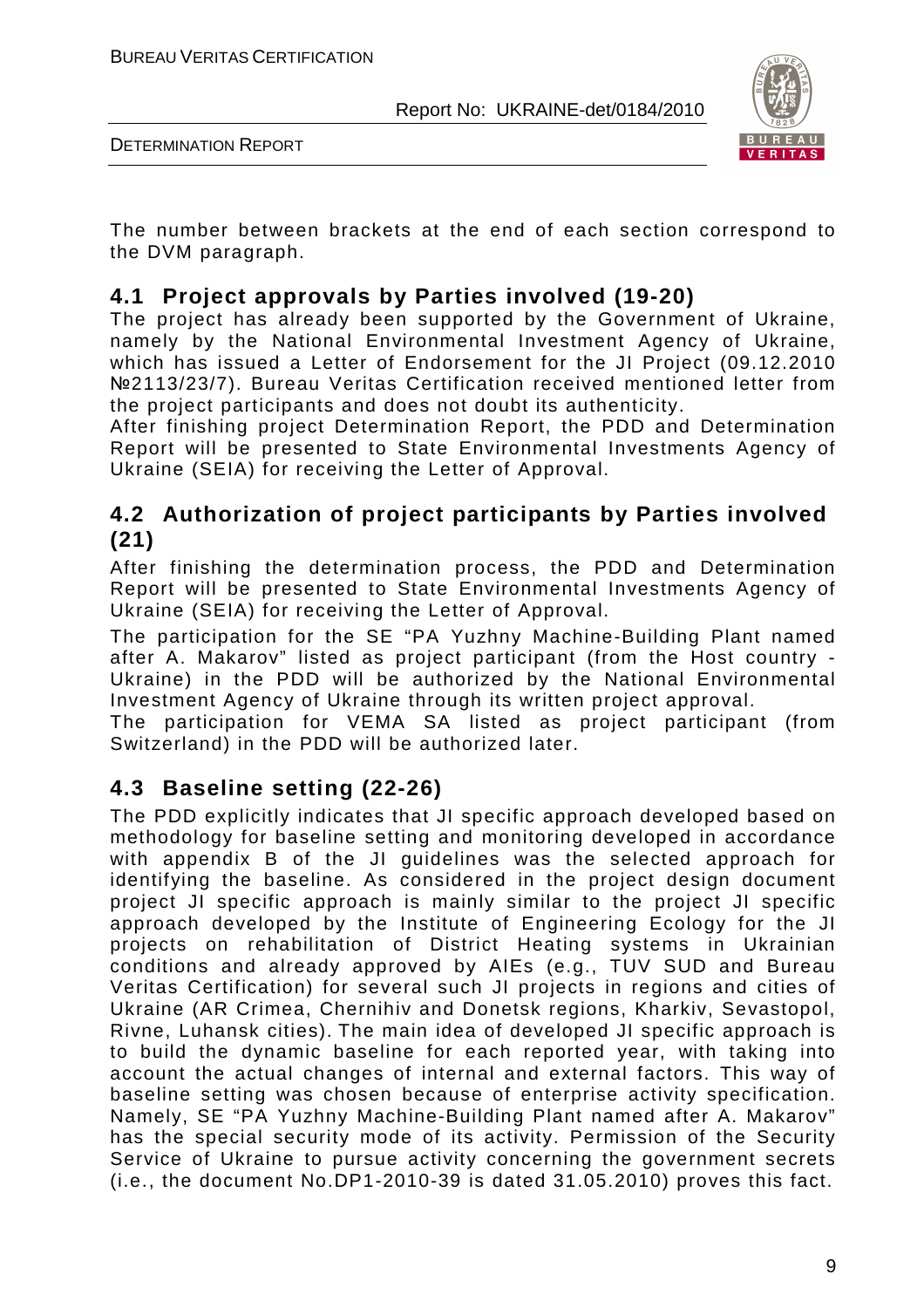The number between brackets at the end of each section correspond to the DVM paragraph.

## 4.1 Project approvals by Parties involved (19-20)

The project has already been supported by the Government of Ukraine, namely by the National Environmental Investment Agency of Ukraine, which has issued a Letter of Endorsement for the JI Project (09.12.2010 №2113/23/7). Bureau Veritas Certification received mentioned letter from the project participants and does not doubt its authenticity.

After finishing project Determination Report, the PDD and Determination Report will be presented to State Environmental Investments Agency of Ukraine (SEIA) for receiving the Letter of Approval.

## 4.2 Authorization of project participants by Parties involved (21)

After finishing the determination process, the PDD and Determination Report will be presented to State Environmental Investments Agency of Ukraine (SEIA) for receiving the Letter of Approval.

The participation for the SE "PA Yuzhny Machine-Building Plant named after A. Makarov" listed as project participant (from the Host country - Ukraine) in the PDD will be authorized by the National Environmental Investment Agency of Ukraine through its written project approval.

The participation for VEMA SA listed as project participant (from Switzerland) in the PDD will be authorized later.

## 4.3 Baseline setting (22-26)

The PDD explicitly indicates that JI specific approach developed based on methodology for baseline setting and monitoring developed in accordance with appendix B of the JI guidelines was the selected approach for identifying the baseline. As considered in the project design document project JI specific approach is mainly similar to the project JI specific approach developed by the Institute of Engineering Ecology for the JI projects on rehabilitation of District Heating systems in Ukrainian conditions and already approved by AIEs (e.g., TUV SUD and Bureau Veritas Certification) for several such JI projects in regions and cities of Ukraine (AR Crimea, Chernihiv and Donetsk regions, Kharkiv, Sevastopol, Rivne, Luhansk cities). The main idea of developed JI specific approach is to build the dynamic baseline for each reported year, with taking into account the actual changes of internal and external factors. This way of baseline setting was chosen because of enterprise activity specification. Namely, SE "PA Yuzhny Machine-Building Plant named after A. Makarov" has the special security mode of its activity. Permission of the Security Service of Ukraine to pursue activity concerning the government secrets (i.e., the document No.DP1-2010-39 is dated 31.05.2010) proves this fact.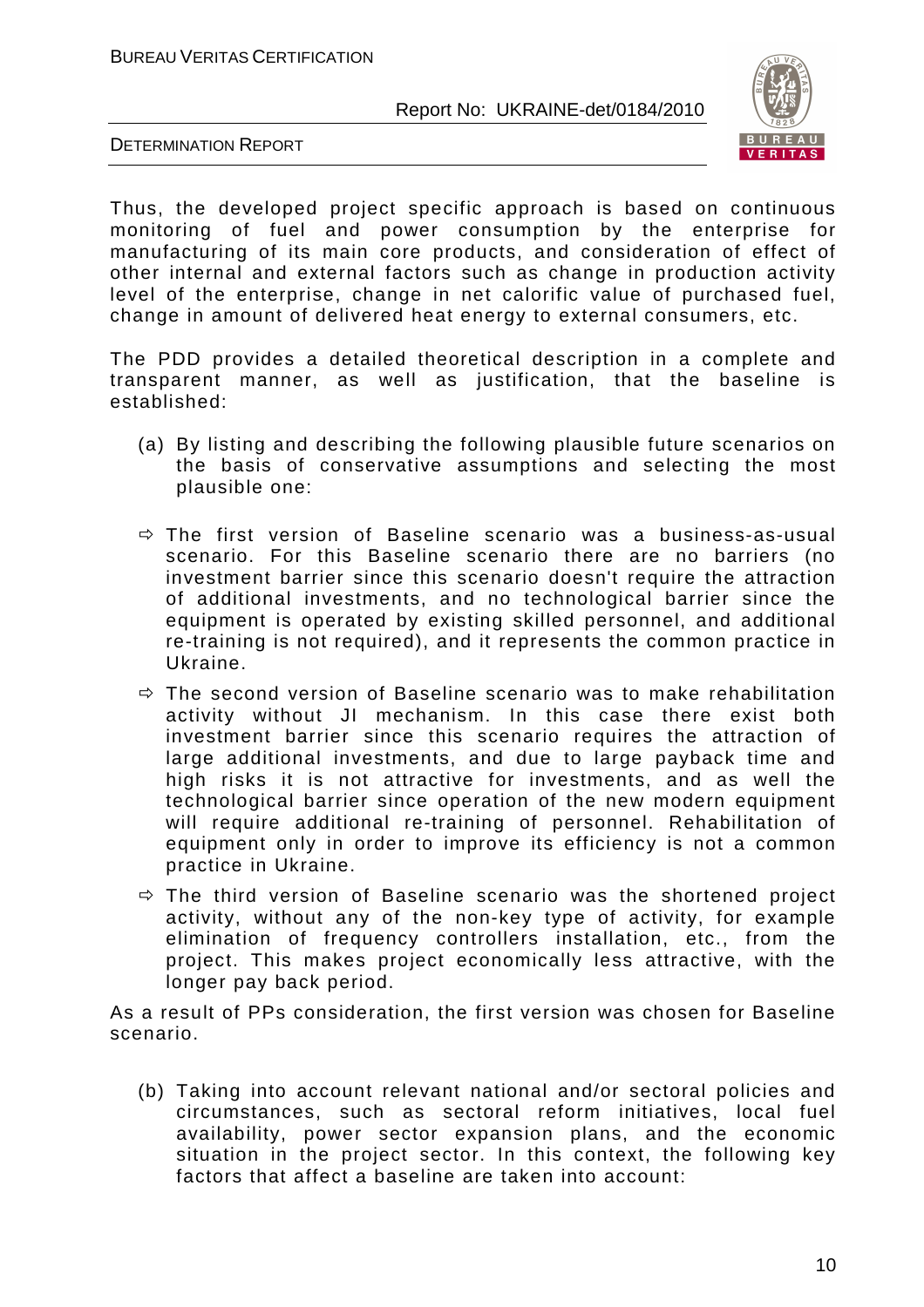Thus, the developed project specific approach is based on continuous monitoring of fuel and power consumption by the enterprise for manufacturing of its main core products, and consideration of effect of other internal and external factors such as change in production activity level of the enterprise, change in net calorific value of purchased fuel, change in amount of delivered heat energy to external consumers, etc.

The PDD provides a detailed theoretical description in a complete and transparent manner, as well as justification, that the baseline is established:

(a) By listing and describing the following plausible future scenarios on the basis of conservative assumptions and selecting the most plausible one:

- ⇨ The first version of Baseline scenario was a business-as-usual scenario. For this Baseline scenario there are no barriers (no investment barrier since this scenario doesn't require the attraction of additional investments, and no technological barrier since the equipment is operated by existing skilled personnel, and additional re-training is not required), and it represents the common practice in Ukraine.
- ⇨ The second version of Baseline scenario was to make rehabilitation activity without JI mechanism. In this case there exist both investment barrier since this scenario requires the attraction of large additional investments, and due to large payback time and high risks it is not attractive for investments, and as well the technological barrier since operation of the new modern equipment will require additional re-training of personnel. Rehabilitation of equipment only in order to improve its efficiency is not a common practice in Ukraine.
- ⇨ The third version of Baseline scenario was the shortened project activity, without any of the non-key type of activity, for example elimination of frequency controllers installation, etc., from the project. This makes project economically less attractive, with the longer pay back period.

As a result of PPs consideration, the first version was chosen for Baseline scenario.

(b) Taking into account relevant national and/or sectoral policies and circumstances, such as sectoral reform initiatives, local fuel availability, power sector expansion plans, and the economic situation in the project sector. In this context, the following key factors that affect a baseline are taken into account: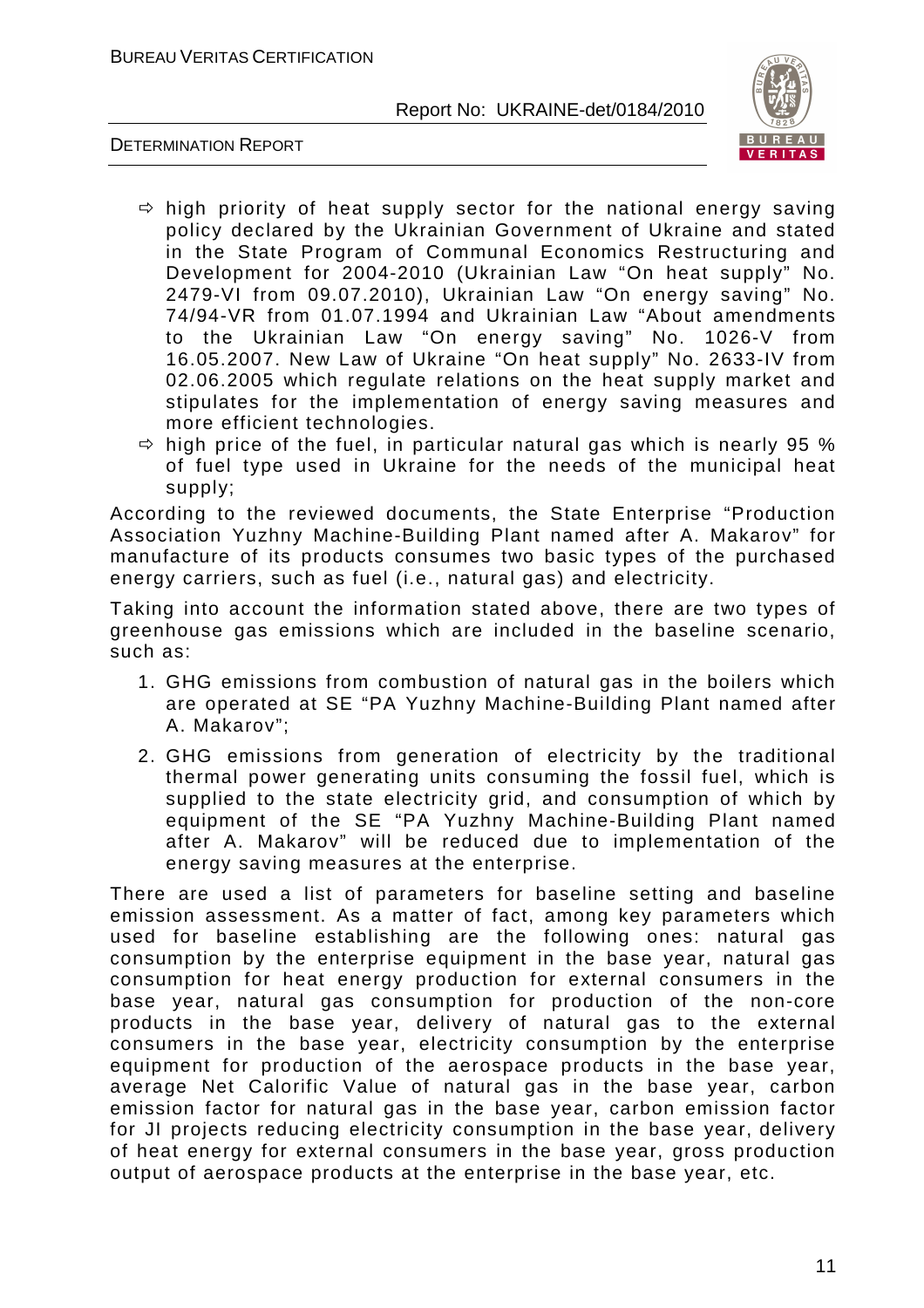- ⇨ high priority of heat supply sector for the national energy saving policy declared by the Ukrainian Government of Ukraine and stated in the State Program of Communal Economics Restructuring and Development for 2004-2010 (Ukrainian Law "On heat supply" No. 2479-VI from 09.07.2010), Ukrainian Law "On energy saving" No. 74/94-VR from 01.07.1994 and Ukrainian Law "About amendments to the Ukrainian Law "On energy saving" No. 1026-V from 16.05.2007. New Law of Ukraine "On heat supply" No. 2633-IV from 02.06.2005 which regulate relations on the heat supply market and stipulates for the implementation of energy saving measures and more efficient technologies.
- ⇨ high price of the fuel, in particular natural gas which is nearly 95 % of fuel type used in Ukraine for the needs of the municipal heat supply;

According to the reviewed documents, the State Enterprise "Production Association Yuzhny Machine-Building Plant named after A. Makarov" for manufacture of its products consumes two basic types of the purchased energy carriers, such as fuel (i.e., natural gas) and electricity.

Taking into account the information stated above, there are two types of greenhouse gas emissions which are included in the baseline scenario, such as:

1. GHG emissions from combustion of natural gas in the boilers which are operated at SE "PA Yuzhny Machine-Building Plant named after A. Makarov";
2. GHG emissions from generation of electricity by the traditional thermal power generating units consuming the fossil fuel, which is supplied to the state electricity grid, and consumption of which by equipment of the SE "PA Yuzhny Machine-Building Plant named after A. Makarov" will be reduced due to implementation of the energy saving measures at the enterprise.

There are used a list of parameters for baseline setting and baseline emission assessment. As a matter of fact, among key parameters which used for baseline establishing are the following ones: natural gas consumption by the enterprise equipment in the base year, natural gas consumption for heat energy production for external consumers in the base year, natural gas consumption for production of the non-core products in the base year, delivery of natural gas to the external consumers in the base year, electricity consumption by the enterprise equipment for production of the aerospace products in the base year, average Net Calorific Value of natural gas in the base year, carbon emission factor for natural gas in the base year, carbon emission factor for JI projects reducing electricity consumption in the base year, delivery of heat energy for external consumers in the base year, gross production output of aerospace products at the enterprise in the base year, etc.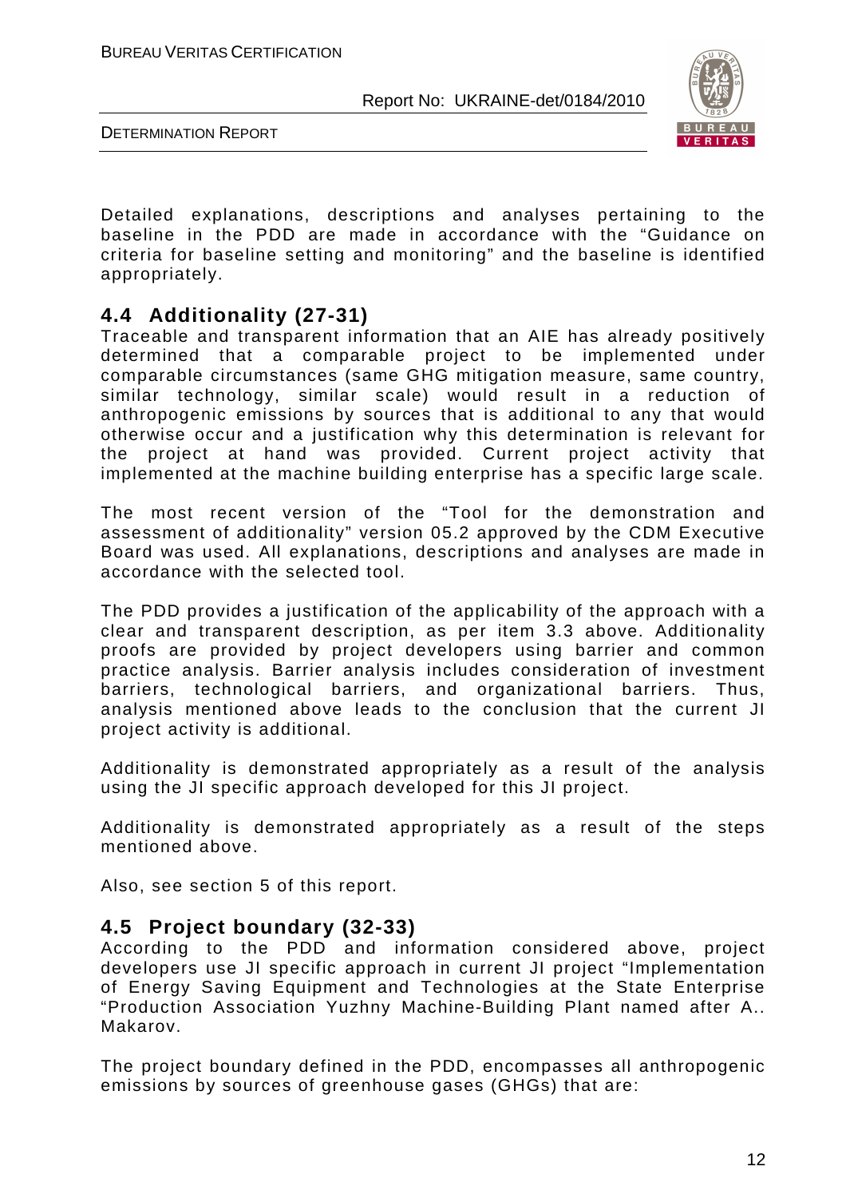Detailed explanations, descriptions and analyses pertaining to the baseline in the PDD are made in accordance with the "Guidance on criteria for baseline setting and monitoring" and the baseline is identified appropriately.

## 4.4 Additionality (27-31)

Traceable and transparent information that an AIE has already positively determined that a comparable project to be implemented under comparable circumstances (same GHG mitigation measure, same country, similar technology, similar scale) would result in a reduction of anthropogenic emissions by sources that is additional to any that would otherwise occur and a justification why this determination is relevant for the project at hand was provided. Current project activity that implemented at the machine building enterprise has a specific large scale.

The most recent version of the "Tool for the demonstration and assessment of additionality" version 05.2 approved by the CDM Executive Board was used. All explanations, descriptions and analyses are made in accordance with the selected tool.

The PDD provides a justification of the applicability of the approach with a clear and transparent description, as per item 3.3 above. Additionality proofs are provided by project developers using barrier and common practice analysis. Barrier analysis includes consideration of investment barriers, technological barriers, and organizational barriers. Thus, analysis mentioned above leads to the conclusion that the current JI project activity is additional.

Additionality is demonstrated appropriately as a result of the analysis using the JI specific approach developed for this JI project.

Additionality is demonstrated appropriately as a result of the steps mentioned above.

Also, see section 5 of this report.

## 4.5 Project boundary (32-33)

According to the PDD and information considered above, project developers use JI specific approach in current JI project "Implementation of Energy Saving Equipment and Technologies at the State Enterprise "Production Association Yuzhny Machine-Building Plant named after A.. Makarov.

The project boundary defined in the PDD, encompasses all anthropogenic emissions by sources of greenhouse gases (GHGs) that are: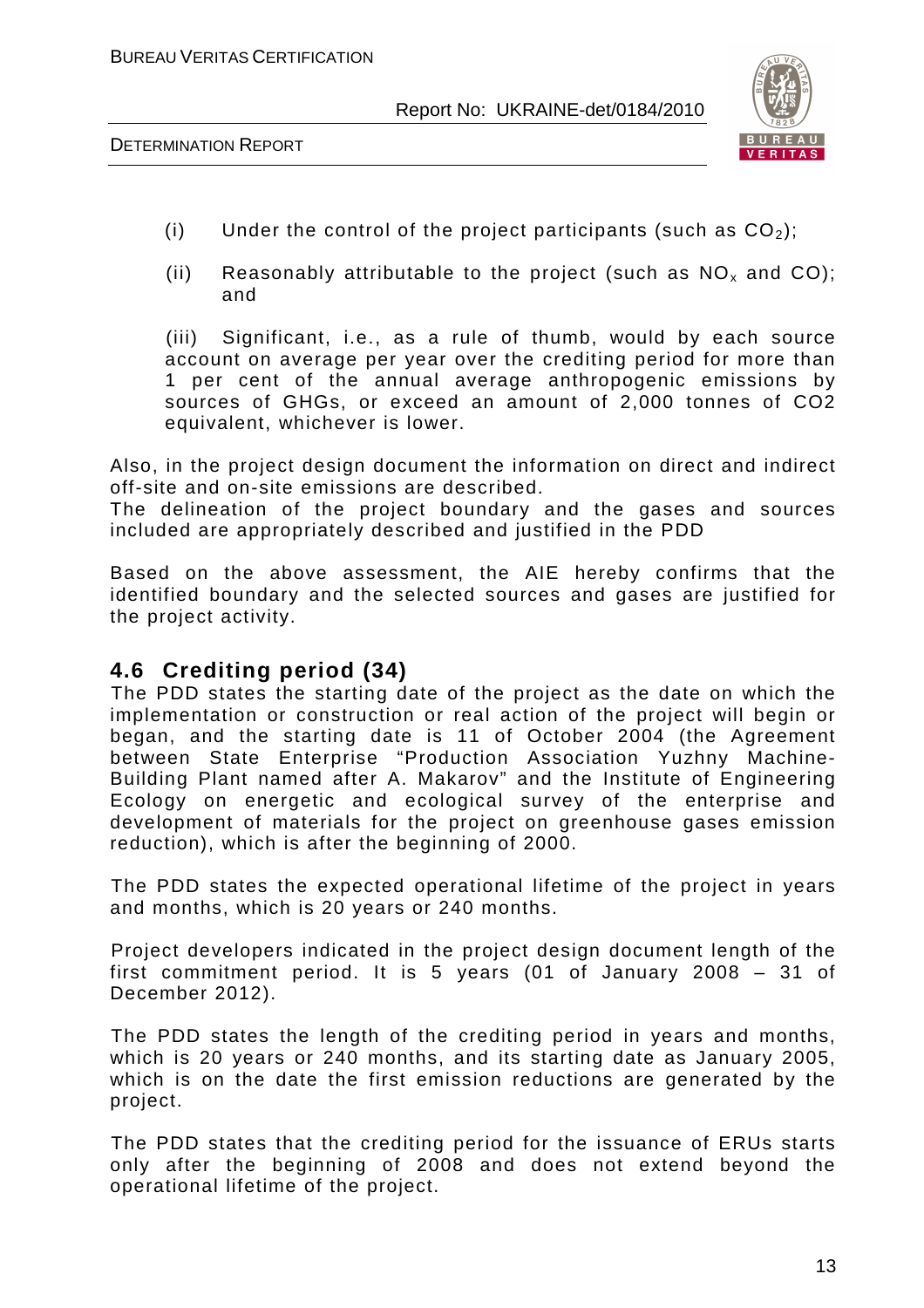(i) Under the control of the project participants (such as $CO_2$);

(ii) Reasonably attributable to the project (such as $NO_x$ and CO); and

(iii) Significant, i.e., as a rule of thumb, would by each source account on average per year over the crediting period for more than 1 per cent of the annual average anthropogenic emissions by sources of GHGs, or exceed an amount of 2,000 tonnes of CO2 equivalent, whichever is lower.

Also, in the project design document the information on direct and indirect off-site and on-site emissions are described.
The delineation of the project boundary and the gases and sources included are appropriately described and justified in the PDD

Based on the above assessment, the AIE hereby confirms that the identified boundary and the selected sources and gases are justified for the project activity.

## 4.6 Crediting period (34)

The PDD states the starting date of the project as the date on which the implementation or construction or real action of the project will begin or began, and the starting date is 11 of October 2004 (the Agreement between State Enterprise "Production Association Yuzhny Machine-Building Plant named after A. Makarov" and the Institute of Engineering Ecology on energetic and ecological survey of the enterprise and development of materials for the project on greenhouse gases emission reduction), which is after the beginning of 2000.

The PDD states the expected operational lifetime of the project in years and months, which is 20 years or 240 months.

Project developers indicated in the project design document length of the first commitment period. It is 5 years (01 of January 2008 – 31 of December 2012).

The PDD states the length of the crediting period in years and months, which is 20 years or 240 months, and its starting date as January 2005, which is on the date the first emission reductions are generated by the project.

The PDD states that the crediting period for the issuance of ERUs starts only after the beginning of 2008 and does not extend beyond the operational lifetime of the project.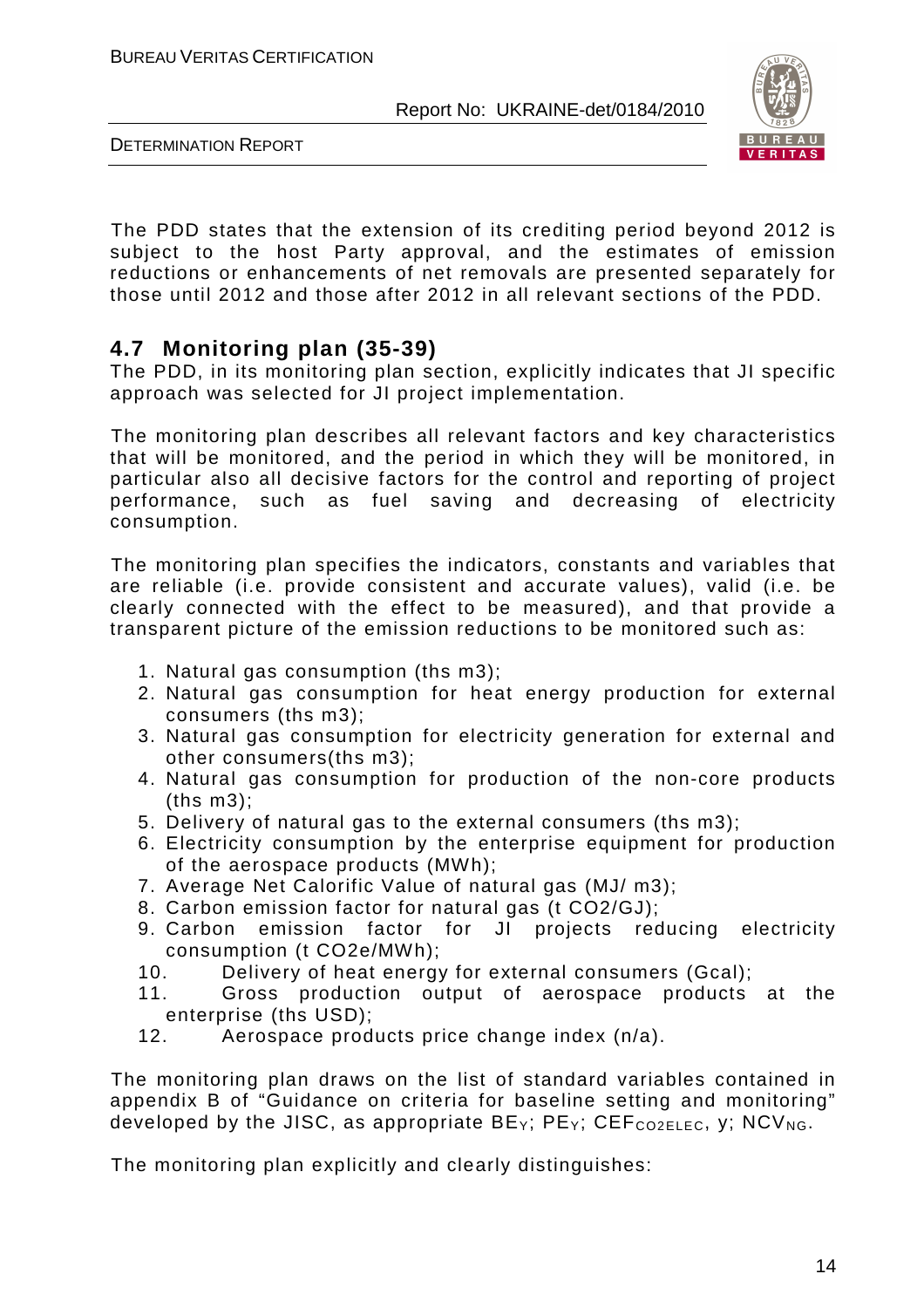The PDD states that the extension of its crediting period beyond 2012 is subject to the host Party approval, and the estimates of emission reductions or enhancements of net removals are presented separately for those until 2012 and those after 2012 in all relevant sections of the PDD.

## 4.7 Monitoring plan (35-39)

The PDD, in its monitoring plan section, explicitly indicates that JI specific approach was selected for JI project implementation.

The monitoring plan describes all relevant factors and key characteristics that will be monitored, and the period in which they will be monitored, in particular also all decisive factors for the control and reporting of project performance, such as fuel saving and decreasing of electricity consumption.

The monitoring plan specifies the indicators, constants and variables that are reliable (i.e. provide consistent and accurate values), valid (i.e. be clearly connected with the effect to be measured), and that provide a transparent picture of the emission reductions to be monitored such as:

1. Natural gas consumption (ths m3);
2. Natural gas consumption for heat energy production for external consumers (ths m3);
3. Natural gas consumption for electricity generation for external and other consumers(ths m3);
4. Natural gas consumption for production of the non-core products (ths m3);
5. Delivery of natural gas to the external consumers (ths m3);
6. Electricity consumption by the enterprise equipment for production of the aerospace products (MWh);
7. Average Net Calorific Value of natural gas (MJ/ m3);
8. Carbon emission factor for natural gas (t CO2/GJ);
9. Carbon emission factor for JI projects reducing electricity consumption (t CO2e/MWh);
10. Delivery of heat energy for external consumers (Gcal);
11. Gross production output of aerospace products at the enterprise (ths USD);
12. Aerospace products price change index (n/a).

The monitoring plan draws on the list of standard variables contained in appendix B of "Guidance on criteria for baseline setting and monitoring" developed by the JISC, as appropriate $BE_Y$; $PE_Y$; $CEF_{CO2ELEC}$, y; $NCV_{NG}$.

The monitoring plan explicitly and clearly distinguishes: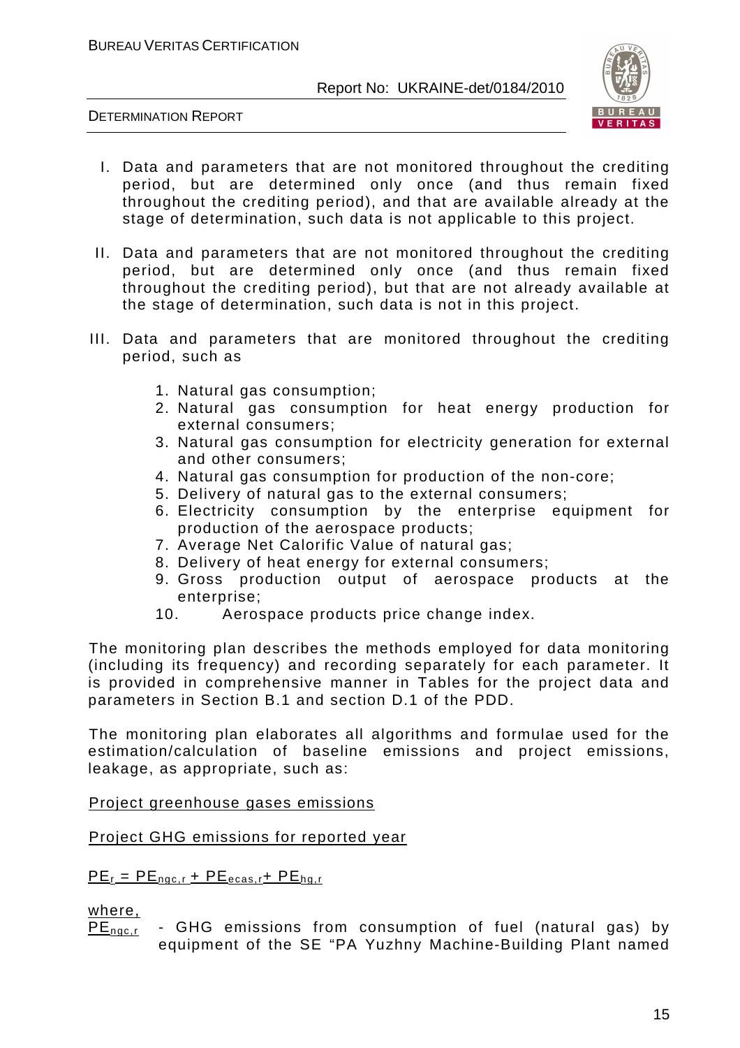I. Data and parameters that are not monitored throughout the crediting period, but are determined only once (and thus remain fixed throughout the crediting period), and that are available already at the stage of determination, such data is not applicable to this project.

II. Data and parameters that are not monitored throughout the crediting period, but are determined only once (and thus remain fixed throughout the crediting period), but that are not already available at the stage of determination, such data is not in this project.

III. Data and parameters that are monitored throughout the crediting period, such as

1. Natural gas consumption;
2. Natural gas consumption for heat energy production for external consumers;
3. Natural gas consumption for electricity generation for external and other consumers;
4. Natural gas consumption for production of the non-core;
5. Delivery of natural gas to the external consumers;
6. Electricity consumption by the enterprise equipment for production of the aerospace products;
7. Average Net Calorific Value of natural gas;
8. Delivery of heat energy for external consumers;
9. Gross production output of aerospace products at the enterprise;
10. Aerospace products price change index.

The monitoring plan describes the methods employed for data monitoring (including its frequency) and recording separately for each parameter. It is provided in comprehensive manner in Tables for the project data and parameters in Section B.1 and section D.1 of the PDD.

The monitoring plan elaborates all algorithms and formulae used for the estimation/calculation of baseline emissions and project emissions, leakage, as appropriate, such as:

Project greenhouse gases emissions

Project GHG emissions for reported year

$PE_r = PE_{ngc,r} + PE_{ecas,r} + PE_{hg,r}$

where,

$PE_{ngc,r}$ - GHG emissions from consumption of fuel (natural gas) by equipment of the SE “PA Yuzhny Machine-Building Plant named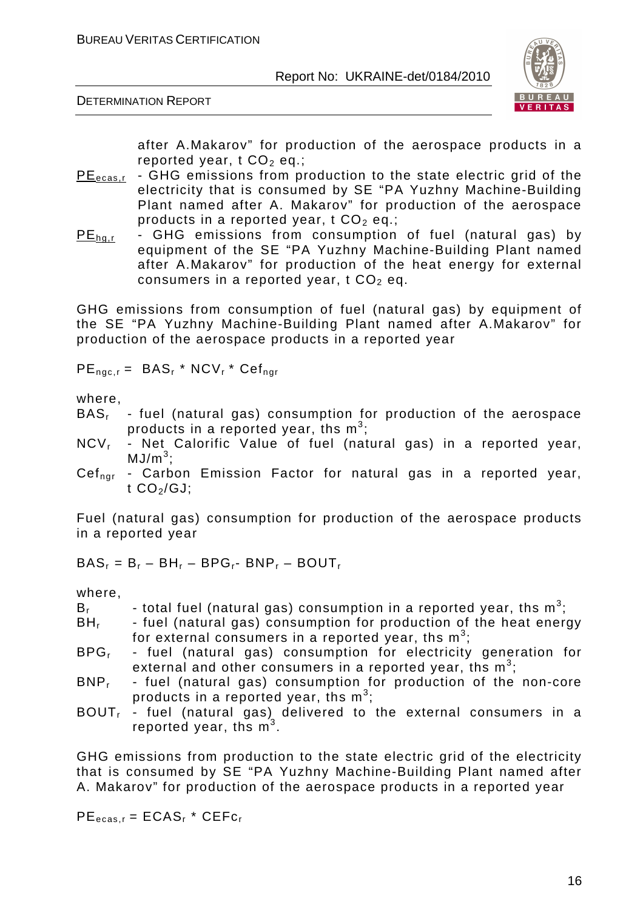after A.Makarov" for production of the aerospace products in a reported year, t $CO_2$ eq.;

$PE_{ecas,r}$ - GHG emissions from production to the state electric grid of the electricity that is consumed by SE "PA Yuzhny Machine-Building Plant named after A. Makarov" for production of the aerospace products in a reported year, t $CO_2$ eq.;

$PE_{hg,r}$ - GHG emissions from consumption of fuel (natural gas) by equipment of the SE "PA Yuzhny Machine-Building Plant named after A.Makarov" for production of the heat energy for external consumers in a reported year, t $CO_2$ eq.

GHG emissions from consumption of fuel (natural gas) by equipment of the SE "PA Yuzhny Machine-Building Plant named after A.Makarov" for production of the aerospace products in a reported year

$$PE_{ngc,r} = BAS_r * NCV_r * Cef_{ngr}$$

where,

$BAS_r$ - fuel (natural gas) consumption for production of the aerospace products in a reported year, ths $m^3$;

$NCV_r$ - Net Calorific Value of fuel (natural gas) in a reported year, $MJ/m^3$;

$Cef_{ngr}$ - Carbon Emission Factor for natural gas in a reported year, t $CO_2$/GJ;

Fuel (natural gas) consumption for production of the aerospace products in a reported year

$$BAS_r = B_r – BH_r – BPG_r - BNP_r – BOUT_r$$

where,

$B_r$ - total fuel (natural gas) consumption in a reported year, ths $m^3$;

$BH_r$ - fuel (natural gas) consumption for production of the heat energy for external consumers in a reported year, ths $m^3$;

$BPG_r$ - fuel (natural gas) consumption for electricity generation for external and other consumers in a reported year, ths $m^3$;

$BNP_r$ - fuel (natural gas) consumption for production of the non-core products in a reported year, ths $m^3$;

$BOUT_r$ - fuel (natural gas) delivered to the external consumers in a reported year, ths $m^3$.

GHG emissions from production to the state electric grid of the electricity that is consumed by SE "PA Yuzhny Machine-Building Plant named after A. Makarov" for production of the aerospace products in a reported year

$$PE_{ecas,r} = ECAS_r * CEFc_r$$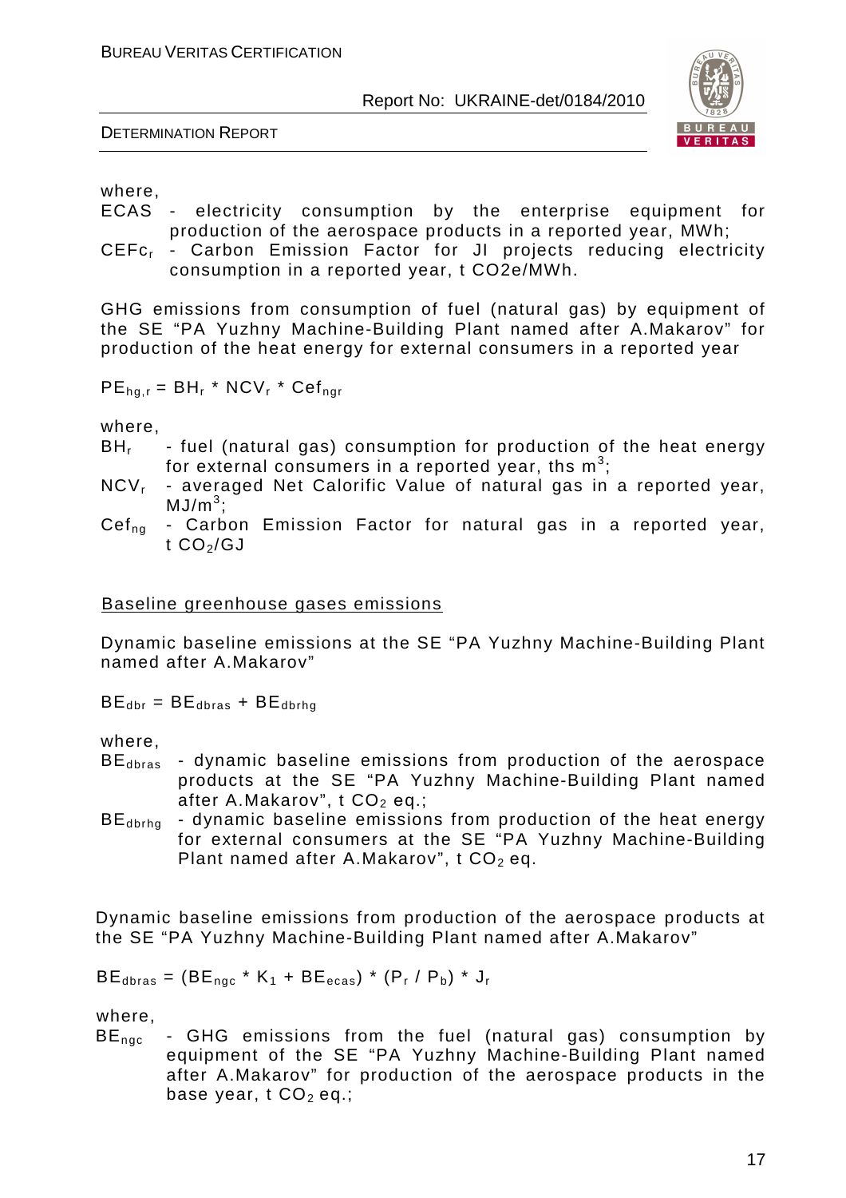where,

$ECAS$ - electricity consumption by the enterprise equipment for production of the aerospace products in a reported year, MWh;

$CEFc_r$ - Carbon Emission Factor for JI projects reducing electricity consumption in a reported year, t CO2e/MWh.

GHG emissions from consumption of fuel (natural gas) by equipment of the SE "PA Yuzhny Machine-Building Plant named after A.Makarov" for production of the heat energy for external consumers in a reported year

$$PE_{hg,r} = BH_r * NCV_r * Cef_{ngr}$$

where,

$BH_r$ - fuel (natural gas) consumption for production of the heat energy for external consumers in a reported year, ths $m^3$;

$NCV_r$ - averaged Net Calorific Value of natural gas in a reported year, $MJ/m^3$;

$Cef_{ng}$ - Carbon Emission Factor for natural gas in a reported year, t $CO_2$/GJ

Baseline greenhouse gases emissions

Dynamic baseline emissions at the SE "PA Yuzhny Machine-Building Plant named after A.Makarov"

$$BE_{dbr} = BE_{dbras} + BE_{dbrhg}$$

where,

$BE_{dbras}$ - dynamic baseline emissions from production of the aerospace products at the SE "PA Yuzhny Machine-Building Plant named after A.Makarov", t $CO_2$ eq.;

$BE_{dbrhg}$ - dynamic baseline emissions from production of the heat energy for external consumers at the SE "PA Yuzhny Machine-Building Plant named after A.Makarov", t $CO_2$ eq.

Dynamic baseline emissions from production of the aerospace products at the SE "PA Yuzhny Machine-Building Plant named after A.Makarov"

$$BE_{dbras} = (BE_{ngc} * K_1 + BE_{ecas}) * (P_r / P_b) * J_r$$

where,

$BE_{ngc}$ - GHG emissions from the fuel (natural gas) consumption by equipment of the SE "PA Yuzhny Machine-Building Plant named after A.Makarov" for production of the aerospace products in the base year, t $CO_2$ eq.;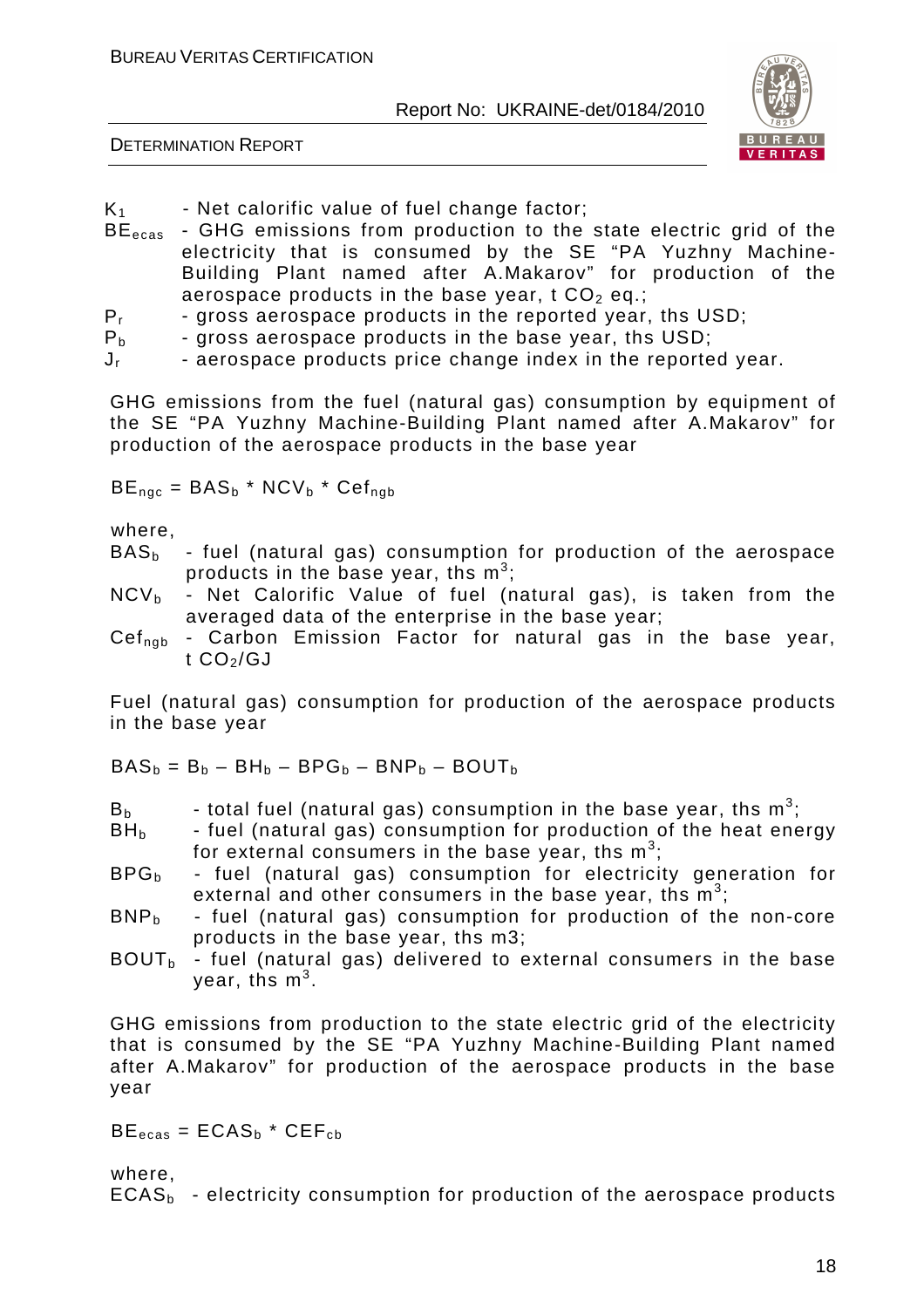$K_1$ - Net calorific value of fuel change factor;

$BE_{ecas}$ - GHG emissions from production to the state electric grid of the electricity that is consumed by the SE “PA Yuzhny Machine-Building Plant named after A.Makarov” for production of the aerospace products in the base year, t $CO_2$ eq.;

$P_r$ - gross aerospace products in the reported year, ths USD;

$P_b$ - gross aerospace products in the base year, ths USD;

$J_r$ - aerospace products price change index in the reported year.

GHG emissions from the fuel (natural gas) consumption by equipment of the SE “PA Yuzhny Machine-Building Plant named after A.Makarov” for production of the aerospace products in the base year

$$BE_{ngc} = BAS_b * NCV_b * Cef_{ngb}$$

where,

$BAS_b$ - fuel (natural gas) consumption for production of the aerospace products in the base year, ths $m^3$;

$NCV_b$ - Net Calorific Value of fuel (natural gas), is taken from the averaged data of the enterprise in the base year;

$Cef_{ngb}$ - Carbon Emission Factor for natural gas in the base year, t $CO_2$/GJ

Fuel (natural gas) consumption for production of the aerospace products in the base year

$$BAS_b = B_b – BH_b – BPG_b – BNP_b – BOUT_b$$

$B_b$ - total fuel (natural gas) consumption in the base year, ths $m^3$;

$BH_b$ - fuel (natural gas) consumption for production of the heat energy for external consumers in the base year, ths $m^3$;

$BPG_b$ - fuel (natural gas) consumption for electricity generation for external and other consumers in the base year, ths $m^3$;

$BNP_b$ - fuel (natural gas) consumption for production of the non-core products in the base year, ths m3;

$BOUT_b$ - fuel (natural gas) delivered to external consumers in the base year, ths $m^3$.

GHG emissions from production to the state electric grid of the electricity that is consumed by the SE “PA Yuzhny Machine-Building Plant named after A.Makarov” for production of the aerospace products in the base year

$$BE_{ecas} = ECAS_b * CEF_{cb}$$

where,

$ECAS_b$ - electricity consumption for production of the aerospace products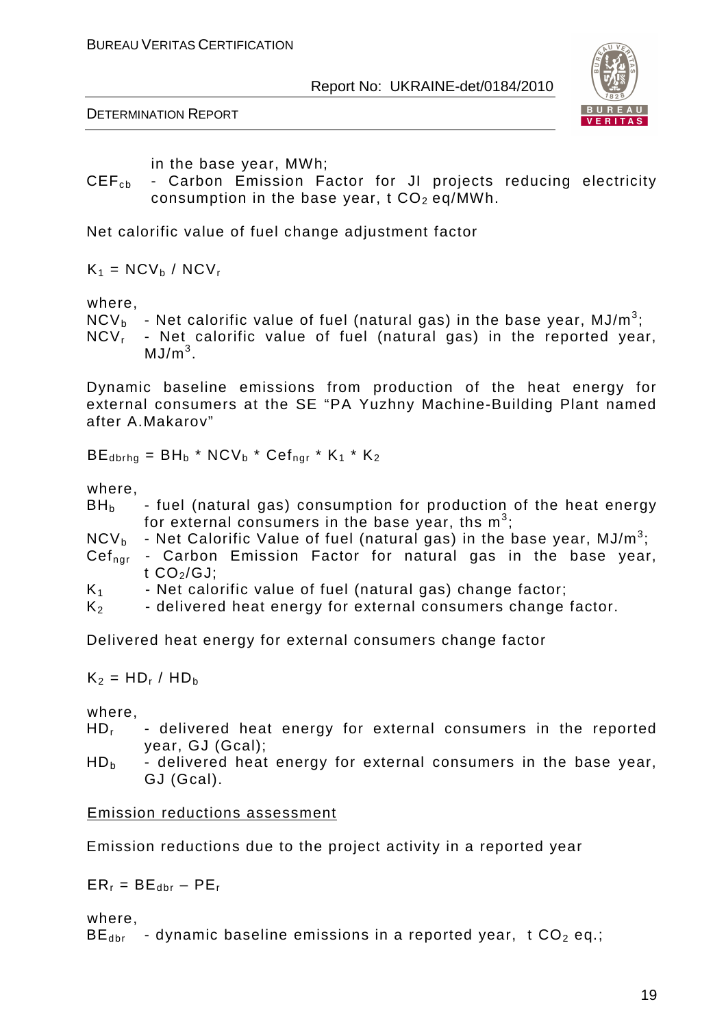in the base year, MWh;

$CEF_{cb}$ - Carbon Emission Factor for JI projects reducing electricity consumption in the base year, t $CO_2$ eq/MWh.

Net calorific value of fuel change adjustment factor

$$K_1 = NCV_b / NCV_r$$

where,

$NCV_b$ - Net calorific value of fuel (natural gas) in the base year, MJ/$m^3$;

$NCV_r$ - Net calorific value of fuel (natural gas) in the reported year, MJ/$m^3$.

Dynamic baseline emissions from production of the heat energy for external consumers at the SE "PA Yuzhny Machine-Building Plant named after A.Makarov"

$$BE_{dbrhg} = BH_b * NCV_b * Cef_{ngr} * K_1 * K_2$$

where,

$BH_b$ - fuel (natural gas) consumption for production of the heat energy for external consumers in the base year, ths $m^3$;

$NCV_b$ - Net Calorific Value of fuel (natural gas) in the base year, MJ/$m^3$;

$Cef_{ngr}$ - Carbon Emission Factor for natural gas in the base year, t $CO_2$/GJ;

$K_1$ - Net calorific value of fuel (natural gas) change factor;

$K_2$ - delivered heat energy for external consumers change factor.

Delivered heat energy for external consumers change factor

$$K_2 = HD_r / HD_b$$

where,

$HD_r$ - delivered heat energy for external consumers in the reported year, GJ (Gcal);

$HD_b$ - delivered heat energy for external consumers in the base year, GJ (Gcal).

<u>Emission reductions assessment</u>

Emission reductions due to the project activity in a reported year

$$ER_r = BE_{dbr} – PE_r$$

where,

$BE_{dbr}$ - dynamic baseline emissions in a reported year, t $CO_2$ eq.;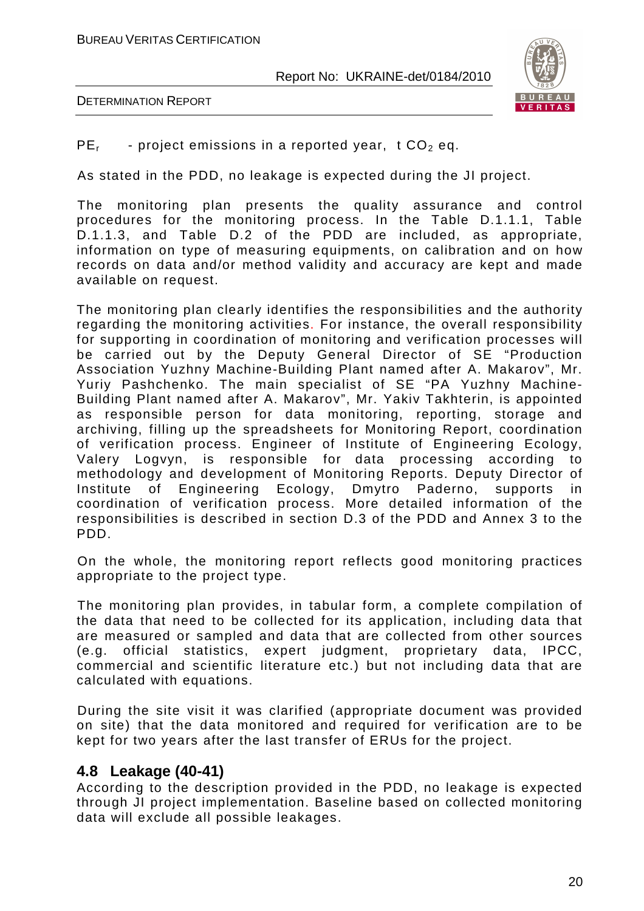$PE_r$ - project emissions in a reported year, t $CO_2$ eq.

As stated in the PDD, no leakage is expected during the JI project.

The monitoring plan presents the quality assurance and control procedures for the monitoring process. In the Table D.1.1.1, Table D.1.1.3, and Table D.2 of the PDD are included, as appropriate, information on type of measuring equipments, on calibration and on how records on data and/or method validity and accuracy are kept and made available on request.

The monitoring plan clearly identifies the responsibilities and the authority regarding the monitoring activities. For instance, the overall responsibility for supporting in coordination of monitoring and verification processes will be carried out by the Deputy General Director of SE "Production Association Yuzhny Machine-Building Plant named after A. Makarov", Mr. Yuriy Pashchenko. The main specialist of SE "PA Yuzhny Machine-Building Plant named after A. Makarov", Mr. Yakiv Takhterin, is appointed as responsible person for data monitoring, reporting, storage and archiving, filling up the spreadsheets for Monitoring Report, coordination of verification process. Engineer of Institute of Engineering Ecology, Valery Logvyn, is responsible for data processing according to methodology and development of Monitoring Reports. Deputy Director of Institute of Engineering Ecology, Dmytro Paderno, supports in coordination of verification process. More detailed information of the responsibilities is described in section D.3 of the PDD and Annex 3 to the PDD.

On the whole, the monitoring report reflects good monitoring practices appropriate to the project type.

The monitoring plan provides, in tabular form, a complete compilation of the data that need to be collected for its application, including data that are measured or sampled and data that are collected from other sources (e.g. official statistics, expert judgment, proprietary data, IPCC, commercial and scientific literature etc.) but not including data that are calculated with equations.

During the site visit it was clarified (appropriate document was provided on site) that the data monitored and required for verification are to be kept for two years after the last transfer of ERUs for the project.

## 4.8 Leakage (40-41)

According to the description provided in the PDD, no leakage is expected through JI project implementation. Baseline based on collected monitoring data will exclude all possible leakages.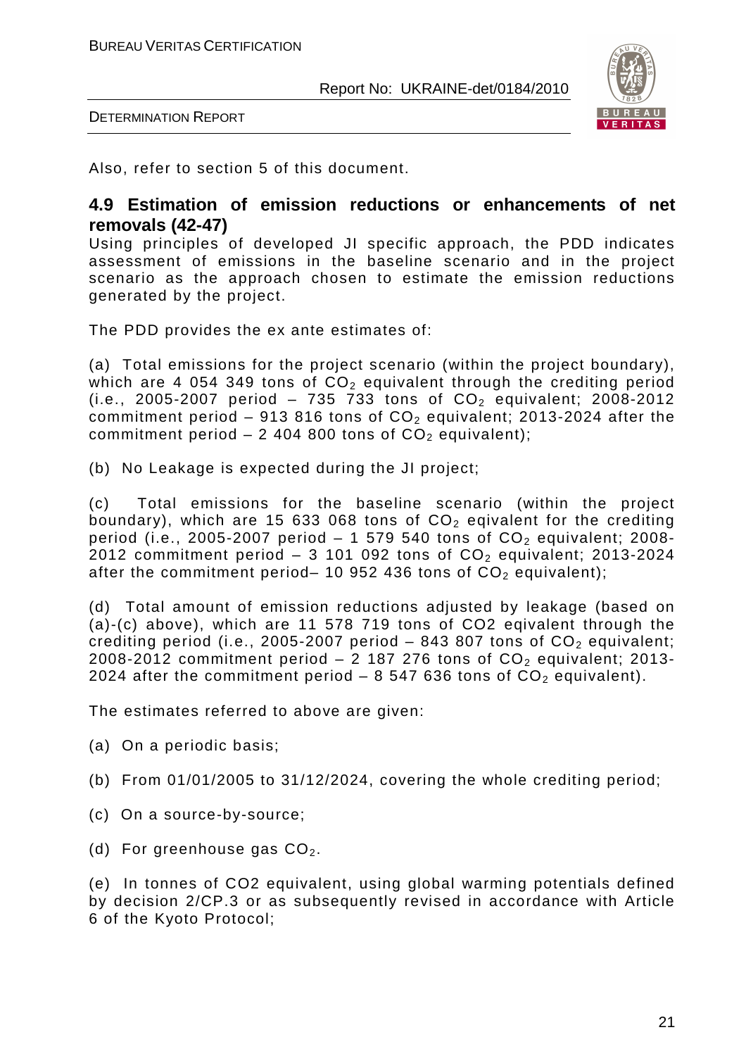Also, refer to section 5 of this document.

### 4.9 Estimation of emission reductions or enhancements of net removals (42-47)

Using principles of developed JI specific approach, the PDD indicates assessment of emissions in the baseline scenario and in the project scenario as the approach chosen to estimate the emission reductions generated by the project.

The PDD provides the ex ante estimates of:

(a) Total emissions for the project scenario (within the project boundary), which are 4 054 349 tons of $CO_2$ equivalent through the crediting period (i.e., 2005-2007 period – 735 733 tons of $CO_2$ equivalent; 2008-2012 commitment period – 913 816 tons of $CO_2$ equivalent; 2013-2024 after the commitment period – 2 404 800 tons of $CO_2$ equivalent);

(b) No Leakage is expected during the JI project;

(c) Total emissions for the baseline scenario (within the project boundary), which are 15 633 068 tons of $CO_2$ eqivalent for the crediting period (i.e., 2005-2007 period – 1 579 540 tons of $CO_2$ equivalent; 2008-2012 commitment period – 3 101 092 tons of $CO_2$ equivalent; 2013-2024 after the commitment period– 10 952 436 tons of $CO_2$ equivalent);

(d) Total amount of emission reductions adjusted by leakage (based on (a)-(c) above), which are 11 578 719 tons of CO2 eqivalent through the crediting period (i.e., 2005-2007 period – 843 807 tons of $CO_2$ equivalent; 2008-2012 commitment period – 2 187 276 tons of $CO_2$ equivalent; 2013-2024 after the commitment period – 8 547 636 tons of $CO_2$ equivalent).

The estimates referred to above are given:

(a) On a periodic basis;

(b) From 01/01/2005 to 31/12/2024, covering the whole crediting period;

(c) On a source-by-source;

(d) For greenhouse gas $CO_2$.

(e) In tonnes of CO2 equivalent, using global warming potentials defined by decision 2/CP.3 or as subsequently revised in accordance with Article 6 of the Kyoto Protocol;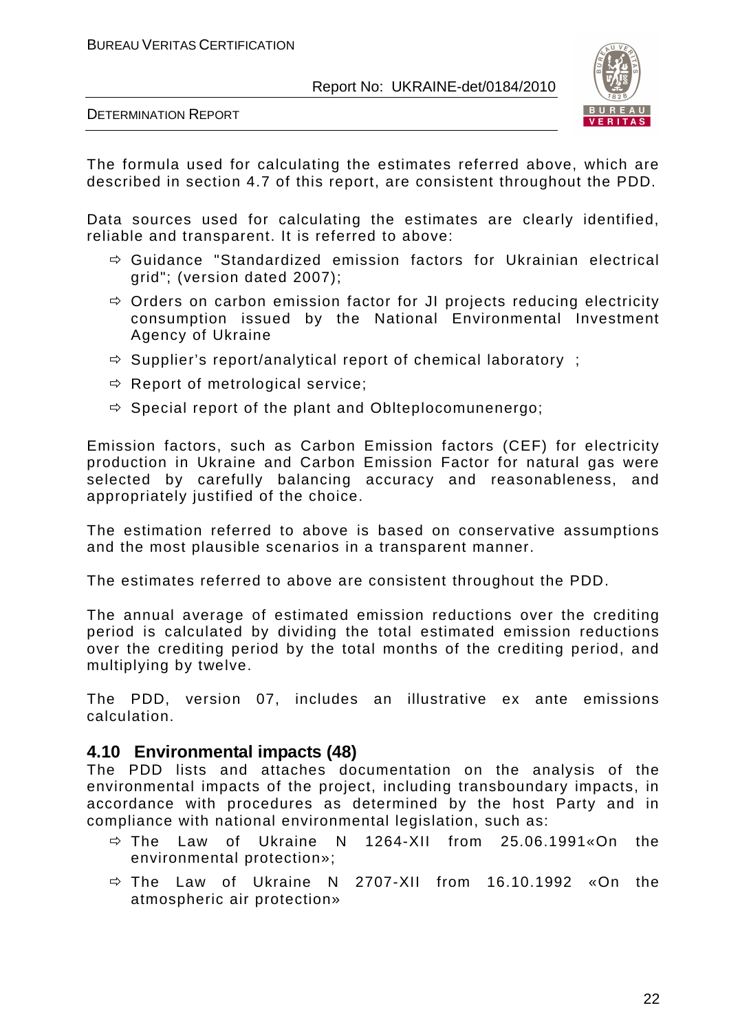The formula used for calculating the estimates referred above, which are described in section 4.7 of this report, are consistent throughout the PDD.

Data sources used for calculating the estimates are clearly identified, reliable and transparent. It is referred to above:

- ⇨ Guidance "Standardized emission factors for Ukrainian electrical grid"; (version dated 2007);
- ⇨ Orders on carbon emission factor for JI projects reducing electricity consumption issued by the National Environmental Investment Agency of Ukraine
- ⇨ Supplier's report/analytical report of chemical laboratory ;
- ⇨ Report of metrological service;
- ⇨ Special report of the plant and Oblteplocomunenergo;

Emission factors, such as Carbon Emission factors (CEF) for electricity production in Ukraine and Carbon Emission Factor for natural gas were selected by carefully balancing accuracy and reasonableness, and appropriately justified of the choice.

The estimation referred to above is based on conservative assumptions and the most plausible scenarios in a transparent manner.

The estimates referred to above are consistent throughout the PDD.

The annual average of estimated emission reductions over the crediting period is calculated by dividing the total estimated emission reductions over the crediting period by the total months of the crediting period, and multiplying by twelve.

The PDD, version 07, includes an illustrative ex ante emissions calculation.

## 4.10 Environmental impacts (48)

The PDD lists and attaches documentation on the analysis of the environmental impacts of the project, including transboundary impacts, in accordance with procedures as determined by the host Party and in compliance with national environmental legislation, such as:

- ⇨ The Law of Ukraine N 1264-XII from 25.06.1991«On the environmental protection»;
- ⇨ The Law of Ukraine N 2707-XII from 16.10.1992 «On the atmospheric air protection»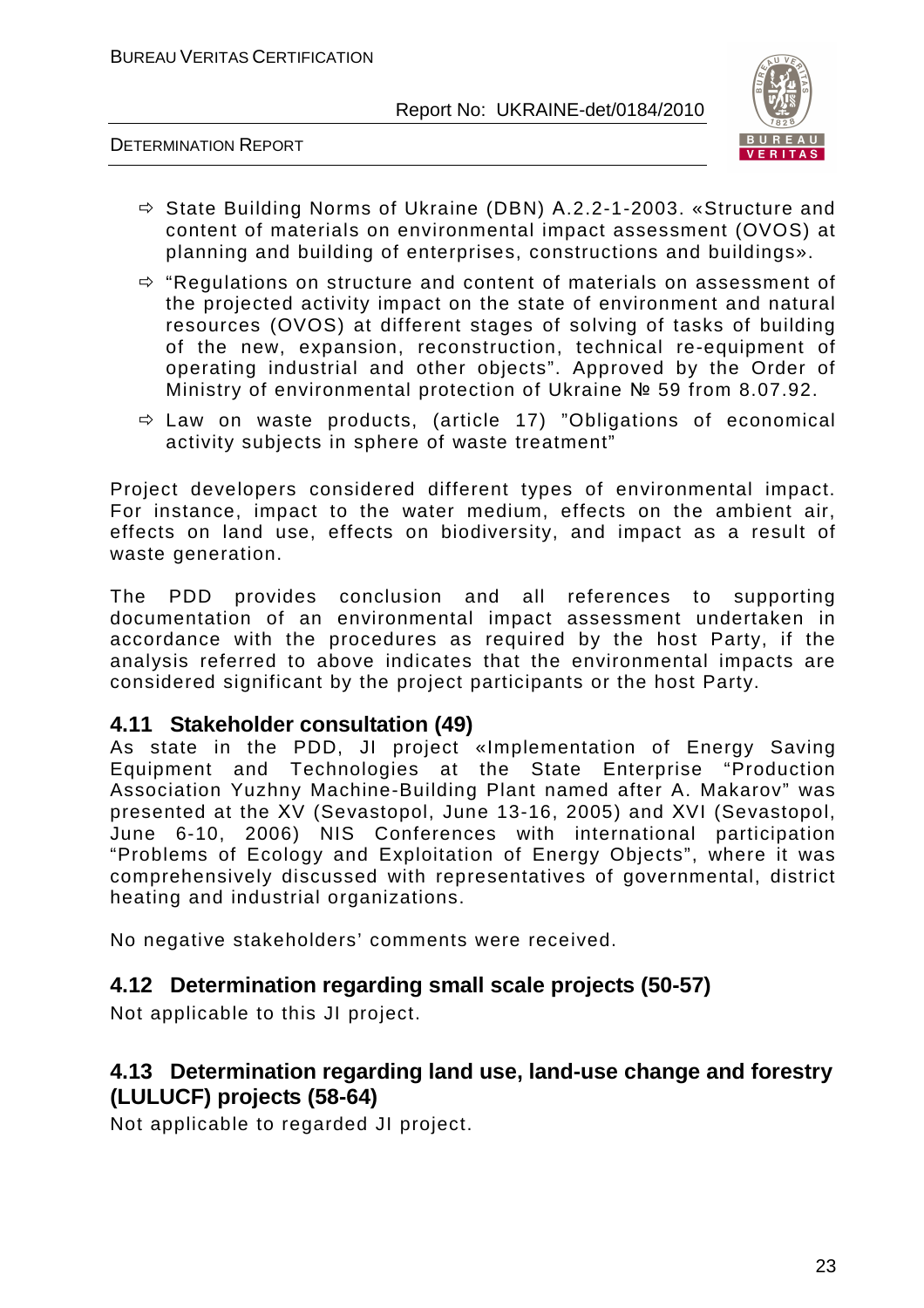- ⇨ State Building Norms of Ukraine (DBN) A.2.2-1-2003. «Structure and content of materials on environmental impact assessment (OVOS) at planning and building of enterprises, constructions and buildings».
- ⇨ "Regulations on structure and content of materials on assessment of the projected activity impact on the state of environment and natural resources (OVOS) at different stages of solving of tasks of building of the new, expansion, reconstruction, technical re-equipment of operating industrial and other objects". Approved by the Order of Ministry of environmental protection of Ukraine № 59 from 8.07.92.
- ⇨ Law on waste products, (article 17) "Obligations of economical activity subjects in sphere of waste treatment"

Project developers considered different types of environmental impact. For instance, impact to the water medium, effects on the ambient air, effects on land use, effects on biodiversity, and impact as a result of waste generation.

The PDD provides conclusion and all references to supporting documentation of an environmental impact assessment undertaken in accordance with the procedures as required by the host Party, if the analysis referred to above indicates that the environmental impacts are considered significant by the project participants or the host Party.

## 4.11 Stakeholder consultation (49)

As state in the PDD, JI project «Implementation of Energy Saving Equipment and Technologies at the State Enterprise "Production Association Yuzhny Machine-Building Plant named after A. Makarov" was presented at the XV (Sevastopol, June 13-16, 2005) and XVI (Sevastopol, June 6-10, 2006) NIS Conferences with international participation "Problems of Ecology and Exploitation of Energy Objects", where it was comprehensively discussed with representatives of governmental, district heating and industrial organizations.

No negative stakeholders' comments were received.

## 4.12 Determination regarding small scale projects (50-57)

Not applicable to this JI project.

## 4.13 Determination regarding land use, land-use change and forestry (LULUCF) projects (58-64)

Not applicable to regarded JI project.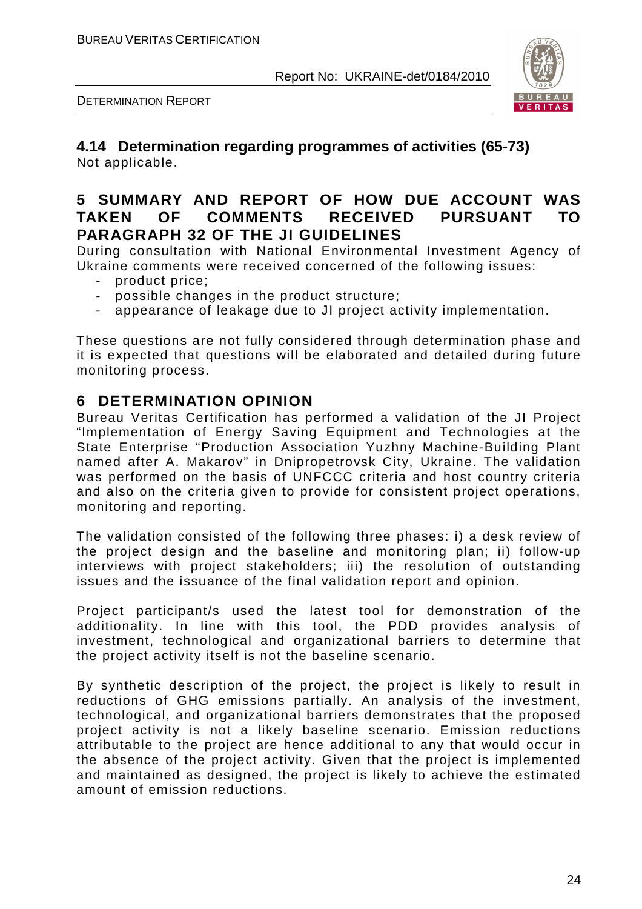### 4.14 Determination regarding programmes of activities (65-73)

Not applicable.

## 5 SUMMARY AND REPORT OF HOW DUE ACCOUNT WAS TAKEN OF COMMENTS RECEIVED PURSUANT TO PARAGRAPH 32 OF THE JI GUIDELINES

During consultation with National Environmental Investment Agency of Ukraine comments were received concerned of the following issues:

- product price;
- possible changes in the product structure;
- appearance of leakage due to JI project activity implementation.

These questions are not fully considered through determination phase and it is expected that questions will be elaborated and detailed during future monitoring process.

## 6 DETERMINATION OPINION

Bureau Veritas Certification has performed a validation of the JI Project "Implementation of Energy Saving Equipment and Technologies at the State Enterprise "Production Association Yuzhny Machine-Building Plant named after A. Makarov" in Dnipropetrovsk City, Ukraine. The validation was performed on the basis of UNFCCC criteria and host country criteria and also on the criteria given to provide for consistent project operations, monitoring and reporting.

The validation consisted of the following three phases: i) a desk review of the project design and the baseline and monitoring plan; ii) follow-up interviews with project stakeholders; iii) the resolution of outstanding issues and the issuance of the final validation report and opinion.

Project participant/s used the latest tool for demonstration of the additionality. In line with this tool, the PDD provides analysis of investment, technological and organizational barriers to determine that the project activity itself is not the baseline scenario.

By synthetic description of the project, the project is likely to result in reductions of GHG emissions partially. An analysis of the investment, technological, and organizational barriers demonstrates that the proposed project activity is not a likely baseline scenario. Emission reductions attributable to the project are hence additional to any that would occur in the absence of the project activity. Given that the project is implemented and maintained as designed, the project is likely to achieve the estimated amount of emission reductions.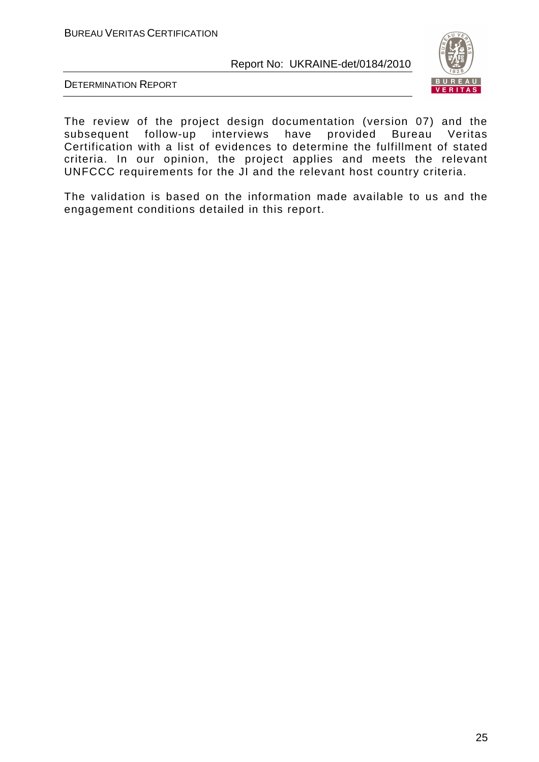The review of the project design documentation (version 07) and the subsequent follow-up interviews have provided Bureau Veritas Certification with a list of evidences to determine the fulfillment of stated criteria. In our opinion, the project applies and meets the relevant UNFCCC requirements for the JI and the relevant host country criteria.

The validation is based on the information made available to us and the engagement conditions detailed in this report.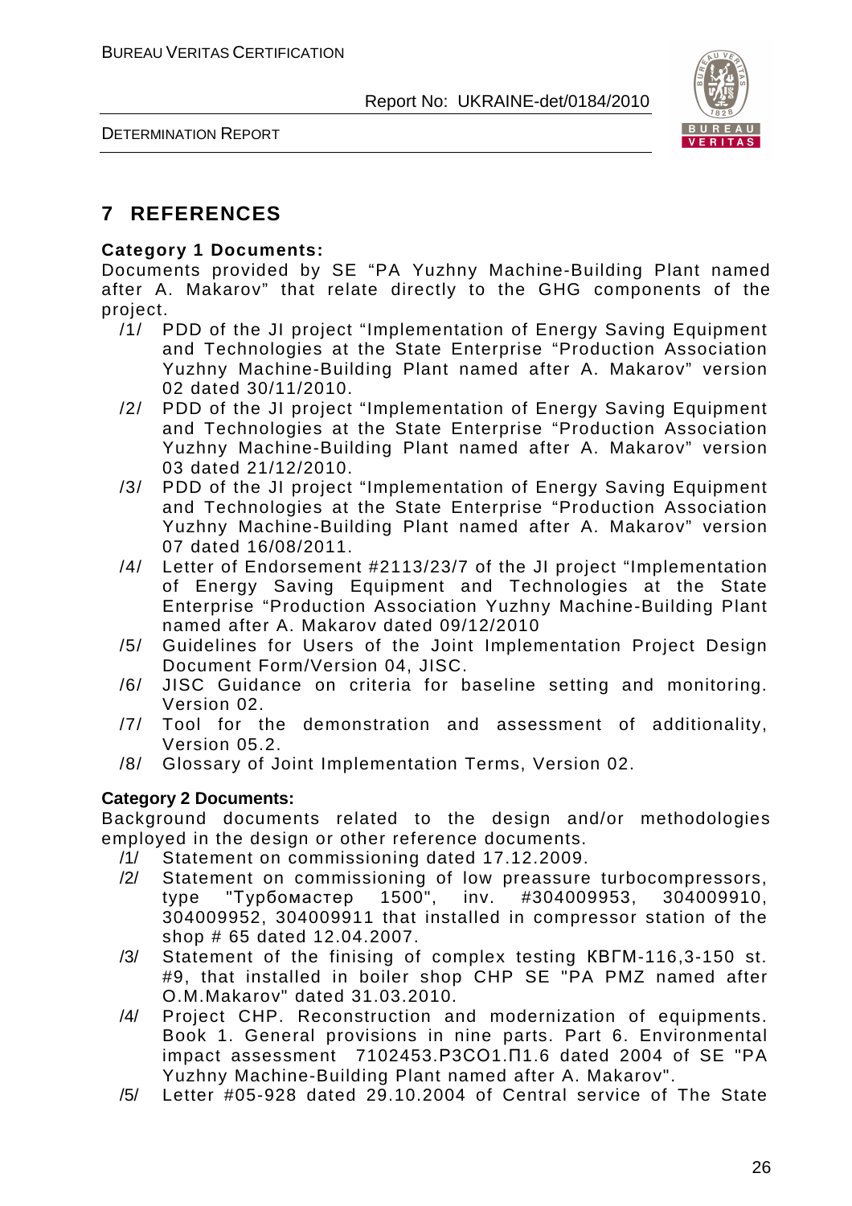## 7 REFERENCES

**Category 1 Documents:**

Documents provided by SE "PA Yuzhny Machine-Building Plant named after A. Makarov" that relate directly to the GHG components of the project.

/1/ PDD of the JI project "Implementation of Energy Saving Equipment and Technologies at the State Enterprise "Production Association Yuzhny Machine-Building Plant named after A. Makarov" version 02 dated 30/11/2010.

/2/ PDD of the JI project "Implementation of Energy Saving Equipment and Technologies at the State Enterprise "Production Association Yuzhny Machine-Building Plant named after A. Makarov" version 03 dated 21/12/2010.

/3/ PDD of the JI project "Implementation of Energy Saving Equipment and Technologies at the State Enterprise "Production Association Yuzhny Machine-Building Plant named after A. Makarov" version 07 dated 16/08/2011.

/4/ Letter of Endorsement #2113/23/7 of the JI project "Implementation of Energy Saving Equipment and Technologies at the State Enterprise "Production Association Yuzhny Machine-Building Plant named after A. Makarov dated 09/12/2010

/5/ Guidelines for Users of the Joint Implementation Project Design Document Form/Version 04, JISC.

/6/ JISC Guidance on criteria for baseline setting and monitoring. Version 02.

/7/ Tool for the demonstration and assessment of additionality, Version 05.2.

/8/ Glossary of Joint Implementation Terms, Version 02.

**Category 2 Documents:**

Background documents related to the design and/or methodologies employed in the design or other reference documents.

/1/ Statement on commissioning dated 17.12.2009.

/2/ Statement on commissioning of low preassure turbocompressors, type "Турбомастер 1500", inv. #304009953, 304009910, 304009952, 304009911 that installed in compressor station of the shop # 65 dated 12.04.2007.

/3/ Statement of the finising of complex testing КВГМ-116,3-150 st. #9, that installed in boiler shop CHP SE "PA PMZ named after O.M.Makarov" dated 31.03.2010.

/4/ Project CHP. Reconstruction and modernization of equipments. Book 1. General provisions in nine parts. Part 6. Environmental impact assessment 7102453.Р3СО1.П1.6 dated 2004 of SE "PA Yuzhny Machine-Building Plant named after A. Makarov".

/5/ Letter #05-928 dated 29.10.2004 of Central service of The State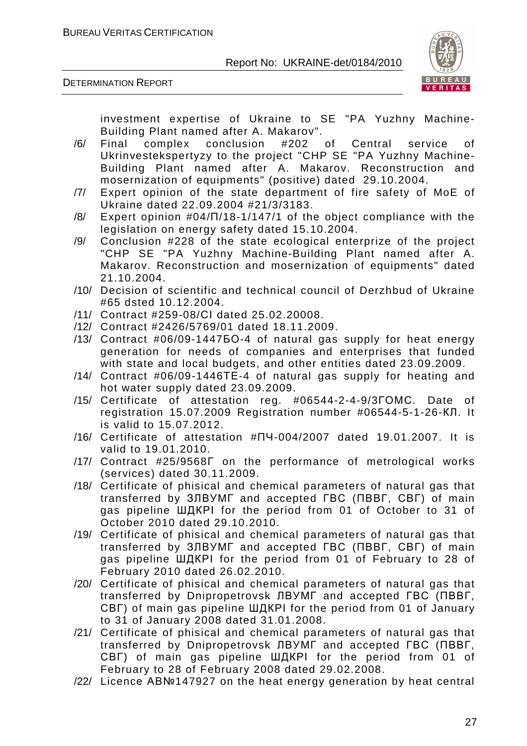investment expertise of Ukraine to SE "PA Yuzhny Machine-Building Plant named after A. Makarov".

/6/ Final complex conclusion #202 of Central service of Ukrinvestekspertyzy to the project "CHP SE "PA Yuzhny Machine-Building Plant named after A. Makarov. Reconstruction and mosernization of equipments" (positive) dated 29.10.2004.

/7/ Expert opinion of the state department of fire safety of MoE of Ukraine dated 22.09.2004 #21/3/3183.

/8/ Expert opinion #04/П/18-1/147/1 of the object compliance with the legislation on energy safety dated 15.10.2004.

/9/ Conclusion #228 of the state ecological enterprize of the project "CHP SE "PA Yuzhny Machine-Building Plant named after A. Makarov. Reconstruction and mosernization of equipments" dated 21.10.2004.

/10/ Decision of scientific and technical council of Derzhbud of Ukraine #65 dsted 10.12.2004.

/11/ Contract #259-08/CI dated 25.02.20008.

/12/ Contract #2426/5769/01 dated 18.11.2009.

/13/ Contract #06/09-1447БО-4 of natural gas supply for heat energy generation for needs of companies and enterprises that funded with state and local budgets, and other entities dated 23.09.2009.

/14/ Contract #06/09-1446ТЕ-4 of natural gas supply for heating and hot water supply dated 23.09.2009.

/15/ Certificate of attestation reg. #06544-2-4-9/3ГОМС. Date of registration 15.07.2009 Registration number #06544-5-1-26-КЛ. It is valid to 15.07.2012.

/16/ Certificate of attestation #ПЧ-004/2007 dated 19.01.2007. It is valid to 19.01.2010.

/17/ Contract #25/9568Г on the performance of metrological works (services) dated 30.11.2009.

/18/ Certificate of phisical and chemical parameters of natural gas that transferred by ЗЛВУМГ and accepted ГВС (ПВВГ, СВГ) of main gas pipeline ШДКРІ for the period from 01 of October to 31 of October 2010 dated 29.10.2010.

/19/ Certificate of phisical and chemical parameters of natural gas that transferred by ЗЛВУМГ and accepted ГВС (ПВВГ, СВГ) of main gas pipeline ШДКРІ for the period from 01 of February to 28 of February 2010 dated 26.02.2010.

/20/ Certificate of phisical and chemical parameters of natural gas that transferred by Dnipropetrovsk ЛВУМГ and accepted ГВС (ПВВГ, СВГ) of main gas pipeline ШДКРІ for the period from 01 of January to 31 of January 2008 dated 31.01.2008.

/21/ Certificate of phisical and chemical parameters of natural gas that transferred by Dnipropetrovsk ЛВУМГ and accepted ГВС (ПВВГ, СВГ) of main gas pipeline ШДКРІ for the period from 01 of February to 28 of February 2008 dated 29.02.2008.

/22/ Licence АВ№147927 on the heat energy generation by heat central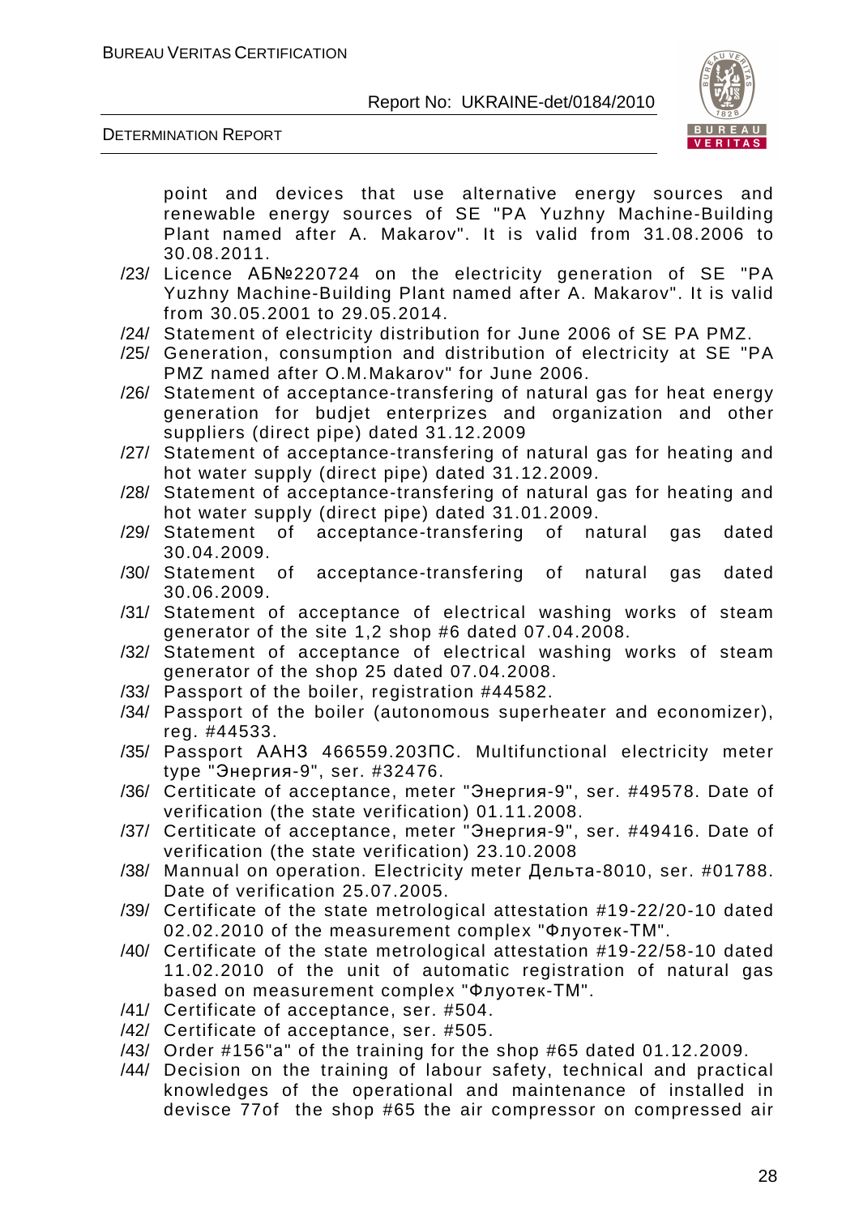point and devices that use alternative energy sources and renewable energy sources of SE "PA Yuzhny Machine-Building Plant named after A. Makarov". It is valid from 31.08.2006 to 30.08.2011.

/23/ Licence АБ№220724 on the electricity generation of SE "PA Yuzhny Machine-Building Plant named after A. Makarov". It is valid from 30.05.2001 to 29.05.2014.

/24/ Statement of electricity distribution for June 2006 of SE PA PMZ.

/25/ Generation, consumption and distribution of electricity at SE "PA PMZ named after O.M.Makarov" for June 2006.

/26/ Statement of acceptance-transfering of natural gas for heat energy generation for budjet enterprizes and organization and other suppliers (direct pipe) dated 31.12.2009

/27/ Statement of acceptance-transfering of natural gas for heating and hot water supply (direct pipe) dated 31.12.2009.

/28/ Statement of acceptance-transfering of natural gas for heating and hot water supply (direct pipe) dated 31.01.2009.

/29/ Statement of acceptance-transfering of natural gas dated 30.04.2009.

/30/ Statement of acceptance-transfering of natural gas dated 30.06.2009.

/31/ Statement of acceptance of electrical washing works of steam generator of the site 1,2 shop #6 dated 07.04.2008.

/32/ Statement of acceptance of electrical washing works of steam generator of the shop 25 dated 07.04.2008.

/33/ Passport of the boiler, registration #44582.

/34/ Passport of the boiler (autonomous superheater and economizer), reg. #44533.

/35/ Passport ААНЗ 466559.203ПС. Multifunctional electricity meter type "Энергия-9", ser. #32476.

/36/ Certiticate of acceptance, meter "Энергия-9", ser. #49578. Date of verification (the state verification) 01.11.2008.

/37/ Certiticate of acceptance, meter "Энергия-9", ser. #49416. Date of verification (the state verification) 23.10.2008

/38/ Mannual on operation. Electricity meter Дельта-8010, ser. #01788. Date of verification 25.07.2005.

/39/ Certificate of the state metrological attestation #19-22/20-10 dated 02.02.2010 of the measurement complex "Флуотек-ТМ".

/40/ Certificate of the state metrological attestation #19-22/58-10 dated 11.02.2010 of the unit of automatic registration of natural gas based on measurement complex "Флуотек-ТМ".

/41/ Certificate of acceptance, ser. #504.

/42/ Certificate of acceptance, ser. #505.

/43/ Order #156"a" of the training for the shop #65 dated 01.12.2009.

/44/ Decision on the training of labour safety, technical and practical knowledges of the operational and maintenance of installed in devisce 77of the shop #65 the air compressor on compressed air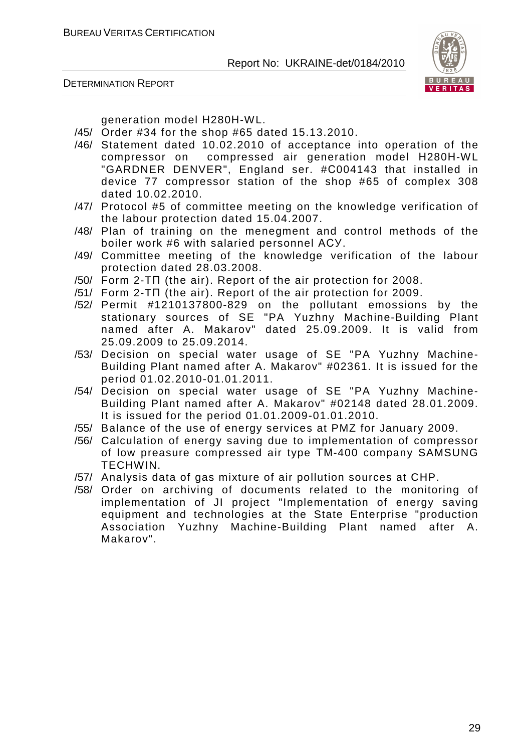generation model H280H-WL.

/45/ Order #34 for the shop #65 dated 15.13.2010.

/46/ Statement dated 10.02.2010 of acceptance into operation of the compressor on compressed air generation model H280H-WL "GARDNER DENVER", England ser. #C004143 that installed in device 77 compressor station of the shop #65 of complex 308 dated 10.02.2010.

/47/ Protocol #5 of committee meeting on the knowledge verification of the labour protection dated 15.04.2007.

/48/ Plan of training on the menegment and control methods of the boiler work #6 with salaried personnel АСУ.

/49/ Committee meeting of the knowledge verification of the labour protection dated 28.03.2008.

/50/ Form 2-ТП (the air). Report of the air protection for 2008.

/51/ Form 2-ТП (the air). Report of the air protection for 2009.

/52/ Permit #1210137800-829 on the pollutant emossions by the stationary sources of SE "PA Yuzhny Machine-Building Plant named after A. Makarov" dated 25.09.2009. It is valid from 25.09.2009 to 25.09.2014.

/53/ Decision on special water usage of SE "PA Yuzhny Machine-Building Plant named after A. Makarov" #02361. It is issued for the period 01.02.2010-01.01.2011.

/54/ Decision on special water usage of SE "PA Yuzhny Machine-Building Plant named after A. Makarov" #02148 dated 28.01.2009. It is issued for the period 01.01.2009-01.01.2010.

/55/ Balance of the use of energy services at PMZ for January 2009.

/56/ Calculation of energy saving due to implementation of compressor of low preasure compressed air type TM-400 company SAMSUNG TECHWIN.

/57/ Analysis data of gas mixture of air pollution sources at CHP.

/58/ Order on archiving of documents related to the monitoring of implementation of JI project "Implementation of energy saving equipment and technologies at the State Enterprise "production Association Yuzhny Machine-Building Plant named after A. Makarov".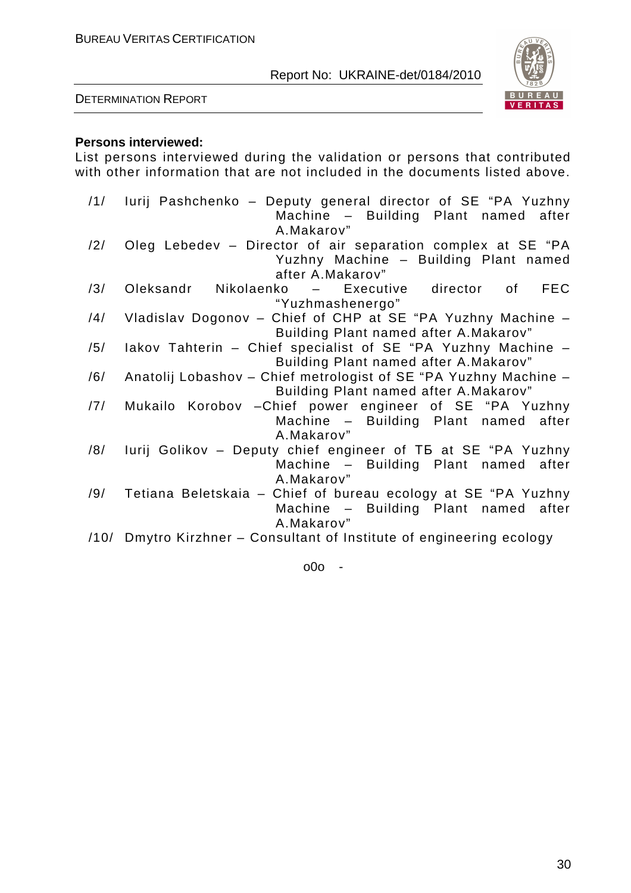**Persons interviewed:**

List persons interviewed during the validation or persons that contributed with other information that are not included in the documents listed above.

/1/ Iurij Pashchenko – Deputy general director of SE "PA Yuzhny Machine – Building Plant named after A.Makarov"

/2/ Oleg Lebedev – Director of air separation complex at SE "PA Yuzhny Machine – Building Plant named after A.Makarov"

/3/ Oleksandr Nikolaenko – Executive director of FEC "Yuzhmashenergo"

/4/ Vladislav Dogonov – Chief of CHP at SE "PA Yuzhny Machine – Building Plant named after A.Makarov"

/5/ Iakov Tahterin – Chief specialist of SE "PA Yuzhny Machine – Building Plant named after A.Makarov"

/6/ Anatolij Lobashov – Chief metrologist of SE "PA Yuzhny Machine – Building Plant named after A.Makarov"

/7/ Mukailo Korobov –Chief power engineer of SE "PA Yuzhny Machine – Building Plant named after A.Makarov"

/8/ Iurij Golikov – Deputy chief engineer of ТБ at SE "PA Yuzhny Machine – Building Plant named after A.Makarov"

/9/ Tetiana Beletskaia – Chief of bureau ecology at SE "PA Yuzhny Machine – Building Plant named after A.Makarov"

/10/ Dmytro Kirzhner – Consultant of Institute of engineering ecology

o0o -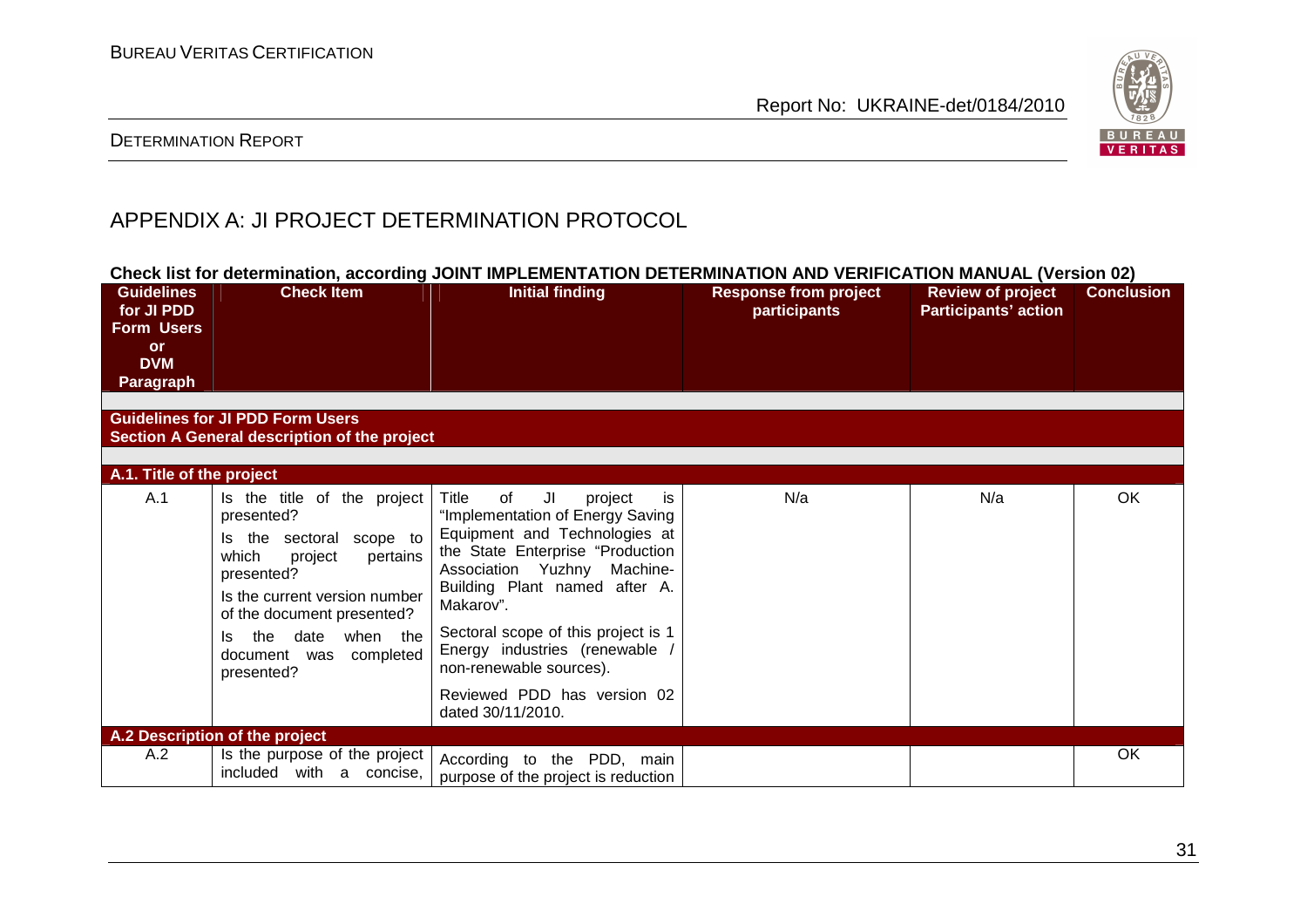# APPENDIX A: JI PROJECT DETERMINATION PROTOCOL

**Check list for determination, according JOINT IMPLEMENTATION DETERMINATION AND VERIFICATION MANUAL (Version 02)**

| Guidelines for JI PDD Form Users or DVM Paragraph | Check Item | Initial finding | Response from project participants | Review of project Participants' action | Conclusion |
|---|---|---|---|---|---|
| **Guidelines for JI PDD Form Users** **Section A General description of the project** | | | | | |
| **A.1. Title of the project** | | | | | |
| A.1 | Is the title of the project presented? Is the sectoral scope to which project pertains presented? Is the current version number of the document presented? Is the date when the document was completed presented? | Title of JI project is "Implementation of Energy Saving Equipment and Technologies at the State Enterprise "Production Association Yuzhny Machine-Building Plant named after A. Makarov". Sectoral scope of this project is 1 Energy industries (renewable / non-renewable sources). Reviewed PDD has version 02 dated 30/11/2010. | N/a | N/a | OK |
| **A.2 Description of the project** | | | | | |
| A.2 | Is the purpose of the project included with a concise, | According to the PDD, main purpose of the project is reduction | | | OK |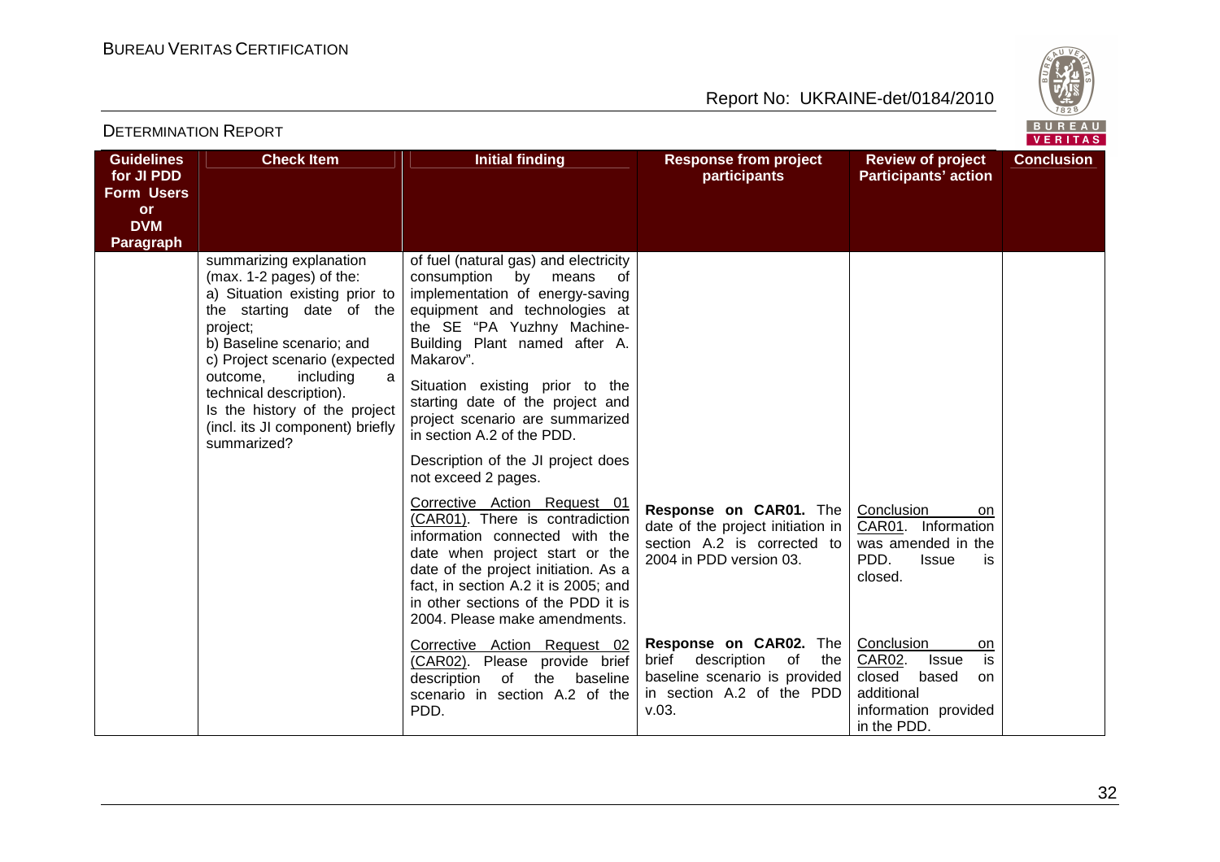| Guidelines for JI PDD Form Users or DVM Paragraph | Check Item | Initial finding | Response from project participants | Review of project Participants' action | Conclusion |
|---|---|---|---|---|---|
| | summarizing explanation (max. 1-2 pages) of the:<br>a) Situation existing prior to the starting date of the project;<br>b) Baseline scenario; and<br>c) Project scenario (expected outcome, including a technical description).<br>Is the history of the project (incl. its JI component) briefly summarized? | of fuel (natural gas) and electricity consumption by means of implementation of energy-saving equipment and technologies at the SE "PA Yuzhny Machine-Building Plant named after A. Makarov".<br>Situation existing prior to the starting date of the project and project scenario are summarized in section A.2 of the PDD.<br>Description of the JI project does not exceed 2 pages. | | | |
| | | Corrective Action Request 01 (CAR01). There is contradiction information connected with the date when project start or the date of the project initiation. As a fact, in section A.2 it is 2005; and in other sections of the PDD it is 2004. Please make amendments. | **Response on CAR01.** The date of the project initiation in section A.2 is corrected to 2004 in PDD version 03. | Conclusion on CAR01. Information was amended in the PDD. Issue is closed. | |
| | | Corrective Action Request 02 (CAR02). Please provide brief description of the baseline scenario in section A.2 of the PDD. | **Response on CAR02.** The brief description of the baseline scenario is provided in section A.2 of the PDD v.03. | Conclusion on CAR02. Issue is closed based on additional information provided in the PDD. | |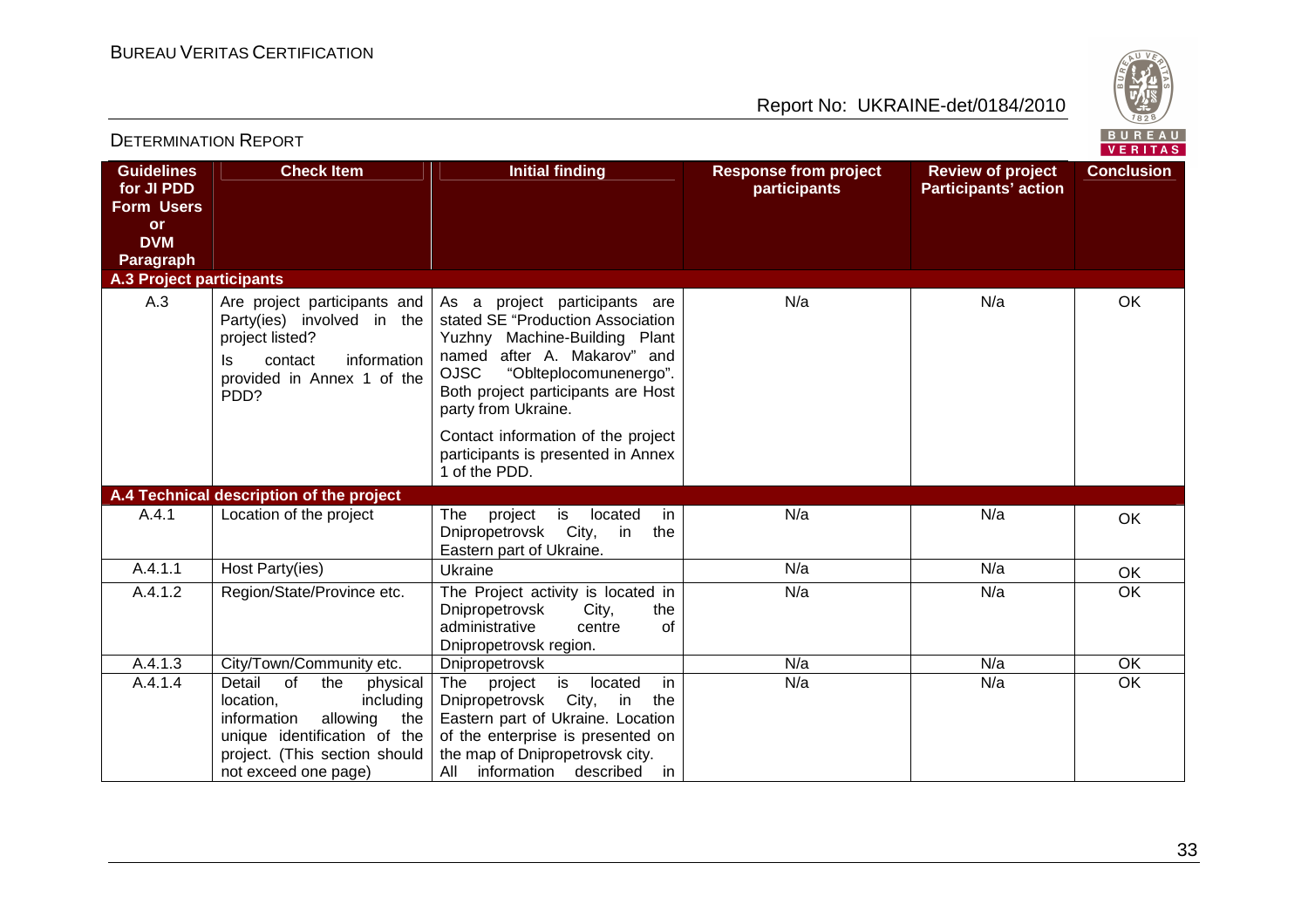| Guidelines for JI PDD Form Users or DVM Paragraph | Check Item | Initial finding | Response from project participants | Review of project Participants' action | Conclusion |
|---|---|---|---|---|---|
| **A.3 Project participants** | | | | | |
| A.3 | Are project participants and Party(ies) involved in the project listed? Is contact information provided in Annex 1 of the PDD? | As a project participants are stated SE "Production Association Yuzhny Machine-Building Plant named after A. Makarov" and OJSC "Oblteplocomunenergo". Both project participants are Host party from Ukraine. Contact information of the project participants is presented in Annex 1 of the PDD. | N/a | N/a | OK |
| **A.4 Technical description of the project** | | | | | |
| A.4.1 | Location of the project | The project is located in Dnipropetrovsk City, in the Eastern part of Ukraine. | N/a | N/a | OK |
| A.4.1.1 | Host Party(ies) | Ukraine | N/a | N/a | OK |
| A.4.1.2 | Region/State/Province etc. | The Project activity is located in Dnipropetrovsk City, the administrative centre of Dnipropetrovsk region. | N/a | N/a | OK |
| A.4.1.3 | City/Town/Community etc. | Dnipropetrovsk | N/a | N/a | OK |
| A.4.1.4 | Detail of the physical location, including information allowing the unique identification of the project. (This section should not exceed one page) | The project is located in Dnipropetrovsk City, in the Eastern part of Ukraine. Location of the enterprise is presented on the map of Dnipropetrovsk city. All information described in | N/a | N/a | OK |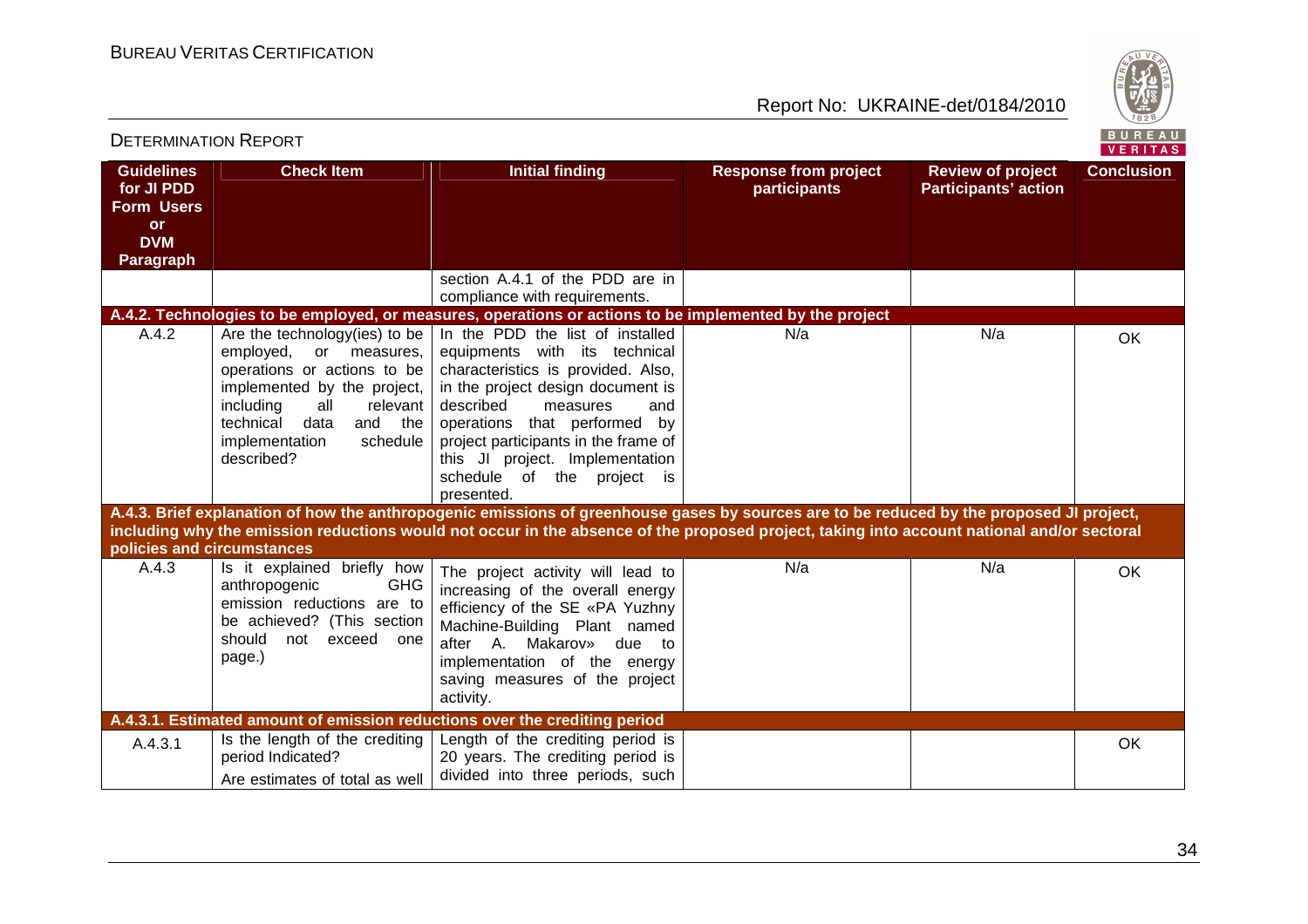| Guidelines for JI PDD Form Users or DVM Paragraph | Check Item | Initial finding | Response from project participants | Review of project Participants' action | Conclusion |
|---|---|---|---|---|---|
| | | section A.4.1 of the PDD are in compliance with requirements. | | | |
| **A.4.2. Technologies to be employed, or measures, operations or actions to be implemented by the project** | | | | | |
| A.4.2 | Are the technology(ies) to be employed, or measures, operations or actions to be implemented by the project, including all relevant technical data and the implementation schedule described? | In the PDD the list of installed equipments with its technical characteristics is provided. Also, in the project design document is described measures and operations that performed by project participants in the frame of this JI project. Implementation schedule of the project is presented. | N/a | N/a | OK |
| **A.4.3. Brief explanation of how the anthropogenic emissions of greenhouse gases by sources are to be reduced by the proposed JI project, including why the emission reductions would not occur in the absence of the proposed project, taking into account national and/or sectoral policies and circumstances** | | | | | |
| A.4.3 | Is it explained briefly how anthropogenic GHG emission reductions are to be achieved? (This section should not exceed one page.) | The project activity will lead to increasing of the overall energy efficiency of the SE «PA Yuzhny Machine-Building Plant named after A. Makarov» due to implementation of the energy saving measures of the project activity. | N/a | N/a | OK |
| **A.4.3.1. Estimated amount of emission reductions over the crediting period** | | | | | |
| A.4.3.1 | Is the length of the crediting period Indicated?<br><br>Are estimates of total as well | Length of the crediting period is 20 years. The crediting period is divided into three periods, such | | | OK |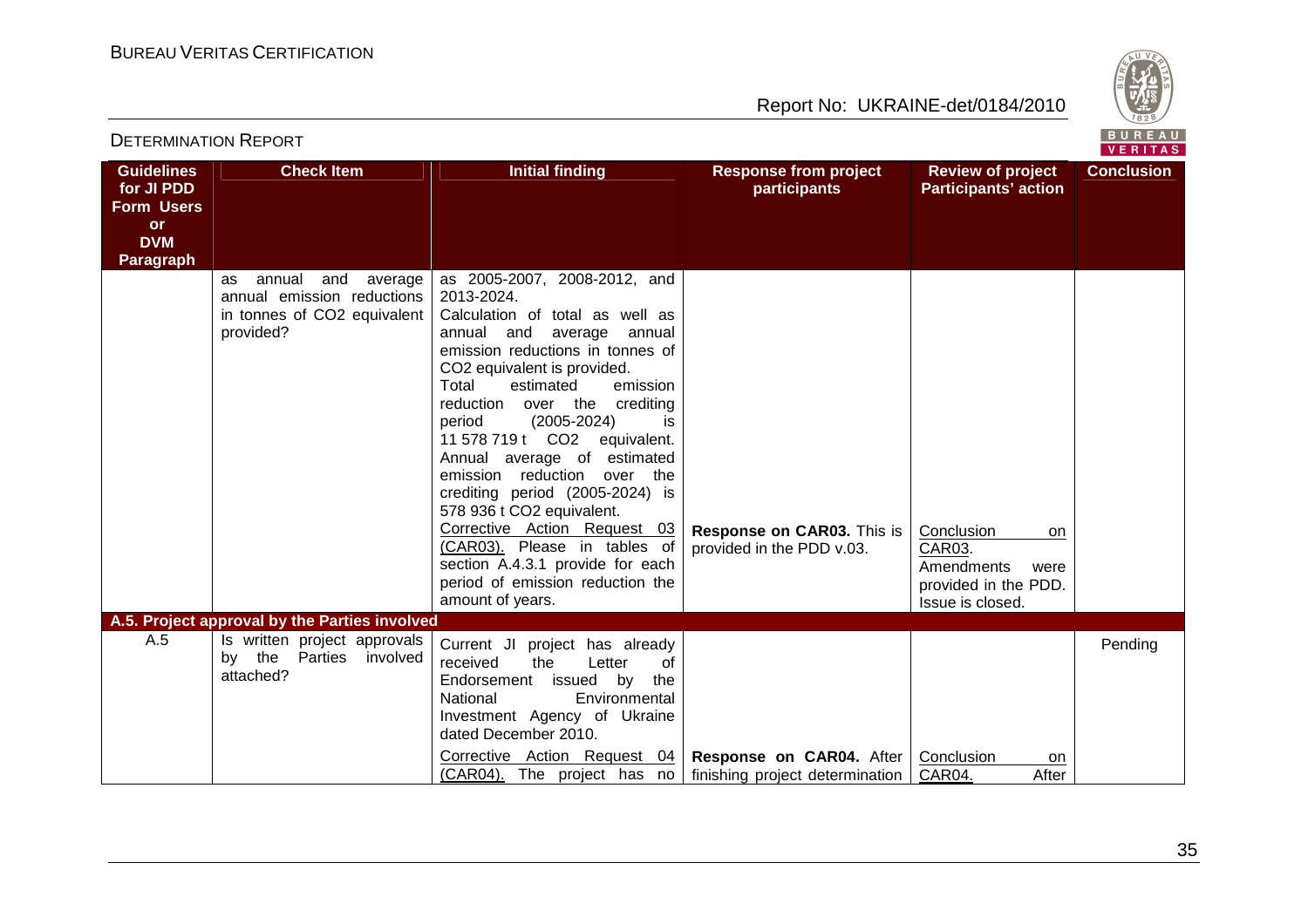| Guidelines for JI PDD Form Users or DVM Paragraph | Check Item | Initial finding | Response from project participants | Review of project Participants' action | Conclusion |
|---|---|---|---|---|---|
| | as annual and average annual emission reductions in tonnes of $CO_2$ equivalent provided? | as 2005-2007, 2008-2012, and 2013-2024.<br>Calculation of total as well as annual and average annual emission reductions in tonnes of $CO_2$ equivalent is provided.<br>Total estimated emission reduction over the crediting period (2005-2024) is 11 578 719 t $CO_2$ equivalent. Annual average of estimated emission reduction over the crediting period (2005-2024) is 578 936 t $CO_2$ equivalent.<br>Corrective Action Request 03 (CAR03). Please in tables of section A.4.3.1 provide for each period of emission reduction the amount of years. | **Response on CAR03.** This is provided in the PDD v.03. | Conclusion on CAR03.<br>Amendments were provided in the PDD. Issue is closed. | |
| **A.5. Project approval by the Parties involved** | | | | | |
| A.5 | Is written project approvals by the Parties involved attached? | Current JI project has already received the Letter of Endorsement issued by the National Environmental Investment Agency of Ukraine dated December 2010.<br>Corrective Action Request 04 (CAR04). The project has no | **Response on CAR04.** After finishing project determination | Conclusion on CAR04. After | Pending |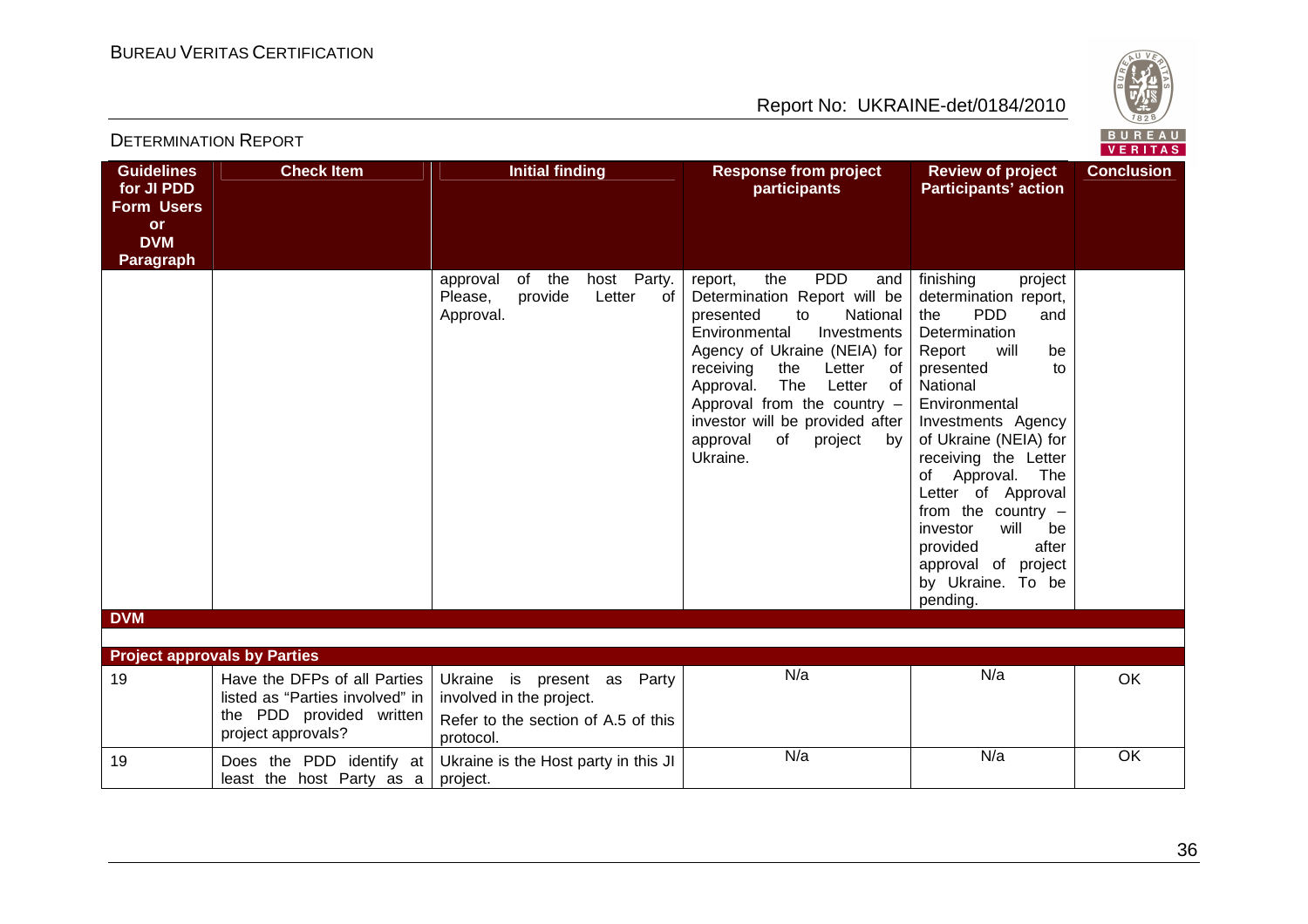| Guidelines for JI PDD Form Users or DVM Paragraph | Check Item | Initial finding | Response from project participants | Review of project Participants' action | Conclusion |
|---|---|---|---|---|---|
| | | approval of the host Party. Please, provide Letter of Approval. | report, the PDD and Determination Report will be presented to National Environmental Investments Agency of Ukraine (NEIA) for receiving the Letter of Approval. The Letter of Approval from the country – investor will be provided after approval of project by Ukraine. | finishing project determination report, the PDD and Determination Report will be presented to National Environmental Investments Agency of Ukraine (NEIA) for receiving the Letter of Approval. The Letter of Approval from the country – investor will be provided after approval of project by Ukraine. To be pending. | |
| **DVM** | | | | | |
| **Project approvals by Parties** | | | | | |
| 19 | Have the DFPs of all Parties listed as "Parties involved" in the PDD provided written project approvals? | Ukraine is present as Party involved in the project. Refer to the section of A.5 of this protocol. | N/a | N/a | OK |
| 19 | Does the PDD identify at least the host Party as a | Ukraine is the Host party in this JI project. | N/a | N/a | OK |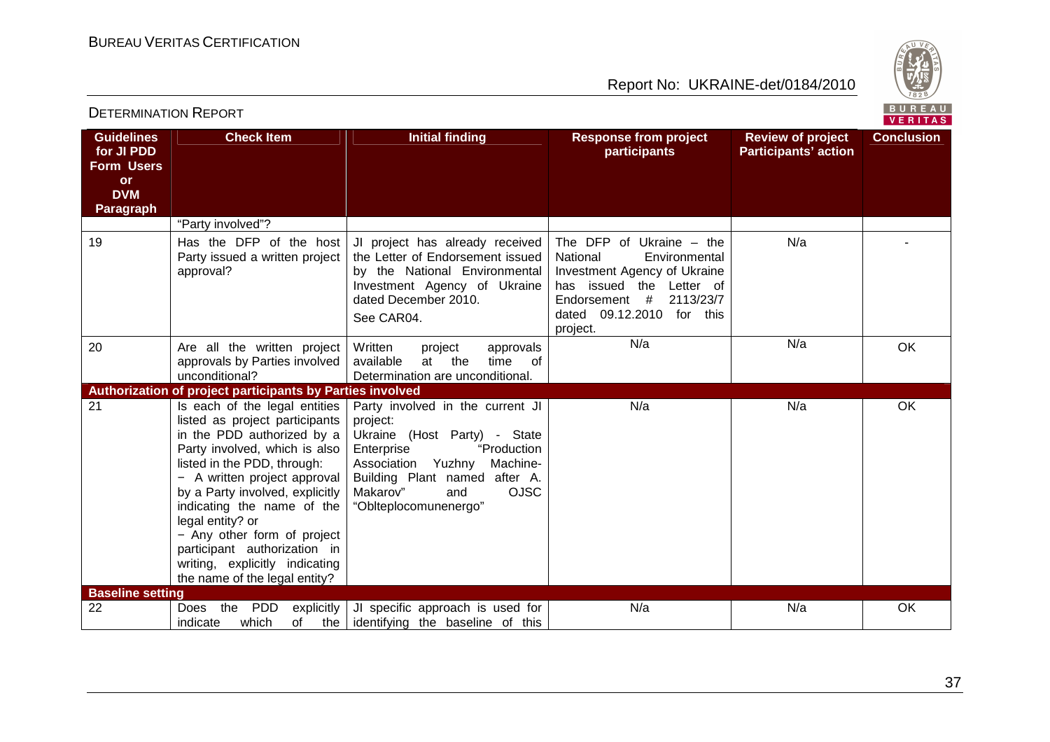| Guidelines for JI PDD Form Users or DVM Paragraph | Check Item | Initial finding | Response from project participants | Review of project Participants' action | Conclusion |
|---|---|---|---|---|---|
| | "Party involved"? | | | | |
| 19 | Has the DFP of the host Party issued a written project approval? | JI project has already received the Letter of Endorsement issued by the National Environmental Investment Agency of Ukraine dated December 2010. See CAR04. | The DFP of Ukraine – the National Environmental Investment Agency of Ukraine has issued the Letter of Endorsement # 2113/23/7 dated 09.12.2010 for this project. | N/a | - |
| 20 | Are all the written project approvals by Parties involved unconditional? | Written project approvals available at the time of Determination are unconditional. | N/a | N/a | OK |
| **Authorization of project participants by Parties involved** | | | | | |
| 21 | Is each of the legal entities listed as project participants in the PDD authorized by a Party involved, which is also listed in the PDD, through:<br>− A written project approval by a Party involved, explicitly indicating the name of the legal entity? or<br>− Any other form of project participant authorization in writing, explicitly indicating the name of the legal entity? | Party involved in the current JI project:<br>Ukraine (Host Party) - State Enterprise "Production Association Yuzhny Machine-Building Plant named after A. Makarov" and OJSC "Oblteplocomunenergo" | N/a | N/a | OK |
| **Baseline setting** | | | | | |
| 22 | Does the PDD explicitly indicate which of the | JI specific approach is used for identifying the baseline of this | N/a | N/a | OK |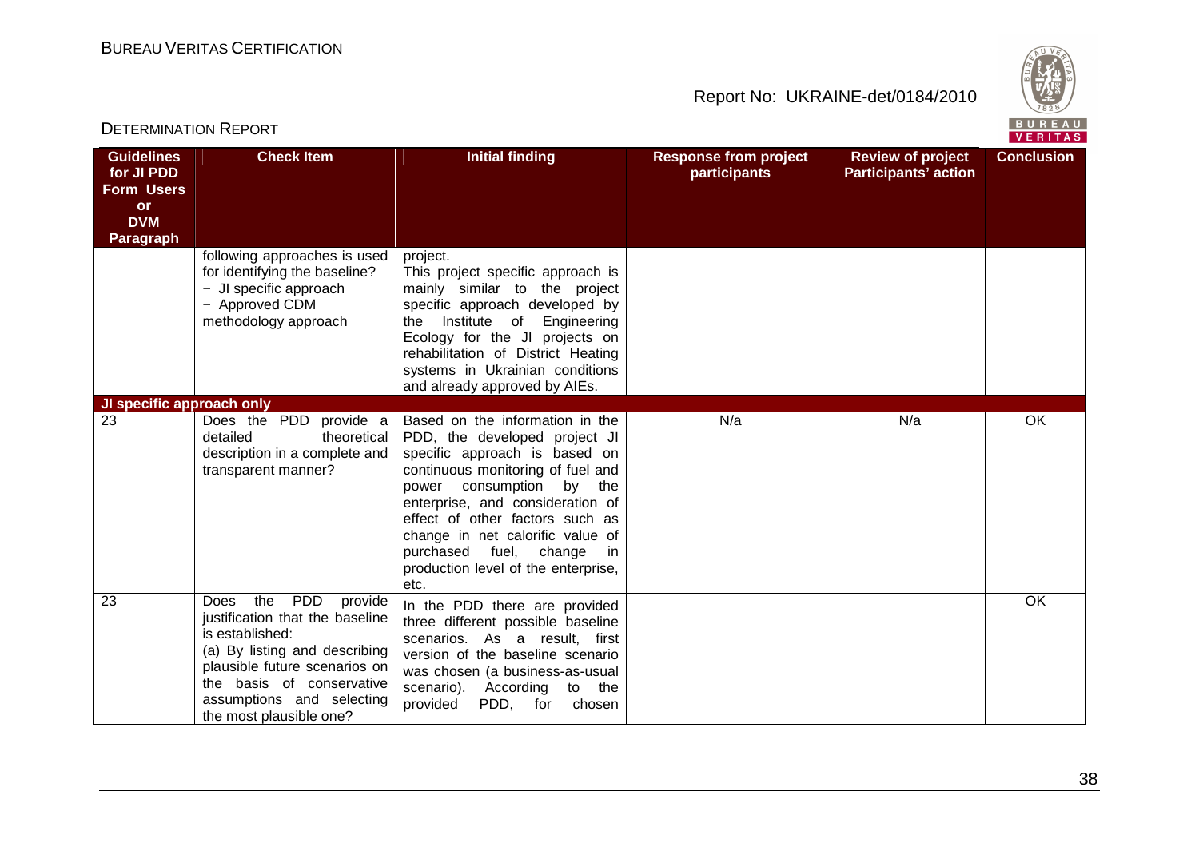| Guidelines for JI PDD Form Users or DVM Paragraph | Check Item | Initial finding | Response from project participants | Review of project Participants' action | Conclusion |
|---|---|---|---|---|---|
| | following approaches is used for identifying the baseline?<br>− JI specific approach<br>− Approved CDM methodology approach | project.<br>This project specific approach is mainly similar to the project specific approach developed by the Institute of Engineering Ecology for the JI projects on rehabilitation of District Heating systems in Ukrainian conditions and already approved by AIEs. | | | |
| **JI specific approach only** | | | | | |
| 23 | Does the PDD provide a detailed theoretical description in a complete and transparent manner? | Based on the information in the PDD, the developed project JI specific approach is based on continuous monitoring of fuel and power consumption by the enterprise, and consideration of effect of other factors such as change in net calorific value of purchased fuel, change in production level of the enterprise, etc. | N/a | N/a | OK |
| 23 | Does the PDD provide justification that the baseline is established:<br>(a) By listing and describing plausible future scenarios on the basis of conservative assumptions and selecting the most plausible one? | In the PDD there are provided three different possible baseline scenarios. As a result, first version of the baseline scenario was chosen (a business-as-usual scenario). According to the provided PDD, for chosen | | | OK |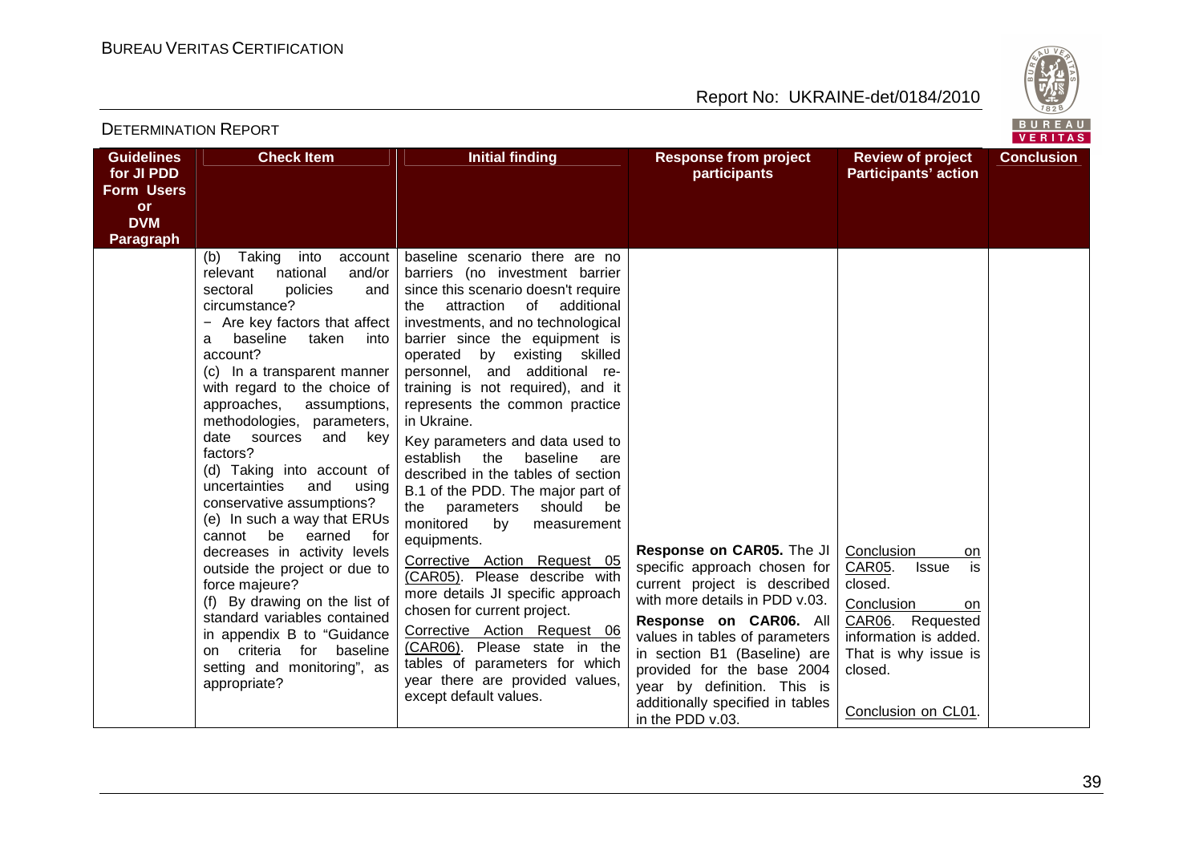| Guidelines for JI PDD Form Users or DVM Paragraph | Check Item | Initial finding | Response from project participants | Review of project Participants' action | Conclusion |
|---|---|---|---|---|---|
| | (b) Taking into account relevant national and/or sectoral policies and circumstance?<br>− Are key factors that affect a baseline taken into account?<br>(c) In a transparent manner with regard to the choice of approaches, assumptions, methodologies, parameters, date sources and key factors?<br>(d) Taking into account of uncertainties and using conservative assumptions?<br>(e) In such a way that ERUs cannot be earned for decreases in activity levels outside the project or due to force majeure?<br>(f) By drawing on the list of standard variables contained in appendix B to "Guidance on criteria for baseline setting and monitoring", as appropriate? | baseline scenario there are no barriers (no investment barrier since this scenario doesn't require the attraction of additional investments, and no technological barrier since the equipment is operated by existing skilled personnel, and additional re-training is not required), and it represents the common practice in Ukraine.<br>Key parameters and data used to establish the baseline are described in the tables of section B.1 of the PDD. The major part of the parameters should be monitored by measurement equipments.<br>Corrective Action Request 05 (CAR05). Please describe with more details JI specific approach chosen for current project.<br>Corrective Action Request 06 (CAR06). Please state in the tables of parameters for which year there are provided values, except default values. | **Response on CAR05.** The JI specific approach chosen for current project is described with more details in PDD v.03.<br>**Response on CAR06.** All values in tables of parameters in section B1 (Baseline) are provided for the base 2004 year by definition. This is additionally specified in tables in the PDD v.03. | Conclusion on CAR05. Issue is closed.<br>Conclusion on CAR06. Requested information is added. That is why issue is closed.<br>Conclusion on CL01. | |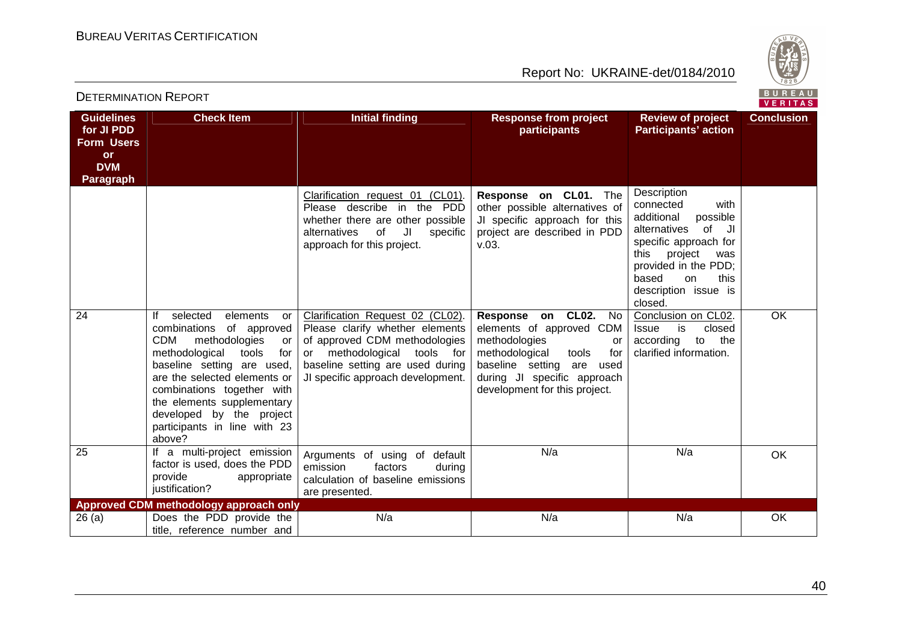| Guidelines for JI PDD Form Users or DVM Paragraph | Check Item | Initial finding | Response from project participants | Review of project Participants' action | Conclusion |
|---|---|---|---|---|---|
| | | Clarification request 01 (CL01). Please describe in the PDD whether there are other possible alternatives of JI specific approach for this project. | **Response on CL01.** The other possible alternatives of JI specific approach for this project are described in PDD v.03. | Description connected with additional possible alternatives of JI specific approach for this project was provided in the PDD; based on this description issue is closed. | |
| 24 | If selected elements or combinations of approved CDM methodologies or methodological tools for baseline setting are used, are the selected elements or combinations together with the elements supplementary developed by the project participants in line with 23 above? | Clarification Request 02 (CL02). Please clarify whether elements of approved CDM methodologies or methodological tools for baseline setting are used during JI specific approach development. | **Response on CL02.** No elements of approved CDM methodologies or methodological tools for baseline setting are used during JI specific approach development for this project. | Conclusion on CL02. Issue is closed according to the clarified information. | OK |
| 25 | If a multi-project emission factor is used, does the PDD provide appropriate justification? | Arguments of using of default emission factors during calculation of baseline emissions are presented. | N/a | N/a | OK |
| **Approved CDM methodology approach only** | | | | | |
| 26 (a) | Does the PDD provide the title, reference number and | N/a | N/a | N/a | OK |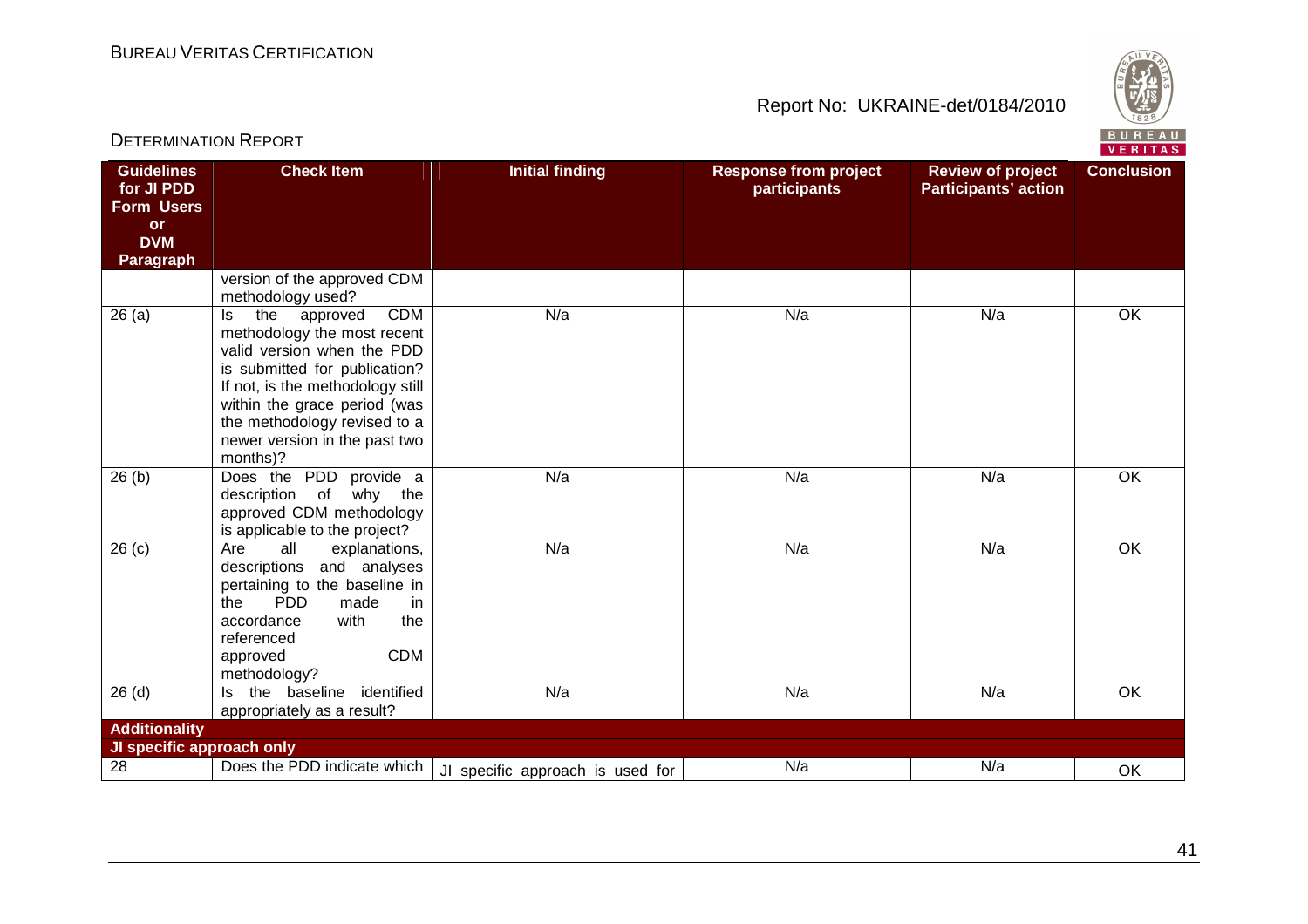| Guidelines for JI PDD Form Users or DVM Paragraph | Check Item | Initial finding | Response from project participants | Review of project Participants' action | Conclusion |
|---|---|---|---|---|---|
| | version of the approved CDM methodology used? | | | | |
| 26 (a) | Is the approved CDM methodology the most recent valid version when the PDD is submitted for publication? If not, is the methodology still within the grace period (was the methodology revised to a newer version in the past two months)? | N/a | N/a | N/a | OK |
| 26 (b) | Does the PDD provide a description of why the approved CDM methodology is applicable to the project? | N/a | N/a | N/a | OK |
| 26 (c) | Are all explanations, descriptions and analyses pertaining to the baseline in the PDD made in accordance with the referenced approved CDM methodology? | N/a | N/a | N/a | OK |
| 26 (d) | Is the baseline identified appropriately as a result? | N/a | N/a | N/a | OK |
| **Additionality** | | | | | |
| **JI specific approach only** | | | | | |
| 28 | Does the PDD indicate which | JI specific approach is used for | N/a | N/a | OK |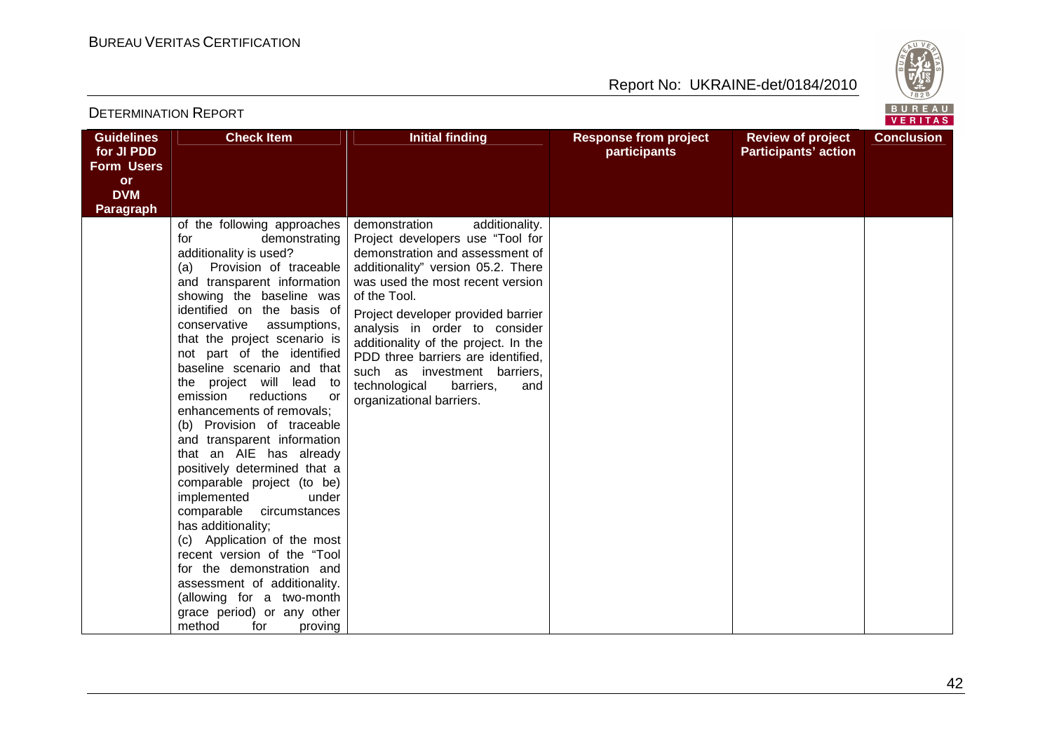| Guidelines for JI PDD Form Users or DVM Paragraph | Check Item | Initial finding | Response from project participants | Review of project Participants' action | Conclusion |
|---|---|---|---|---|---|
| | of the following approaches for demonstrating additionality is used?<br>(a) Provision of traceable and transparent information showing the baseline was identified on the basis of conservative assumptions, that the project scenario is not part of the identified baseline scenario and that the project will lead to emission reductions or enhancements of removals;<br>(b) Provision of traceable and transparent information that an AIE has already positively determined that a comparable project (to be) implemented under comparable circumstances has additionality;<br>(c) Application of the most recent version of the "Tool for the demonstration and assessment of additionality. (allowing for a two-month grace period) or any other method for proving | demonstration additionality. Project developers use "Tool for demonstration and assessment of additionality" version 05.2. There was used the most recent version of the Tool.<br><br>Project developer provided barrier analysis in order to consider additionality of the project. In the PDD three barriers are identified, such as investment barriers, technological barriers, and organizational barriers. | | | |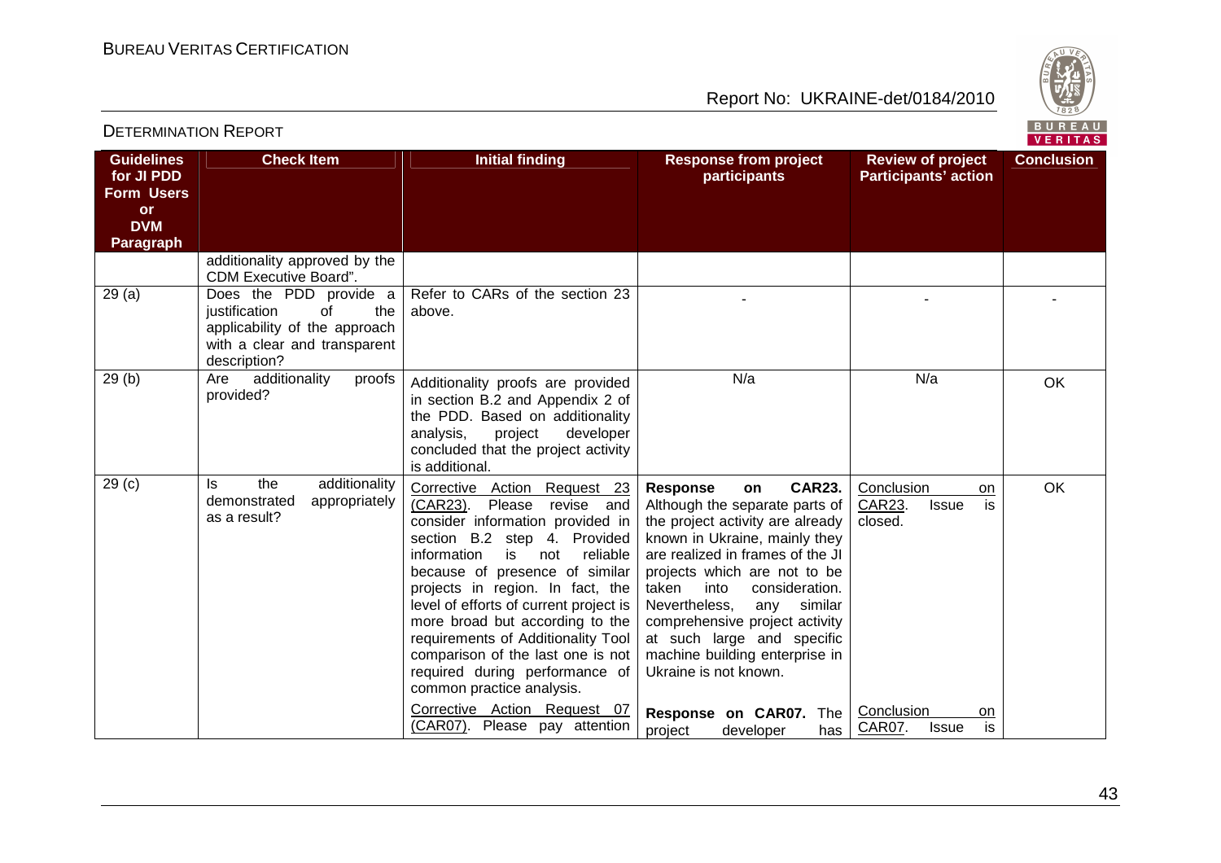| Guidelines for JI PDD Form Users or DVM Paragraph | Check Item | Initial finding | Response from project participants | Review of project Participants' action | Conclusion |
|---|---|---|---|---|---|
| | additionality approved by the CDM Executive Board". | | | | |
| 29 (a) | Does the PDD provide a justification of the applicability of the approach with a clear and transparent description? | Refer to CARs of the section 23 above. | - | - | - |
| 29 (b) | Are additionality proofs provided? | Additionality proofs are provided in section B.2 and Appendix 2 of the PDD. Based on additionality analysis, project developer concluded that the project activity is additional. | N/a | N/a | OK |
| 29 (c) | Is the additionality demonstrated appropriately as a result? | Corrective Action Request 23 (CAR23). Please revise and consider information provided in section B.2 step 4. Provided information is not reliable because of presence of similar projects in region. In fact, the level of efforts of current project is more broad but according to the requirements of Additionality Tool comparison of the last one is not required during performance of common practice analysis. | **Response on CAR23.** Although the separate parts of the project activity are already known in Ukraine, mainly they are realized in frames of the JI projects which are not to be taken into consideration. Nevertheless, any similar comprehensive project activity at such large and specific machine building enterprise in Ukraine is not known. | Conclusion on CAR23. Issue is closed. | OK |
| | | Corrective Action Request 07 (CAR07). Please pay attention | **Response on CAR07.** The project developer has | Conclusion on CAR07. Issue is | |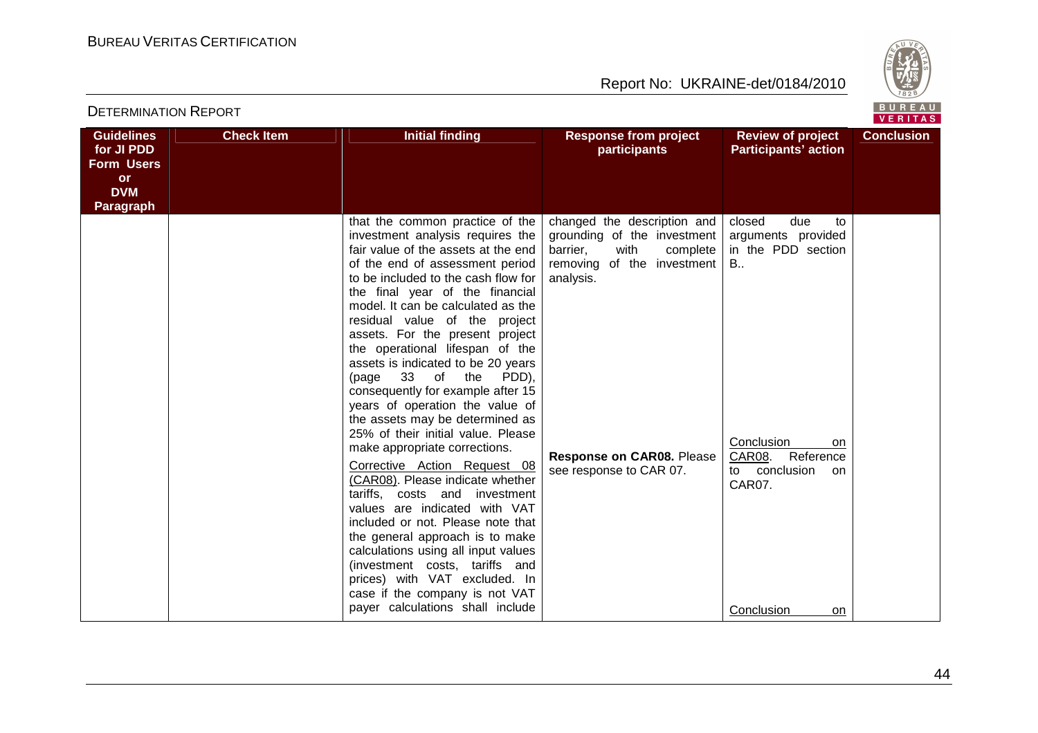| Guidelines for JI PDD Form Users or DVM Paragraph | Check Item | Initial finding | Response from project participants | Review of project Participants' action | Conclusion |
|---|---|---|---|---|---|
| | | that the common practice of the investment analysis requires the fair value of the assets at the end of the end of assessment period to be included to the cash flow for the final year of the financial model. It can be calculated as the residual value of the project assets. For the present project the operational lifespan of the assets is indicated to be 20 years (page 33 of the PDD), consequently for example after 15 years of operation the value of the assets may be determined as 25% of their initial value. Please make appropriate corrections. | changed the description and grounding of the investment barrier, with complete removing of the investment analysis. | closed due to arguments provided in the PDD section B.. | |
| | | Corrective Action Request 08 (CAR08). Please indicate whether tariffs, costs and investment values are indicated with VAT included or not. Please note that the general approach is to make calculations using all input values (investment costs, tariffs and prices) with VAT excluded. In case if the company is not VAT payer calculations shall include | **Response on CAR08.** Please see response to CAR 07. | Conclusion on CAR08. Reference to conclusion on CAR07.<br><br>Conclusion on | |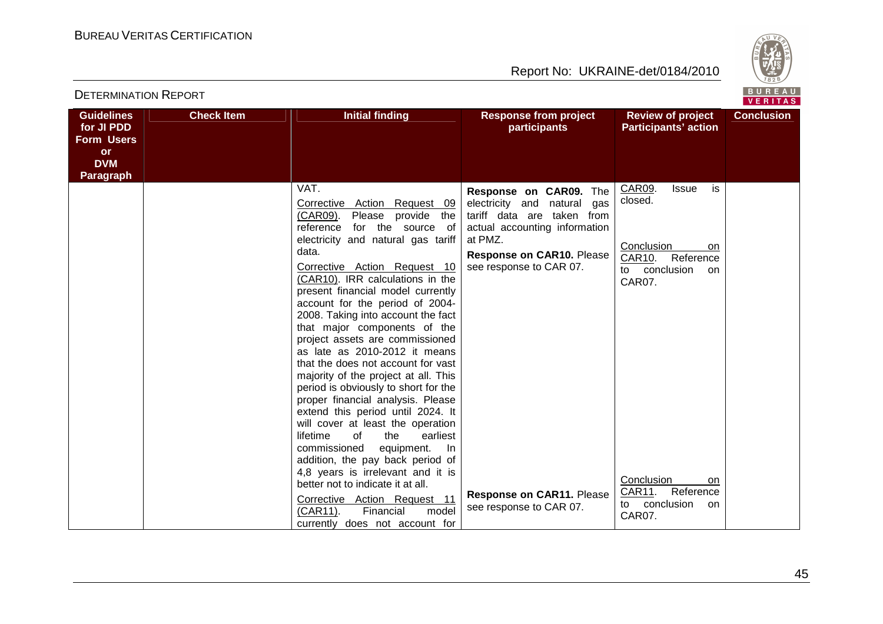| Guidelines for JI PDD Form Users or DVM Paragraph | Check Item | Initial finding | Response from project participants | Review of project Participants' action | Conclusion |
|---|---|---|---|---|---|
| | | VAT.<br>Corrective Action Request 09 (CAR09). Please provide the reference for the source of electricity and natural gas tariff data. | **Response on CAR09.** The electricity and natural gas tariff data are taken from actual accounting information at PMZ. | CAR09. Issue is closed. | |
| | | Corrective Action Request 10 (CAR10). IRR calculations in the present financial model currently account for the period of 2004-2008. Taking into account the fact that major components of the project assets are commissioned as late as 2010-2012 it means that the does not account for vast majority of the project at all. This period is obviously to short for the proper financial analysis. Please extend this period until 2024. It will cover at least the operation lifetime of the earliest commissioned equipment. In addition, the pay back period of 4,8 years is irrelevant and it is better not to indicate it at all. | **Response on CAR10.** Please see response to CAR 07. | Conclusion on CAR10. Reference to conclusion on CAR07. | |
| | | Corrective Action Request 11 (CAR11). Financial model currently does not account for | **Response on CAR11.** Please see response to CAR 07. | Conclusion on CAR11. Reference to conclusion on CAR07. | |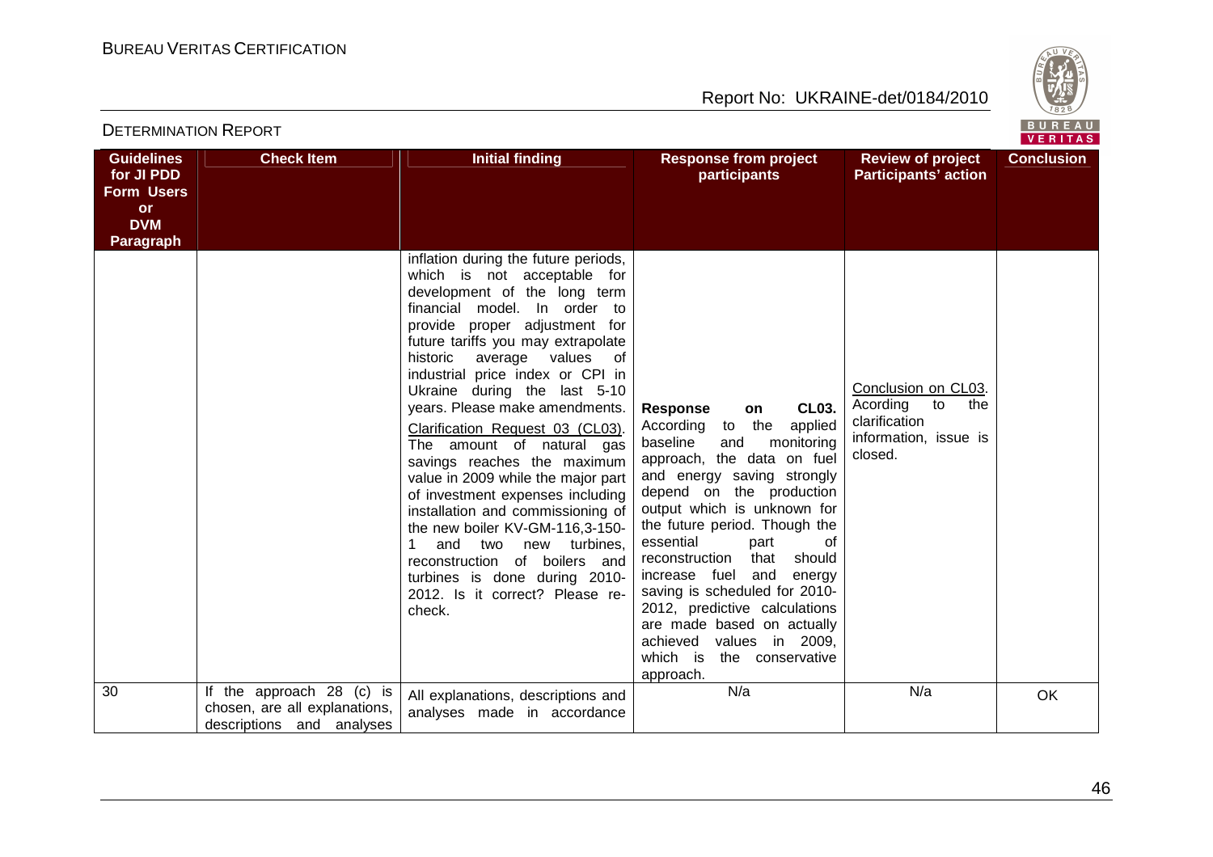| Guidelines for JI PDD Form Users or DVM Paragraph | Check Item | Initial finding | Response from project participants | Review of project Participants' action | Conclusion |
|---|---|---|---|---|---|
| | | inflation during the future periods, which is not acceptable for development of the long term financial model. In order to provide proper adjustment for future tariffs you may extrapolate historic average values of industrial price index or CPI in Ukraine during the last 5-10 years. Please make amendments.<br><br>Clarification Request 03 (CL03). The amount of natural gas savings reaches the maximum value in 2009 while the major part of investment expenses including installation and commissioning of the new boiler KV-GM-116,3-150-1 and two new turbines, reconstruction of boilers and turbines is done during 2010-2012. Is it correct? Please re-check. | **Response on CL03.** According to the applied baseline and monitoring approach, the data on fuel and energy saving strongly depend on the production output which is unknown for the future period. Though the essential part of reconstruction that should increase fuel and energy saving is scheduled for 2010-2012, predictive calculations are made based on actually achieved values in 2009, which is the conservative approach. | Conclusion on CL03. Acording to the clarification information, issue is closed. | |
| 30 | If the approach 28 (c) is chosen, are all explanations, descriptions and analyses | All explanations, descriptions and analyses made in accordance | N/a | N/a | OK |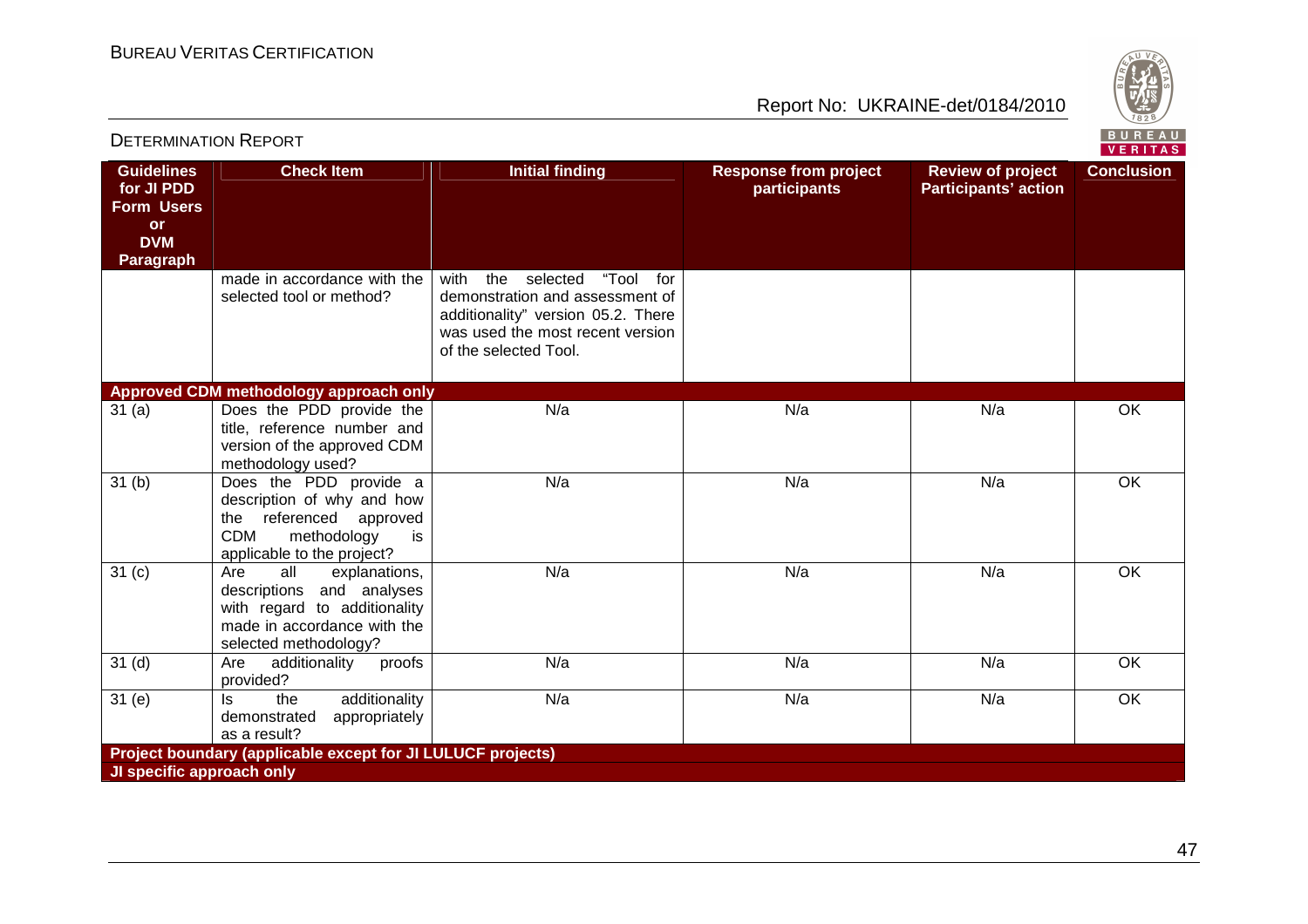| Guidelines for JI PDD Form Users or DVM Paragraph | Check Item | Initial finding | Response from project participants | Review of project Participants' action | Conclusion |
|---|---|---|---|---|---|
| | made in accordance with the selected tool or method? | with the selected "Tool for demonstration and assessment of additionality" version 05.2. There was used the most recent version of the selected Tool. | | | |
| **Approved CDM methodology approach only** | | | | | |
| 31 (a) | Does the PDD provide the title, reference number and version of the approved CDM methodology used? | N/a | N/a | N/a | OK |
| 31 (b) | Does the PDD provide a description of why and how the referenced approved CDM methodology is applicable to the project? | N/a | N/a | N/a | OK |
| 31 (c) | Are all explanations, descriptions and analyses with regard to additionality made in accordance with the selected methodology? | N/a | N/a | N/a | OK |
| 31 (d) | Are additionality proofs provided? | N/a | N/a | N/a | OK |
| 31 (e) | Is the additionality demonstrated appropriately as a result? | N/a | N/a | N/a | OK |
| **Project boundary (applicable except for JI LULUCF projects)** | | | | | |
| **JI specific approach only** | | | | | |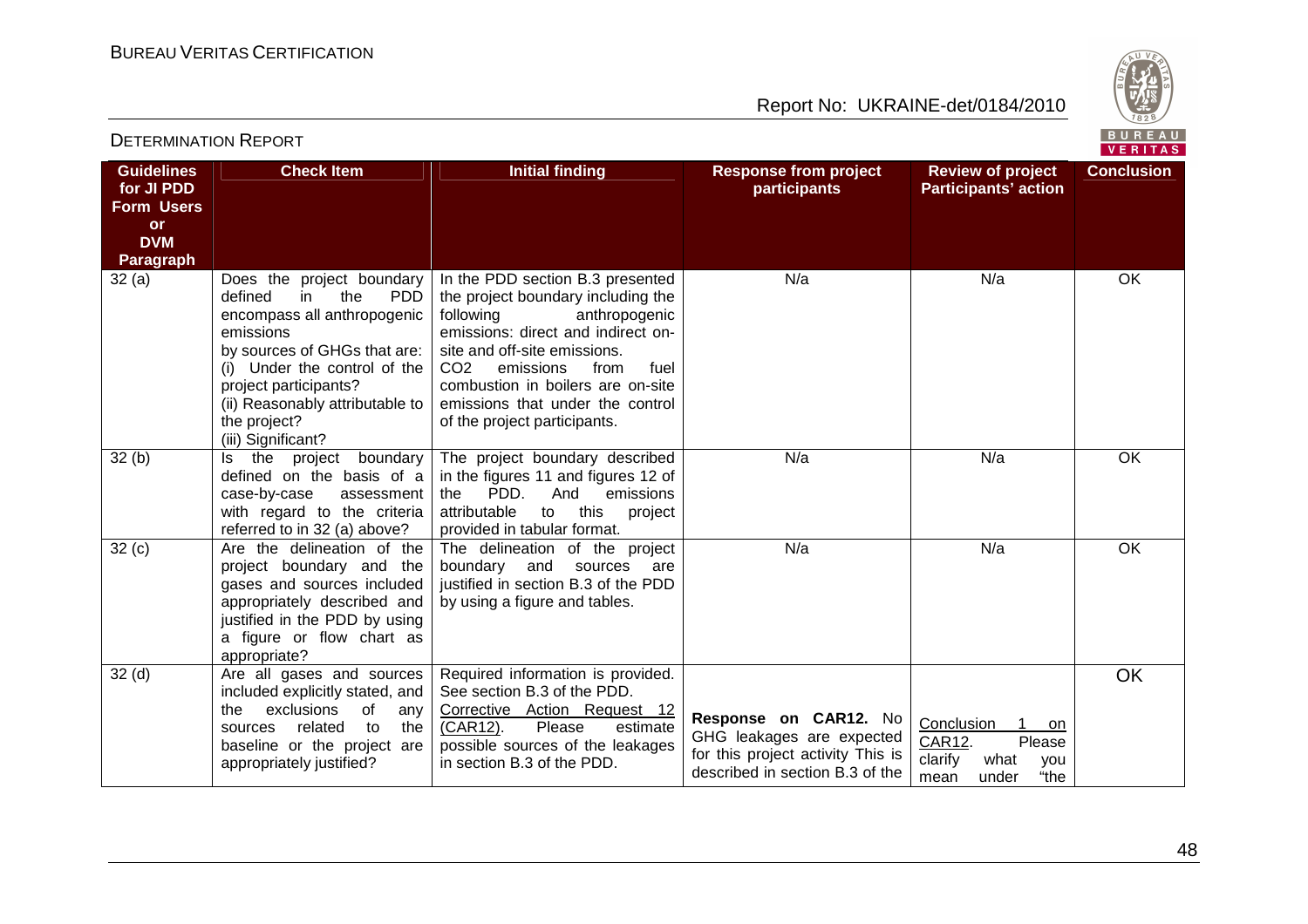| Guidelines for JI PDD Form Users or DVM Paragraph | Check Item | Initial finding | Response from project participants | Review of project Participants' action | Conclusion |
|---|---|---|---|---|---|
| 32 (a) | Does the project boundary defined in the PDD encompass all anthropogenic emissions by sources of GHGs that are: (i) Under the control of the project participants? (ii) Reasonably attributable to the project? (iii) Significant? | In the PDD section B.3 presented the project boundary including the following anthropogenic emissions: direct and indirect on-site and off-site emissions. $CO_2$ emissions from fuel combustion in boilers are on-site emissions that under the control of the project participants. | N/a | N/a | OK |
| 32 (b) | Is the project boundary defined on the basis of a case-by-case assessment with regard to the criteria referred to in 32 (a) above? | The project boundary described in the figures 11 and figures 12 of the PDD. And emissions attributable to this project provided in tabular format. | N/a | N/a | OK |
| 32 (c) | Are the delineation of the project boundary and the gases and sources included appropriately described and justified in the PDD by using a figure or flow chart as appropriate? | The delineation of the project boundary and sources are justified in section B.3 of the PDD by using a figure and tables. | N/a | N/a | OK |
| 32 (d) | Are all gases and sources included explicitly stated, and the exclusions of any sources related to the baseline or the project are appropriately justified? | Required information is provided. See section B.3 of the PDD. Corrective Action Request 12 (CAR12). Please estimate possible sources of the leakages in section B.3 of the PDD. | **Response on CAR12.** No GHG leakages are expected for this project activity This is described in section B.3 of the | Conclusion 1 on CAR12. Please clarify what you mean under "the | OK |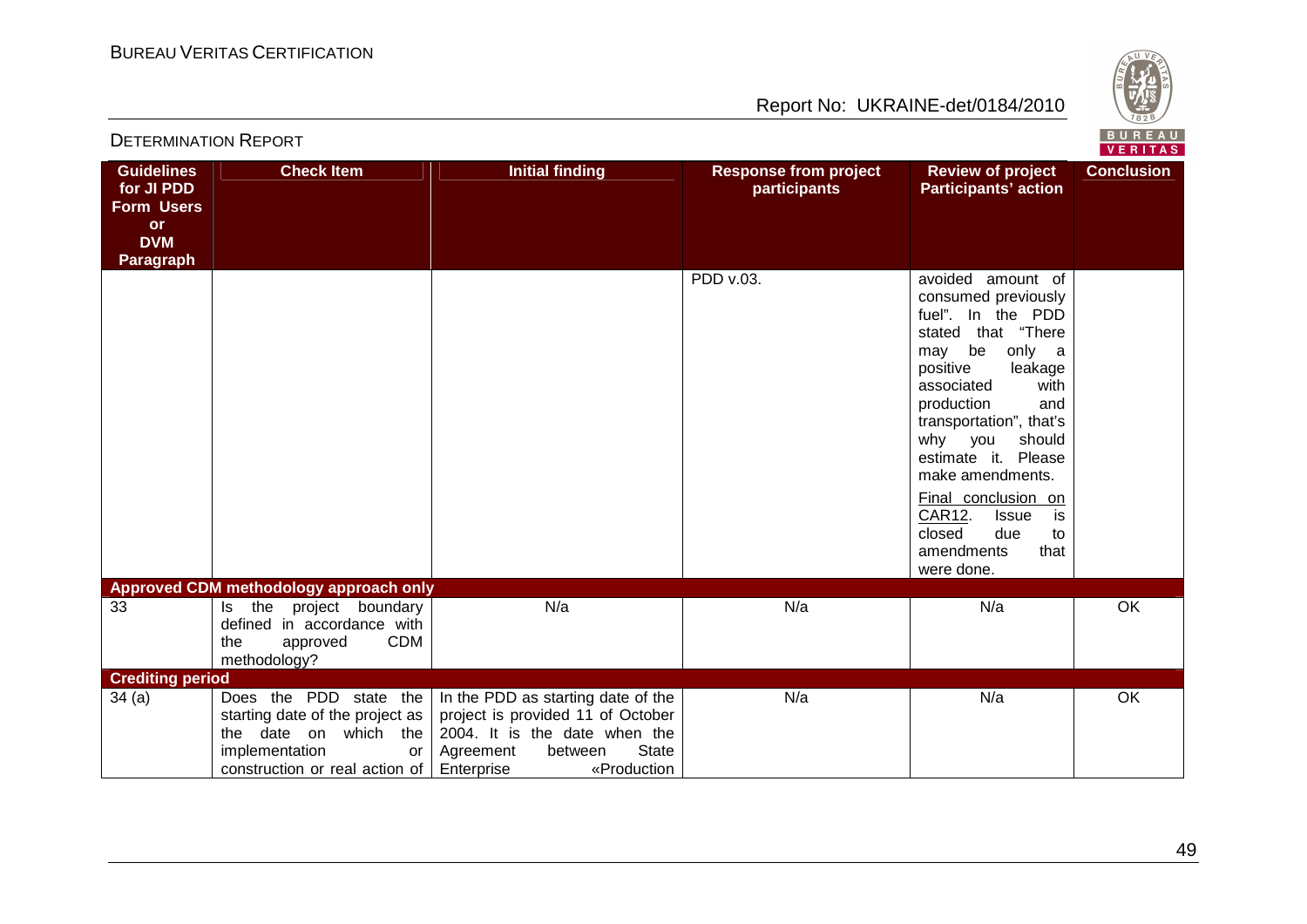| Guidelines for JI PDD Form Users or DVM Paragraph | Check Item | Initial finding | Response from project participants | Review of project Participants' action | Conclusion |
|---|---|---|---|---|---|
| | | | PDD v.03. | avoided amount of consumed previously fuel". In the PDD stated that "There may be only a positive leakage associated with production and transportation", that's why you should estimate it. Please make amendments.<br><br>Final conclusion on CAR12. Issue is closed due to amendments that were done. | |
| **Approved CDM methodology approach only** | | | | | |
| 33 | Is the project boundary defined in accordance with the approved CDM methodology? | N/a | N/a | N/a | OK |
| **Crediting period** | | | | | |
| 34 (a) | Does the PDD state the starting date of the project as the date on which the implementation or construction or real action of | In the PDD as starting date of the project is provided 11 of October 2004. It is the date when the Agreement between State Enterprise «Production | N/a | N/a | OK |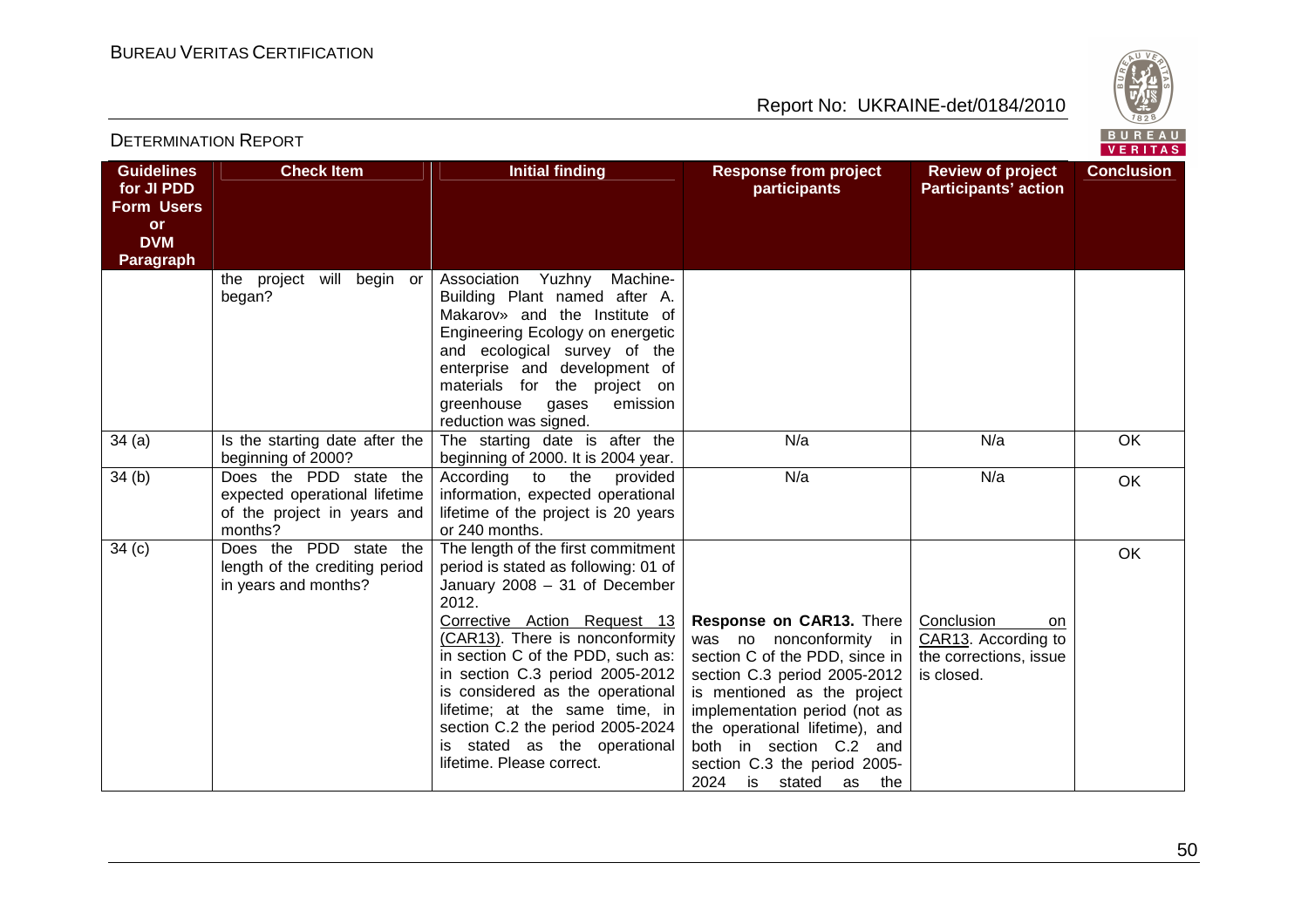| Guidelines for JI PDD Form Users or DVM Paragraph | Check Item | Initial finding | Response from project participants | Review of project Participants' action | Conclusion |
|---|---|---|---|---|---|
| | the project will begin or began? | Association Yuzhny Machine-Building Plant named after A. Makarov» and the Institute of Engineering Ecology on energetic and ecological survey of the enterprise and development of materials for the project on greenhouse gases emission reduction was signed. | | | |
| 34 (a) | Is the starting date after the beginning of 2000? | The starting date is after the beginning of 2000. It is 2004 year. | N/a | N/a | OK |
| 34 (b) | Does the PDD state the expected operational lifetime of the project in years and months? | According to the provided information, expected operational lifetime of the project is 20 years or 240 months. | N/a | N/a | OK |
| 34 (c) | Does the PDD state the length of the crediting period in years and months? | The length of the first commitment period is stated as following: 01 of January 2008 – 31 of December 2012.<br><br>Corrective Action Request 13 (CAR13). There is nonconformity in section C of the PDD, such as: in section C.3 period 2005-2012 is considered as the operational lifetime; at the same time, in section C.2 the period 2005-2024 is stated as the operational lifetime. Please correct. | **Response on CAR13.** There was no nonconformity in section C of the PDD, since in section C.3 period 2005-2012 is mentioned as the project implementation period (not as the operational lifetime), and both in section C.2 and section C.3 the period 2005-2024 is stated as the | Conclusion on CAR13. According to the corrections, issue is closed. | OK |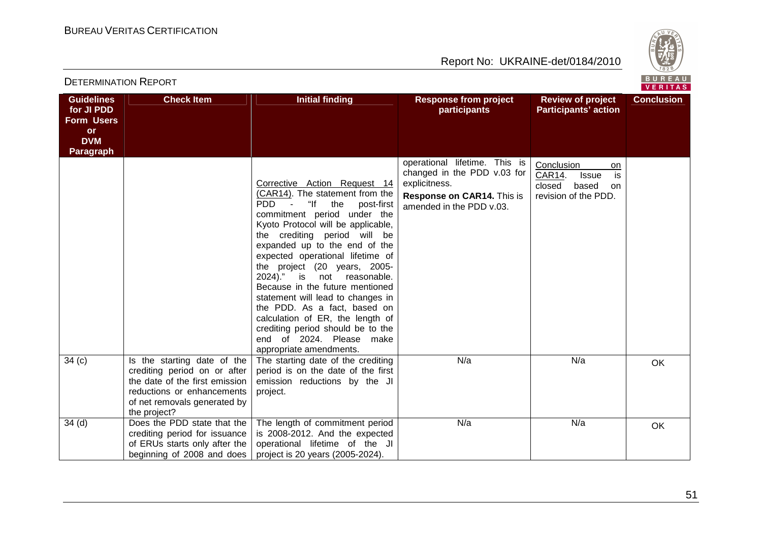| Guidelines for JI PDD Form Users or DVM Paragraph | Check Item | Initial finding | Response from project participants | Review of project Participants' action | Conclusion |
|---|---|---|---|---|---|
| | | Corrective Action Request 14 (CAR14). The statement from the PDD - "If the post-first commitment period under the Kyoto Protocol will be applicable, the crediting period will be expanded up to the end of the expected operational lifetime of the project (20 years, 2005-2024)." is not reasonable. Because in the future mentioned statement will lead to changes in the PDD. As a fact, based on calculation of ER, the length of crediting period should be to the end of 2024. Please make appropriate amendments. | operational lifetime. This is changed in the PDD v.03 for explicitness. **Response on CAR14.** This is amended in the PDD v.03. | Conclusion on CAR14. Issue is closed based on revision of the PDD. | |
| 34 (c) | Is the starting date of the crediting period on or after the date of the first emission reductions or enhancements of net removals generated by the project? | The starting date of the crediting period is on the date of the first emission reductions by the JI project. | N/a | N/a | OK |
| 34 (d) | Does the PDD state that the crediting period for issuance of ERUs starts only after the beginning of 2008 and does | The length of commitment period is 2008-2012. And the expected operational lifetime of the JI project is 20 years (2005-2024). | N/a | N/a | OK |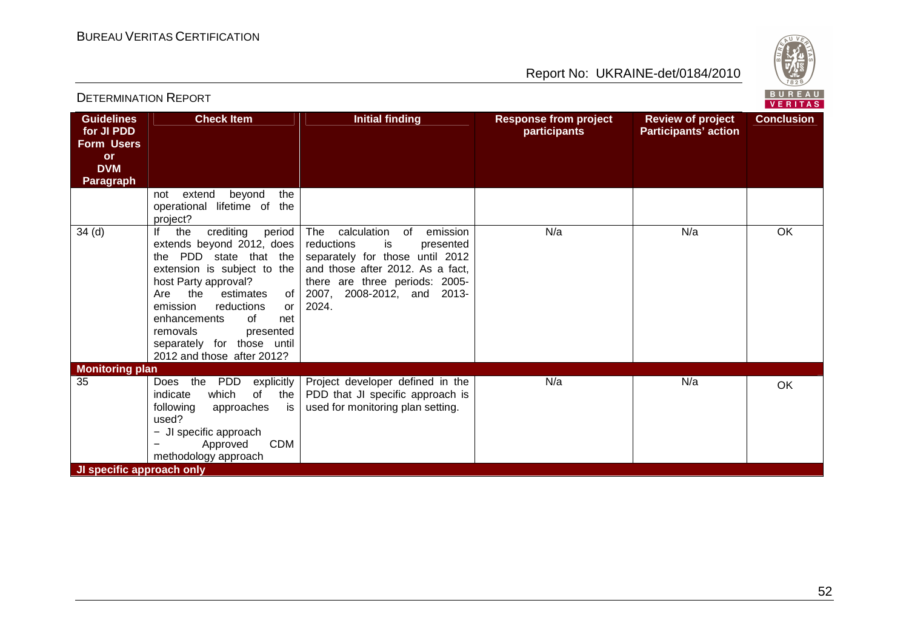| Guidelines for JI PDD Form Users or DVM Paragraph | Check Item | Initial finding | Response from project participants | Review of project Participants' action | Conclusion |
|---|---|---|---|---|---|
| | not extend beyond the operational lifetime of the project? | | | | |
| 34 (d) | If the crediting period extends beyond 2012, does the PDD state that the extension is subject to the host Party approval?<br>Are the estimates of emission reductions or enhancements of net removals presented separately for those until 2012 and those after 2012? | The calculation of emission reductions is presented separately for those until 2012 and those after 2012. As a fact, there are three periods: 2005-2007, 2008-2012, and 2013-2024. | N/a | N/a | OK |
| **Monitoring plan** | | | | | |
| 35 | Does the PDD explicitly indicate which of the following approaches is used?<br>− JI specific approach<br>− Approved CDM methodology approach | Project developer defined in the PDD that JI specific approach is used for monitoring plan setting. | N/a | N/a | OK |
| **JI specific approach only** | | | | | |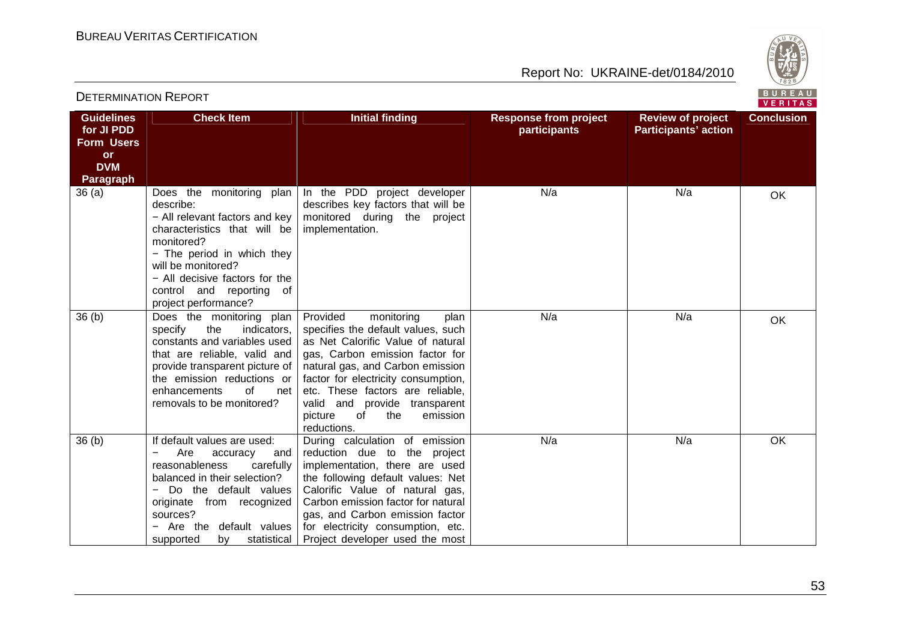| Guidelines for JI PDD Form Users or DVM Paragraph | Check Item | Initial finding | Response from project participants | Review of project Participants' action | Conclusion |
|---|---|---|---|---|---|
| 36 (a) | Does the monitoring plan describe:<br>− All relevant factors and key characteristics that will be monitored?<br>− The period in which they will be monitored?<br>− All decisive factors for the control and reporting of project performance? | In the PDD project developer describes key factors that will be monitored during the project implementation. | N/a | N/a | OK |
| 36 (b) | Does the monitoring plan specify the indicators, constants and variables used that are reliable, valid and provide transparent picture of the emission reductions or enhancements of net removals to be monitored? | Provided monitoring plan specifies the default values, such as Net Calorific Value of natural gas, Carbon emission factor for natural gas, and Carbon emission factor for electricity consumption, etc. These factors are reliable, valid and provide transparent picture of the emission reductions. | N/a | N/a | OK |
| 36 (b) | If default values are used:<br>− Are accuracy and reasonableness carefully balanced in their selection?<br>− Do the default values originate from recognized sources?<br>− Are the default values supported by statistical | During calculation of emission reduction due to the project implementation, there are used the following default values: Net Calorific Value of natural gas, Carbon emission factor for natural gas, and Carbon emission factor for electricity consumption, etc. Project developer used the most | N/a | N/a | OK |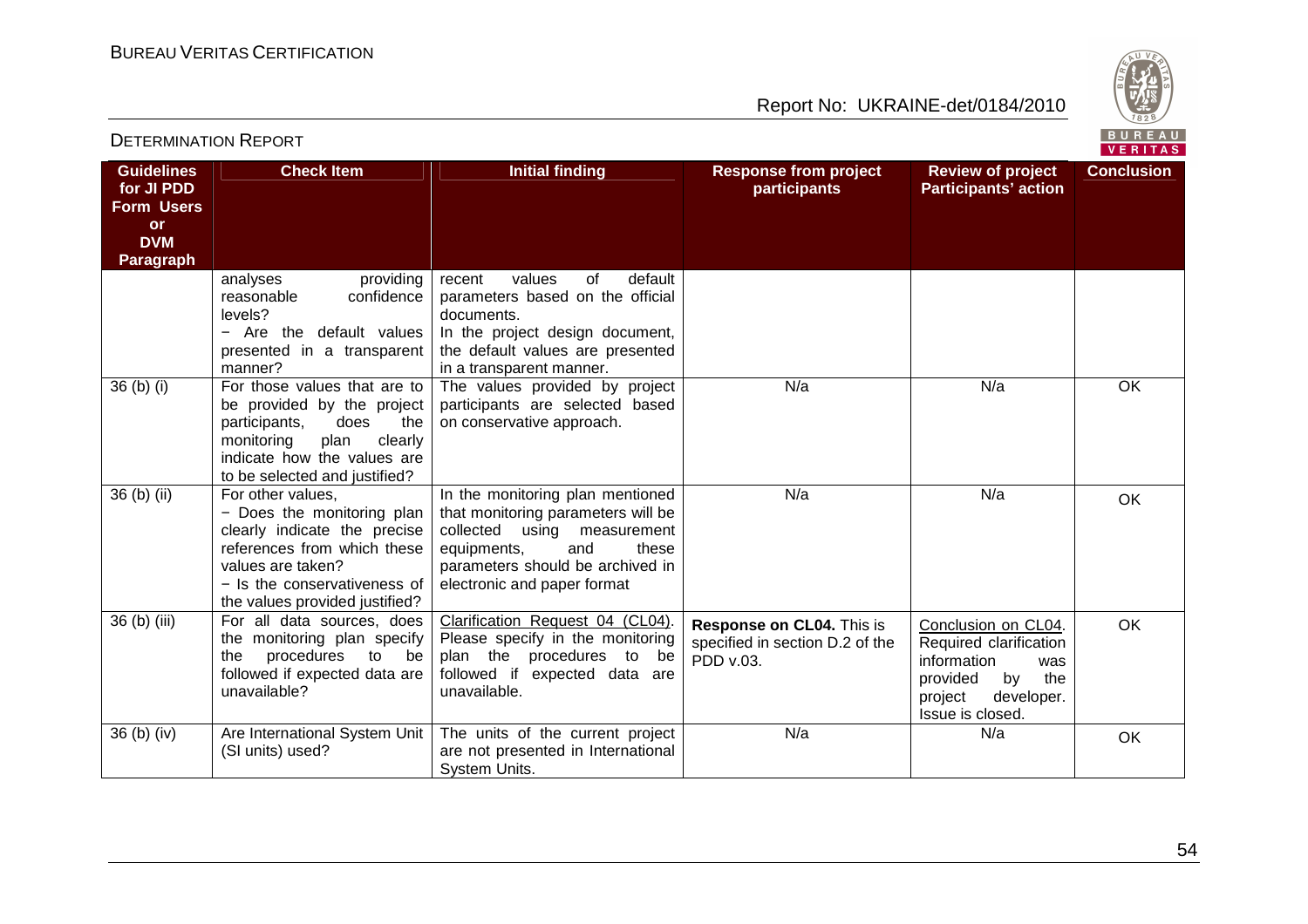| Guidelines for JI PDD Form Users or DVM Paragraph | Check Item | Initial finding | Response from project participants | Review of project Participants' action | Conclusion |
|---|---|---|---|---|---|
| | analyses providing reasonable confidence levels?<br>− Are the default values presented in a transparent manner? | recent values of default parameters based on the official documents.<br>In the project design document, the default values are presented in a transparent manner. | | | |
| 36 (b) (i) | For those values that are to be provided by the project participants, does the monitoring plan clearly indicate how the values are to be selected and justified? | The values provided by project participants are selected based on conservative approach. | N/a | N/a | OK |
| 36 (b) (ii) | For other values,<br>− Does the monitoring plan clearly indicate the precise references from which these values are taken?<br>− Is the conservativeness of the values provided justified? | In the monitoring plan mentioned that monitoring parameters will be collected using measurement equipments, and these parameters should be archived in electronic and paper format | N/a | N/a | OK |
| 36 (b) (iii) | For all data sources, does the monitoring plan specify the procedures to be followed if expected data are unavailable? | Clarification Request 04 (CL04). Please specify in the monitoring plan the procedures to be followed if expected data are unavailable. | **Response on CL04.** This is specified in section D.2 of the PDD v.03. | Conclusion on CL04. Required clarification information was provided by the project developer. Issue is closed. | OK |
| 36 (b) (iv) | Are International System Unit (SI units) used? | The units of the current project are not presented in International System Units. | N/a | N/a | OK |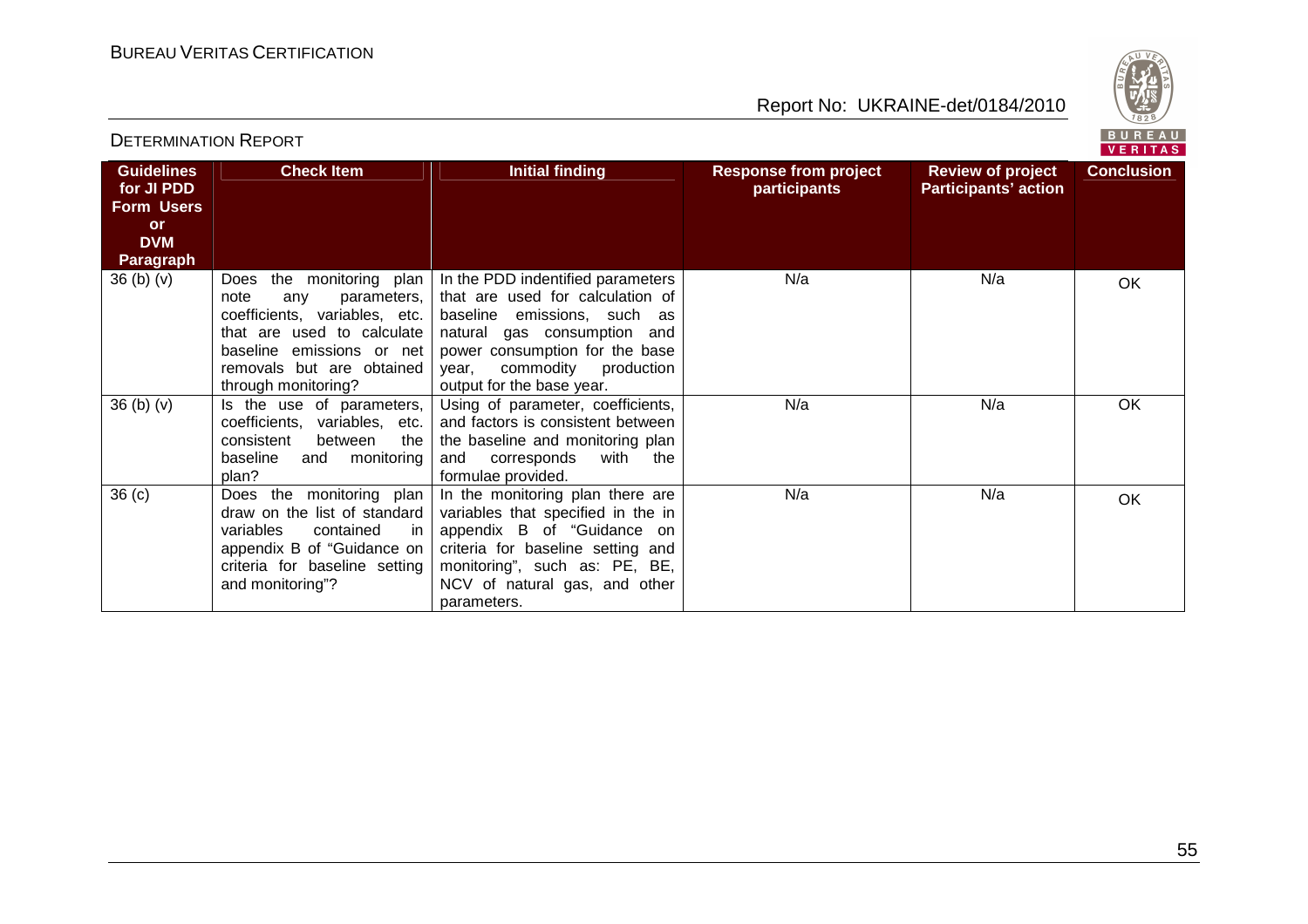| Guidelines for JI PDD Form Users or DVM Paragraph | Check Item | Initial finding | Response from project participants | Review of project Participants' action | Conclusion |
|---|---|---|---|---|---|
| 36 (b) (v) | Does the monitoring plan note any parameters, coefficients, variables, etc. that are used to calculate baseline emissions or net removals but are obtained through monitoring? | In the PDD indentified parameters that are used for calculation of baseline emissions, such as natural gas consumption and power consumption for the base year, commodity production output for the base year. | N/a | N/a | OK |
| 36 (b) (v) | Is the use of parameters, coefficients, variables, etc. consistent between the baseline and monitoring plan? | Using of parameter, coefficients, and factors is consistent between the baseline and monitoring plan and corresponds with the formulae provided. | N/a | N/a | OK |
| 36 (c) | Does the monitoring plan draw on the list of standard variables contained in appendix B of "Guidance on criteria for baseline setting and monitoring"? | In the monitoring plan there are variables that specified in the in appendix B of "Guidance on criteria for baseline setting and monitoring", such as: PE, BE, NCV of natural gas, and other parameters. | N/a | N/a | OK |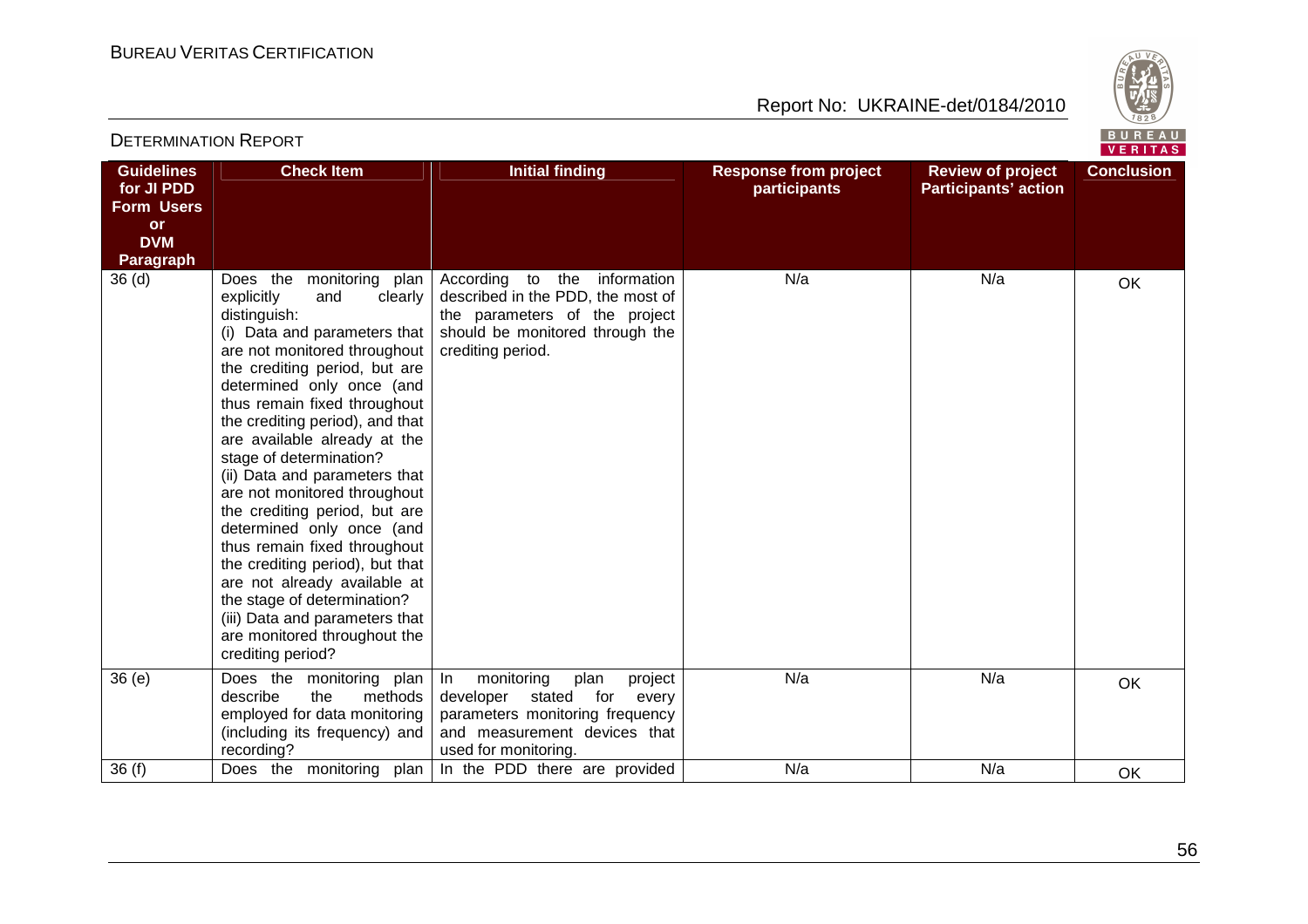| Guidelines for JI PDD Form Users or DVM Paragraph | Check Item | Initial finding | Response from project participants | Review of project Participants' action | Conclusion |
|---|---|---|---|---|---|
| 36 (d) | Does the monitoring plan explicitly and clearly distinguish:<br>(i) Data and parameters that are not monitored throughout the crediting period, but are determined only once (and thus remain fixed throughout the crediting period), and that are available already at the stage of determination?<br>(ii) Data and parameters that are not monitored throughout the crediting period, but are determined only once (and thus remain fixed throughout the crediting period), but that are not already available at the stage of determination?<br>(iii) Data and parameters that are monitored throughout the crediting period? | According to the information described in the PDD, the most of the parameters of the project should be monitored through the crediting period. | N/a | N/a | OK |
| 36 (e) | Does the monitoring plan describe the methods employed for data monitoring (including its frequency) and recording? | In monitoring plan project developer stated for every parameters monitoring frequency and measurement devices that used for monitoring. | N/a | N/a | OK |
| 36 (f) | Does the monitoring plan | In the PDD there are provided | N/a | N/a | OK |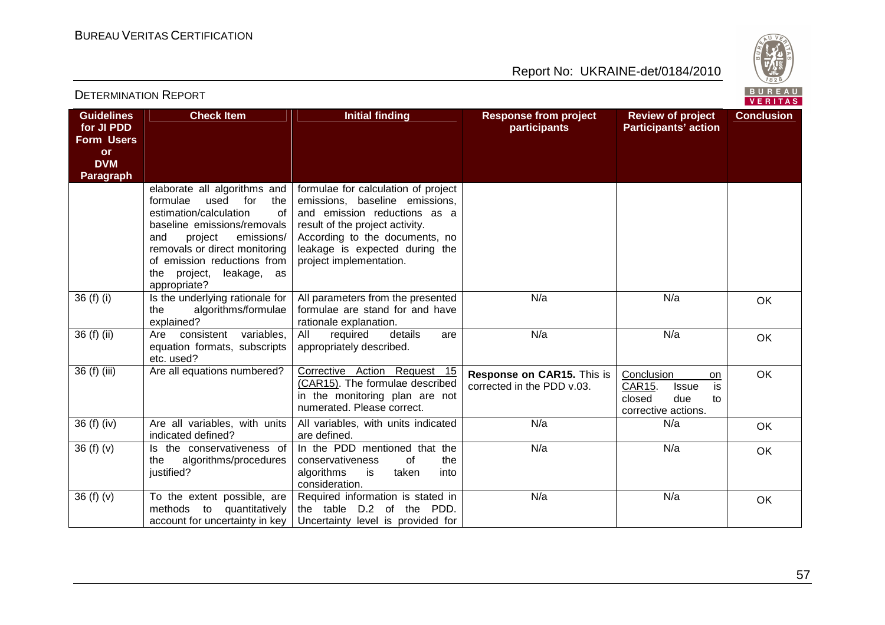| Guidelines for JI PDD Form Users or DVM Paragraph | Check Item | Initial finding | Response from project participants | Review of project Participants' action | Conclusion |
|---|---|---|---|---|---|
| | elaborate all algorithms and formulae used for the estimation/calculation of baseline emissions/removals and project emissions/ removals or direct monitoring of emission reductions from the project, leakage, as appropriate? | formulae for calculation of project emissions, baseline emissions, and emission reductions as a result of the project activity. According to the documents, no leakage is expected during the project implementation. | | | |
| 36 (f) (i) | Is the underlying rationale for the algorithms/formulae explained? | All parameters from the presented formulae are stand for and have rationale explanation. | N/a | N/a | OK |
| 36 (f) (ii) | Are consistent variables, equation formats, subscripts etc. used? | All required details are appropriately described. | N/a | N/a | OK |
| 36 (f) (iii) | Are all equations numbered? | Corrective Action Request 15 (CAR15). The formulae described in the monitoring plan are not numerated. Please correct. | **Response on CAR15.** This is corrected in the PDD v.03. | Conclusion on CAR15. Issue is closed due to corrective actions. | OK |
| 36 (f) (iv) | Are all variables, with units indicated defined? | All variables, with units indicated are defined. | N/a | N/a | OK |
| 36 (f) (v) | Is the conservativeness of the algorithms/procedures justified? | In the PDD mentioned that the conservativeness of the algorithms is taken into consideration. | N/a | N/a | OK |
| 36 (f) (v) | To the extent possible, are methods to quantitatively account for uncertainty in key | Required information is stated in the table D.2 of the PDD. Uncertainty level is provided for | N/a | N/a | OK |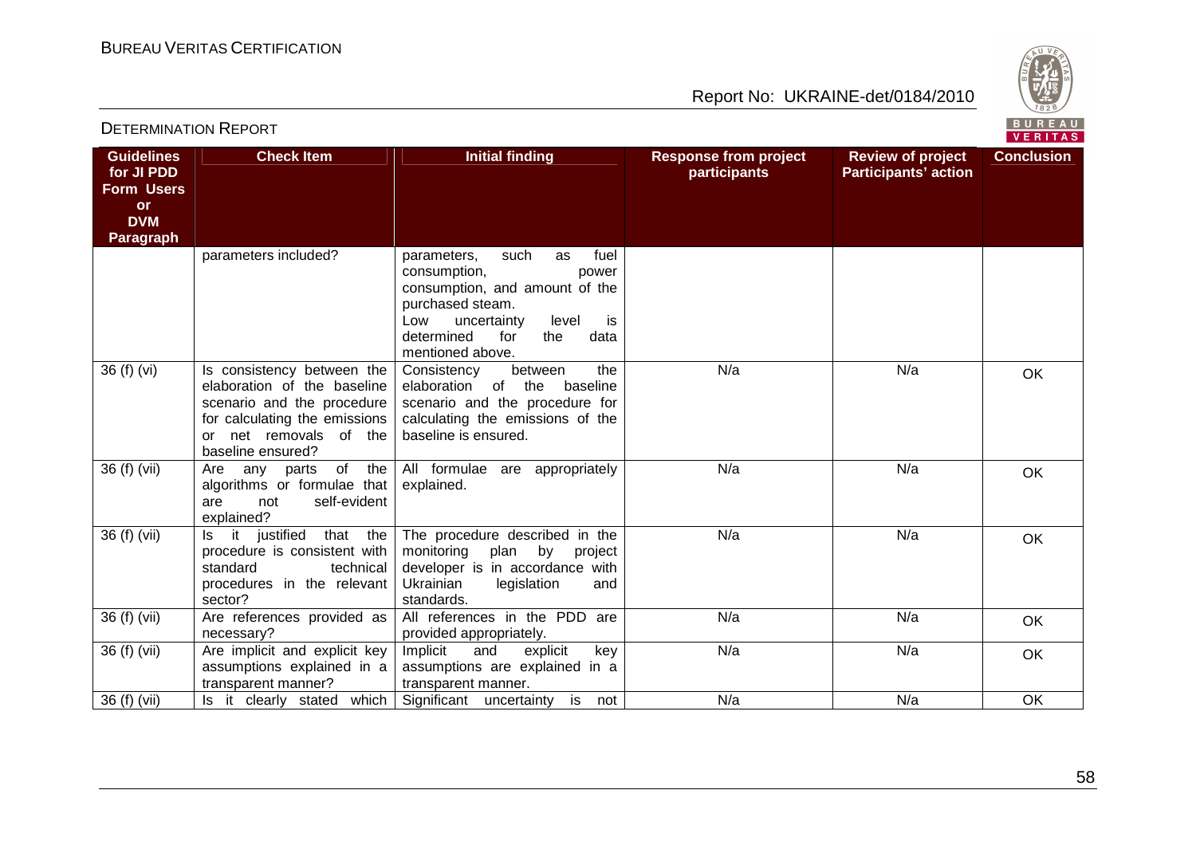| Guidelines for JI PDD Form Users or DVM Paragraph | Check Item | Initial finding | Response from project participants | Review of project Participants' action | Conclusion |
|---|---|---|---|---|---|
| | parameters included? | parameters, such as fuel consumption, power consumption, and amount of the purchased steam.<br>Low uncertainty level is determined for the data mentioned above. | | | |
| 36 (f) (vi) | Is consistency between the elaboration of the baseline scenario and the procedure for calculating the emissions or net removals of the baseline ensured? | Consistency between the elaboration of the baseline scenario and the procedure for calculating the emissions of the baseline is ensured. | N/a | N/a | OK |
| 36 (f) (vii) | Are any parts of the algorithms or formulae that are not self-evident explained? | All formulae are appropriately explained. | N/a | N/a | OK |
| 36 (f) (vii) | Is it justified that the procedure is consistent with standard technical procedures in the relevant sector? | The procedure described in the monitoring plan by project developer is in accordance with Ukrainian legislation and standards. | N/a | N/a | OK |
| 36 (f) (vii) | Are references provided as necessary? | All references in the PDD are provided appropriately. | N/a | N/a | OK |
| 36 (f) (vii) | Are implicit and explicit key assumptions explained in a transparent manner? | Implicit and explicit key assumptions are explained in a transparent manner. | N/a | N/a | OK |
| 36 (f) (vii) | Is it clearly stated which | Significant uncertainty is not | N/a | N/a | OK |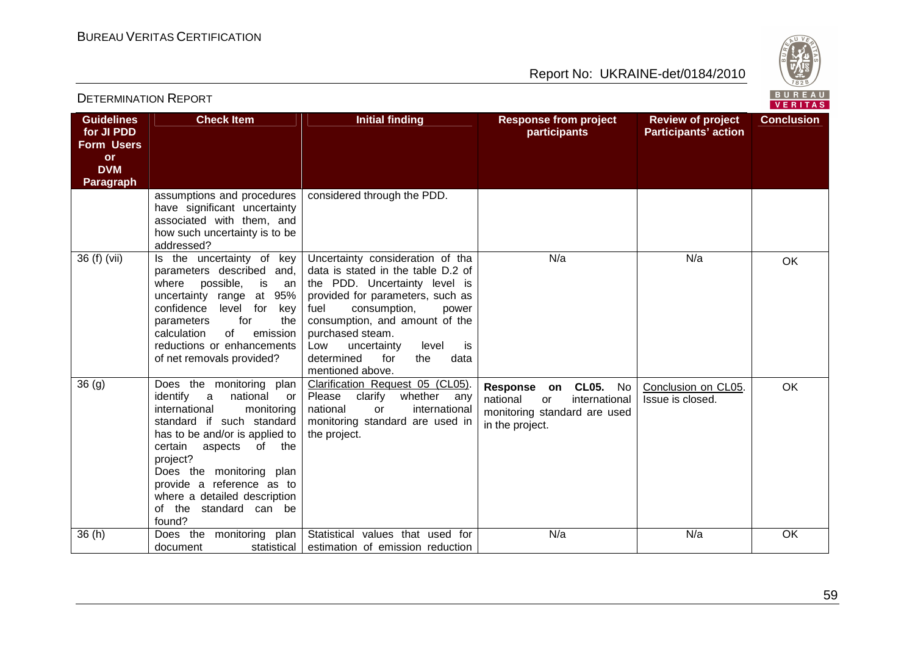| Guidelines for JI PDD Form Users or DVM Paragraph | Check Item | Initial finding | Response from project participants | Review of project Participants' action | Conclusion |
|---|---|---|---|---|---|
| | assumptions and procedures have significant uncertainty associated with them, and how such uncertainty is to be addressed? | considered through the PDD. | | | |
| 36 (f) (vii) | Is the uncertainty of key parameters described and, where possible, is an uncertainty range at 95% confidence level for key parameters for the calculation of emission reductions or enhancements of net removals provided? | Uncertainty consideration of tha data is stated in the table D.2 of the PDD. Uncertainty level is provided for parameters, such as fuel consumption, power consumption, and amount of the purchased steam.<br>Low uncertainty level is determined for the data mentioned above. | N/a | N/a | OK |
| 36 (g) | Does the monitoring plan identify a national or international monitoring standard if such standard has to be and/or is applied to certain aspects of the project?<br>Does the monitoring plan provide a reference as to where a detailed description of the standard can be found? | Clarification Request 05 (CL05). Please clarify whether any national or international monitoring standard are used in the project. | **Response on CL05.** No national or international monitoring standard are used in the project. | Conclusion on CL05. Issue is closed. | OK |
| 36 (h) | Does the monitoring plan document statistical | Statistical values that used for estimation of emission reduction | N/a | N/a | OK |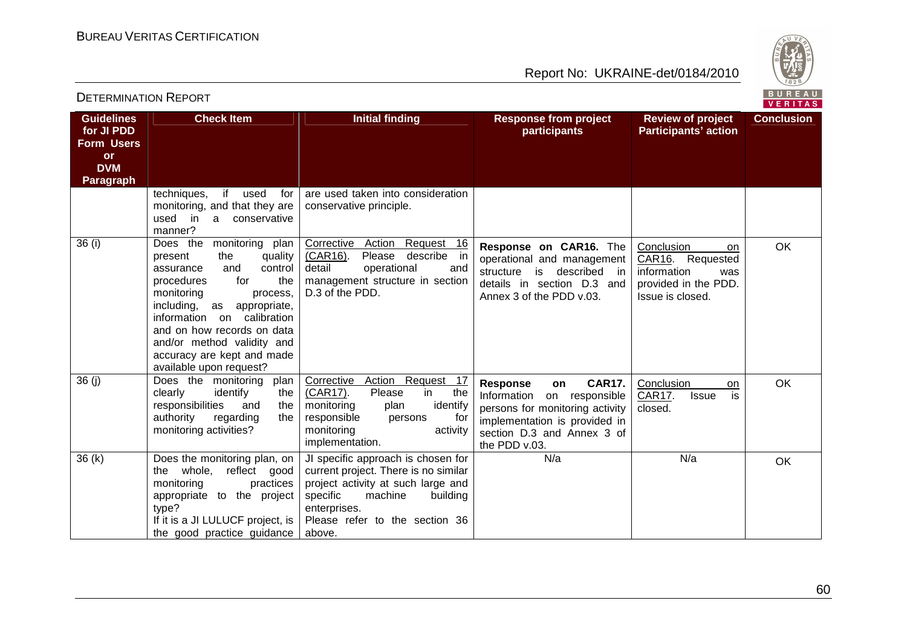| Guidelines for JI PDD Form Users or DVM Paragraph | Check Item | Initial finding | Response from project participants | Review of project Participants' action | Conclusion |
|---|---|---|---|---|---|
| | techniques, if used for monitoring, and that they are used in a conservative manner? | are used taken into consideration conservative principle. | | | |
| 36 (i) | Does the monitoring plan present the quality assurance and control procedures for the monitoring process, including, as appropriate, information on calibration and on how records on data and/or method validity and accuracy are kept and made available upon request? | Corrective Action Request 16 (CAR16). Please describe in detail operational and management structure in section D.3 of the PDD. | **Response on CAR16.** The operational and management structure is described in details in section D.3 and Annex 3 of the PDD v.03. | Conclusion on CAR16. Requested information was provided in the PDD. Issue is closed. | OK |
| 36 (j) | Does the monitoring plan clearly identify the responsibilities and the authority regarding the monitoring activities? | Corrective Action Request 17 (CAR17). Please in the monitoring plan identify responsible persons for monitoring activity implementation. | **Response on CAR17.** Information on responsible persons for monitoring activity implementation is provided in section D.3 and Annex 3 of the PDD v.03. | Conclusion on CAR17. Issue is closed. | OK |
| 36 (k) | Does the monitoring plan, on the whole, reflect good monitoring practices appropriate to the project type? If it is a JI LULUCF project, is the good practice guidance | JI specific approach is chosen for current project. There is no similar project activity at such large and specific machine building enterprises. Please refer to the section 36 above. | N/a | N/a | OK |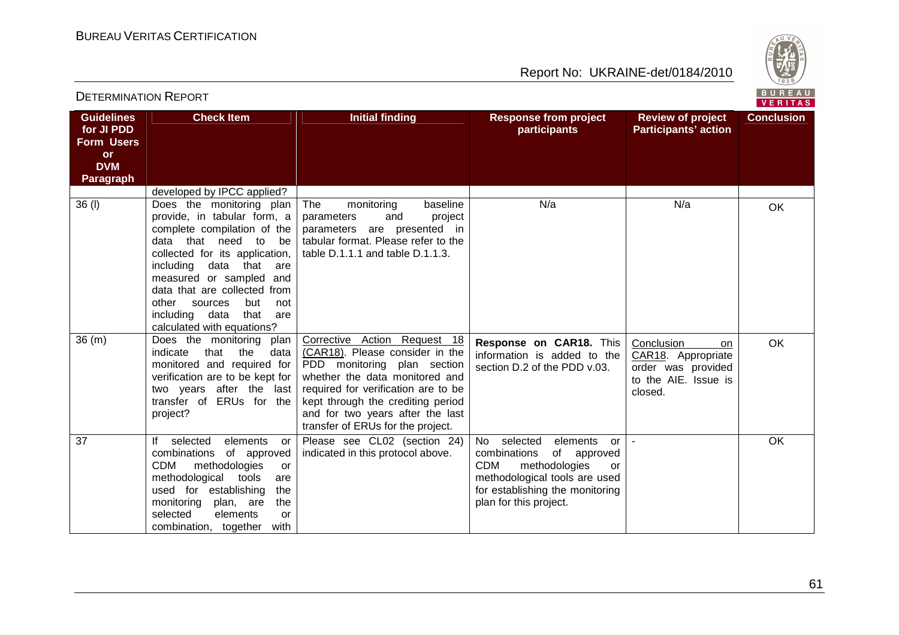| Guidelines for JI PDD Form Users or DVM Paragraph | Check Item | Initial finding | Response from project participants | Review of project Participants' action | Conclusion |
|---|---|---|---|---|---|
| | developed by IPCC applied? | | | | |
| 36 (l) | Does the monitoring plan provide, in tabular form, a complete compilation of the data that need to be collected for its application, including data that are measured or sampled and data that are collected from other sources but not including data that are calculated with equations? | The monitoring baseline parameters and project parameters are presented in tabular format. Please refer to the table D.1.1.1 and table D.1.1.3. | N/a | N/a | OK |
| 36 (m) | Does the monitoring plan indicate that the data monitored and required for verification are to be kept for two years after the last transfer of ERUs for the project? | Corrective Action Request 18 (CAR18). Please consider in the PDD monitoring plan section whether the data monitored and required for verification are to be kept through the crediting period and for two years after the last transfer of ERUs for the project. | **Response on CAR18.** This information is added to the section D.2 of the PDD v.03. | Conclusion on CAR18. Appropriate order was provided to the AIE. Issue is closed. | OK |
| 37 | If selected elements or combinations of approved CDM methodologies or methodological tools are used for establishing the monitoring plan, are the selected elements or combination, together with | Please see CL02 (section 24) indicated in this protocol above. | No selected elements or combinations of approved CDM methodologies or methodological tools are used for establishing the monitoring plan for this project. | - | OK |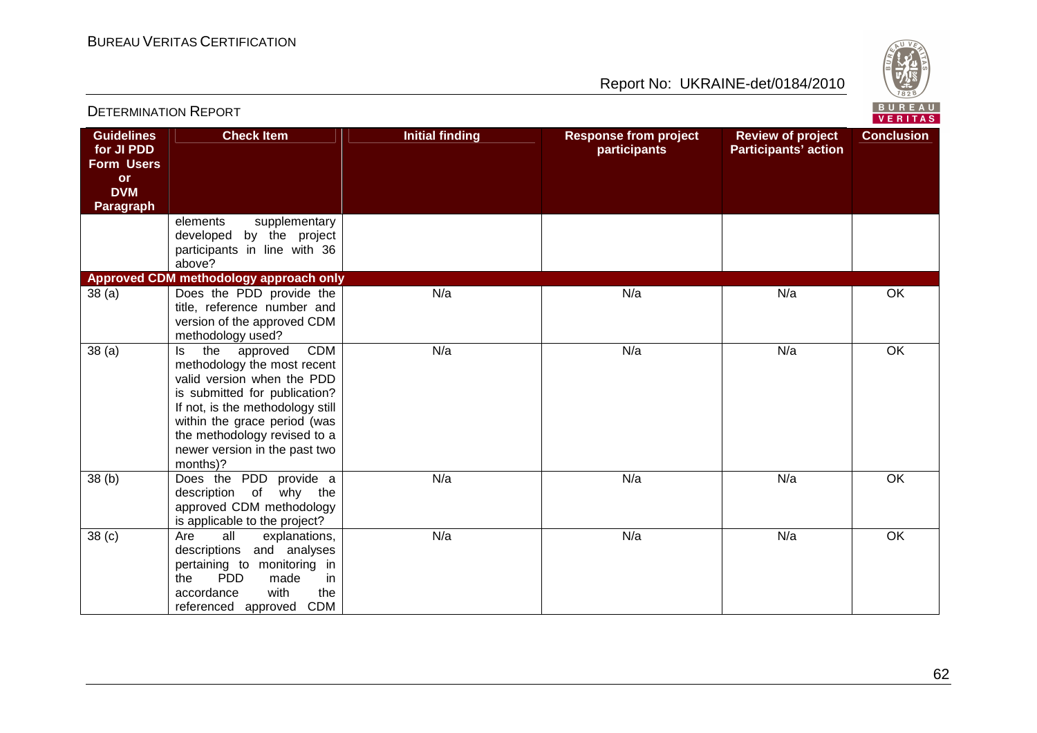| Guidelines for JI PDD Form Users or DVM Paragraph | Check Item | Initial finding | Response from project participants | Review of project Participants' action | Conclusion |
|---|---|---|---|---|---|
| | elements supplementary developed by the project participants in line with 36 above? | | | | |
| **Approved CDM methodology approach only** | | | | | |
| 38 (a) | Does the PDD provide the title, reference number and version of the approved CDM methodology used? | N/a | N/a | N/a | OK |
| 38 (a) | Is the approved CDM methodology the most recent valid version when the PDD is submitted for publication? If not, is the methodology still within the grace period (was the methodology revised to a newer version in the past two months)? | N/a | N/a | N/a | OK |
| 38 (b) | Does the PDD provide a description of why the approved CDM methodology is applicable to the project? | N/a | N/a | N/a | OK |
| 38 (c) | Are all explanations, descriptions and analyses pertaining to monitoring in the PDD made in accordance with the referenced approved CDM | N/a | N/a | N/a | OK |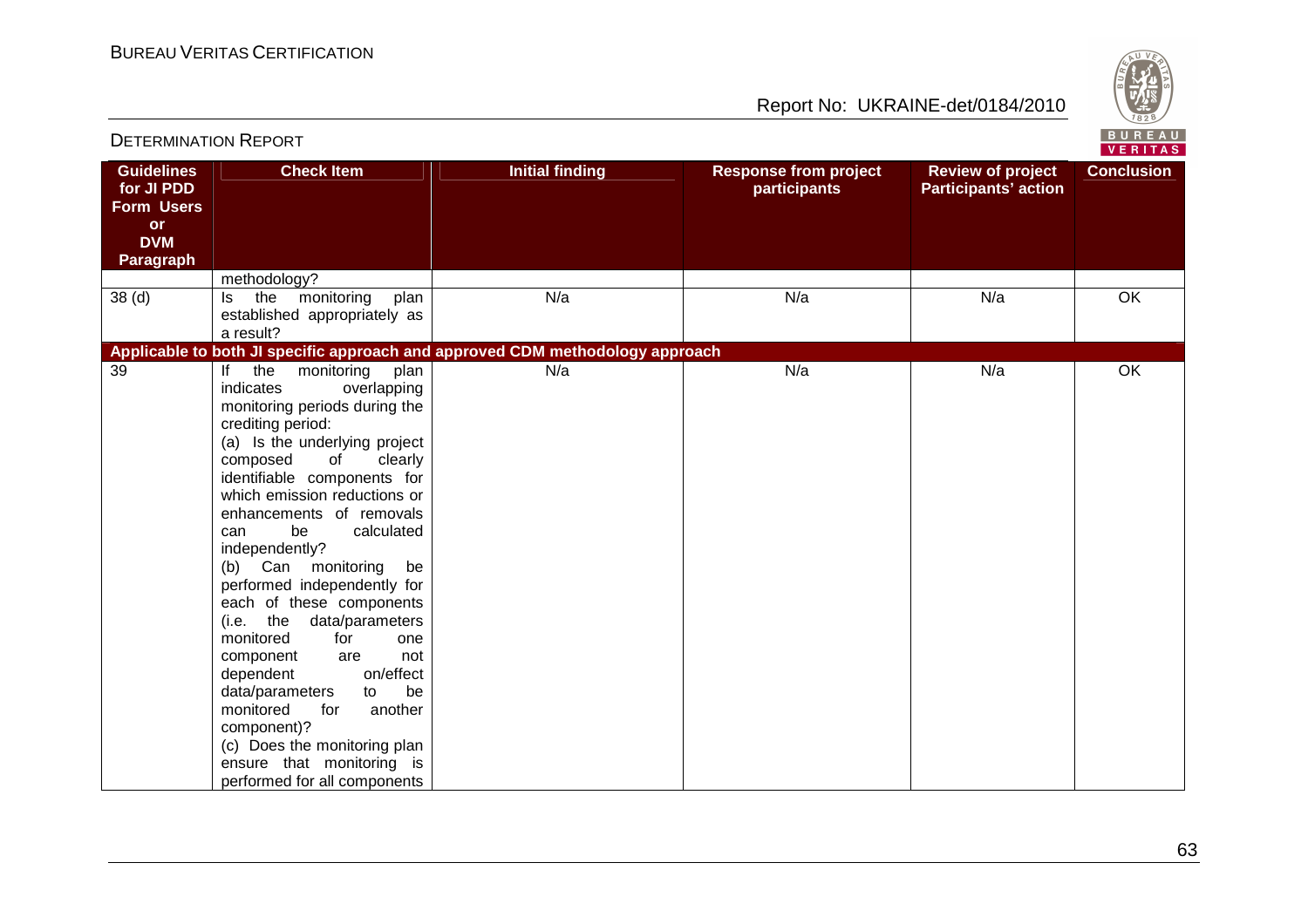| Guidelines for JI PDD Form Users or DVM Paragraph | Check Item | Initial finding | Response from project participants | Review of project Participants' action | Conclusion |
|---|---|---|---|---|---|
| | methodology? | | | | |
| 38 (d) | Is the monitoring plan established appropriately as a result? | N/a | N/a | N/a | OK |
| **Applicable to both JI specific approach and approved CDM methodology approach** | | | | | |
| 39 | If the monitoring plan indicates overlapping monitoring periods during the crediting period:<br>(a) Is the underlying project composed of clearly identifiable components for which emission reductions or enhancements of removals can be calculated independently?<br>(b) Can monitoring be performed independently for each of these components (i.e. the data/parameters monitored for one component are not dependent on/effect data/parameters to be monitored for another component)?<br>(c) Does the monitoring plan ensure that monitoring is performed for all components | N/a | N/a | N/a | OK |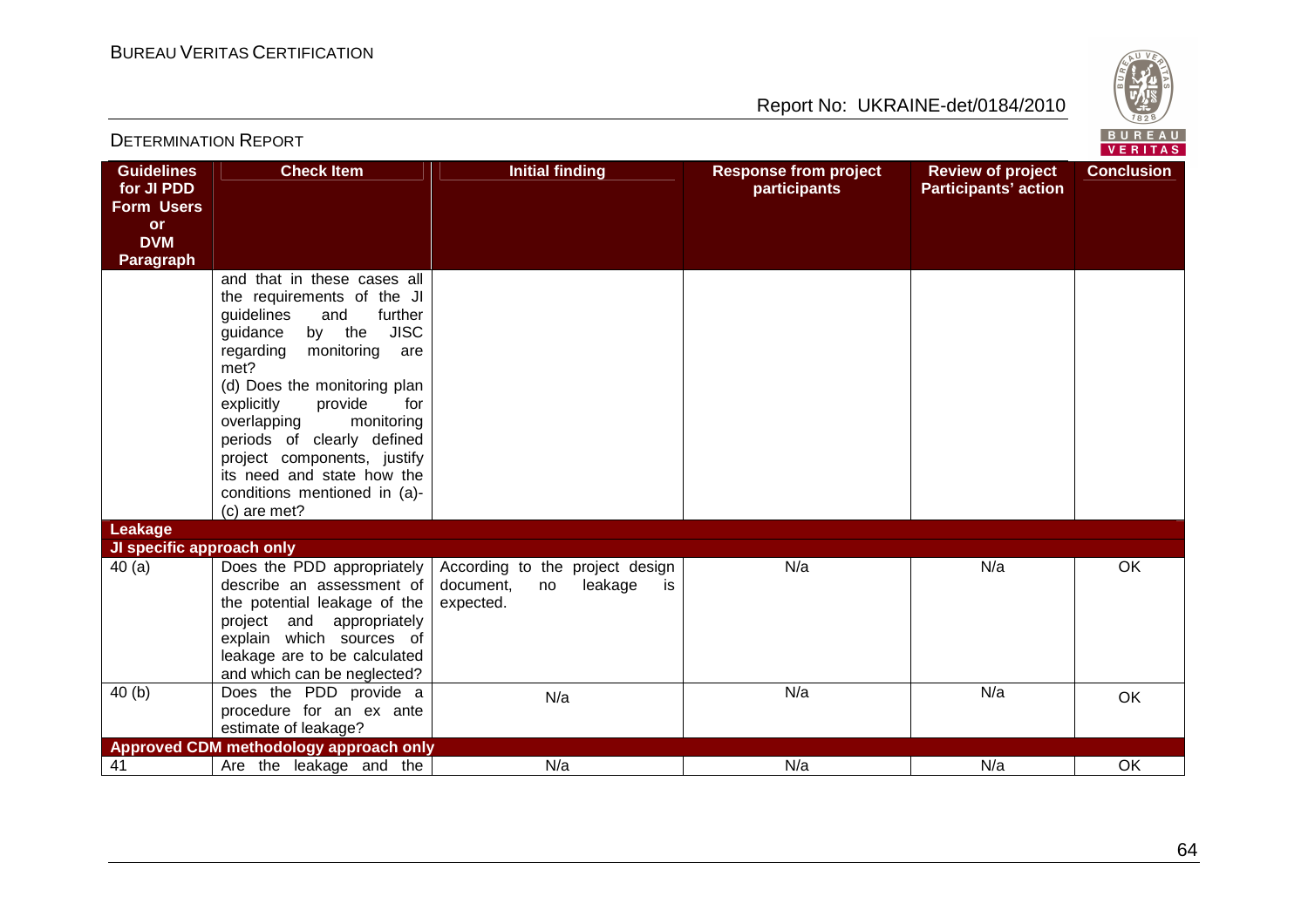| Guidelines for JI PDD Form Users or DVM Paragraph | Check Item | Initial finding | Response from project participants | Review of project Participants' action | Conclusion |
|---|---|---|---|---|---|
| | and that in these cases all the requirements of the JI guidelines and further guidance by the JISC regarding monitoring are met?<br>(d) Does the monitoring plan explicitly provide for overlapping monitoring periods of clearly defined project components, justify its need and state how the conditions mentioned in (a)-(c) are met? | | | | |
| **Leakage** | | | | | |
| **JI specific approach only** | | | | | |
| 40 (a) | Does the PDD appropriately describe an assessment of the potential leakage of the project and appropriately explain which sources of leakage are to be calculated and which can be neglected? | According to the project design document, no leakage is expected. | N/a | N/a | OK |
| 40 (b) | Does the PDD provide a procedure for an ex ante estimate of leakage? | N/a | N/a | N/a | OK |
| **Approved CDM methodology approach only** | | | | | |
| 41 | Are the leakage and the | N/a | N/a | N/a | OK |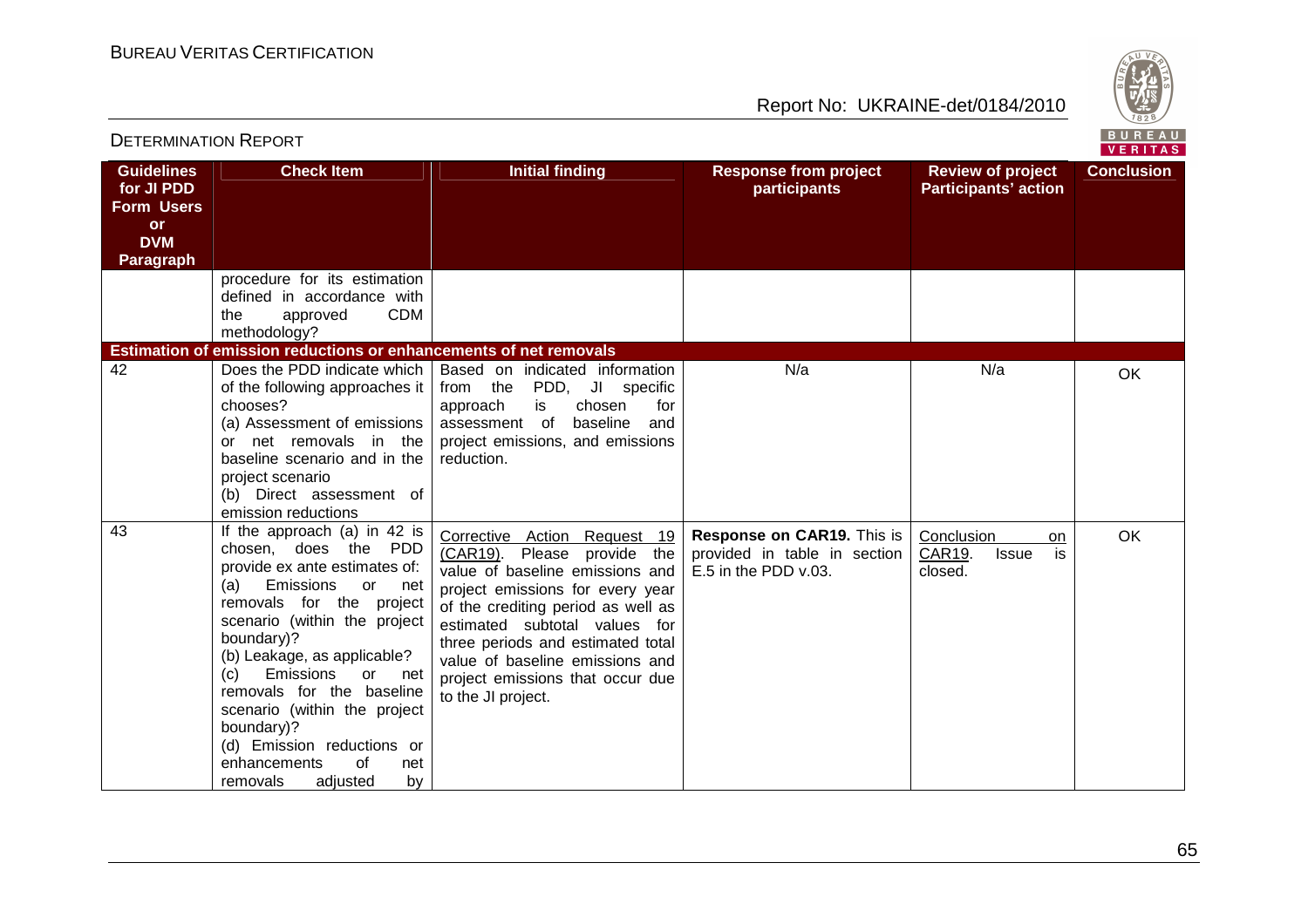| Guidelines for JI PDD Form Users or DVM Paragraph | Check Item | Initial finding | Response from project participants | Review of project Participants' action | Conclusion |
|---|---|---|---|---|---|
| | procedure for its estimation defined in accordance with the approved CDM methodology? | | | | |
| **Estimation of emission reductions or enhancements of net removals** | | | | | |
| 42 | Does the PDD indicate which of the following approaches it chooses? (a) Assessment of emissions or net removals in the baseline scenario and in the project scenario (b) Direct assessment of emission reductions | Based on indicated information from the PDD, JI specific approach is chosen for assessment of baseline and project emissions, and emissions reduction. | N/a | N/a | OK |
| 43 | If the approach (a) in 42 is chosen, does the PDD provide ex ante estimates of: (a) Emissions or net removals for the project scenario (within the project boundary)? (b) Leakage, as applicable? (c) Emissions or net removals for the baseline scenario (within the project boundary)? (d) Emission reductions or enhancements of net removals adjusted by | Corrective Action Request 19 (CAR19). Please provide the value of baseline emissions and project emissions for every year of the crediting period as well as estimated subtotal values for three periods and estimated total value of baseline emissions and project emissions that occur due to the JI project. | **Response on CAR19.** This is provided in table in section E.5 in the PDD v.03. | Conclusion on CAR19. Issue is closed. | OK |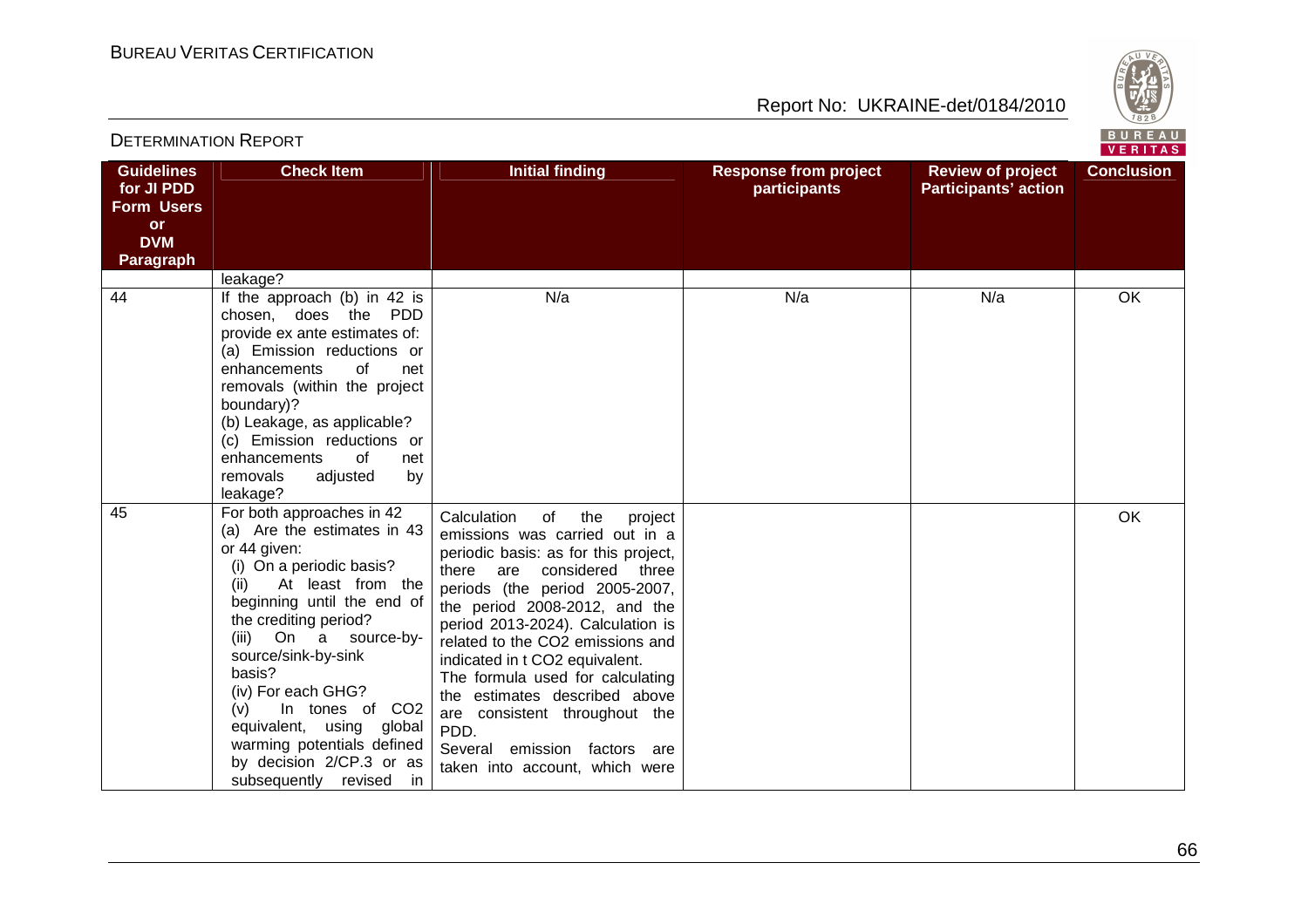| Guidelines for JI PDD Form Users or DVM Paragraph | Check Item | Initial finding | Response from project participants | Review of project Participants' action | Conclusion |
|---|---|---|---|---|---|
| | leakage? | | | | |
| 44 | If the approach (b) in 42 is chosen, does the PDD provide ex ante estimates of:<br>(a) Emission reductions or enhancements of net removals (within the project boundary)?<br>(b) Leakage, as applicable?<br>(c) Emission reductions or enhancements of net removals adjusted by leakage? | N/a | N/a | N/a | OK |
| 45 | For both approaches in 42<br>(a) Are the estimates in 43 or 44 given:<br>(i) On a periodic basis?<br>(ii) At least from the beginning until the end of the crediting period?<br>(iii) On a source-by-source/sink-by-sink basis?<br>(iv) For each GHG?<br>(v) In tones of $CO_2$ equivalent, using global warming potentials defined by decision 2/CP.3 or as subsequently revised in | Calculation of the project emissions was carried out in a periodic basis: as for this project, there are considered three periods (the period 2005-2007, the period 2008-2012, and the period 2013-2024). Calculation is related to the $CO_2$ emissions and indicated in t $CO_2$ equivalent.<br>The formula used for calculating the estimates described above are consistent throughout the PDD.<br>Several emission factors are taken into account, which were | | | OK |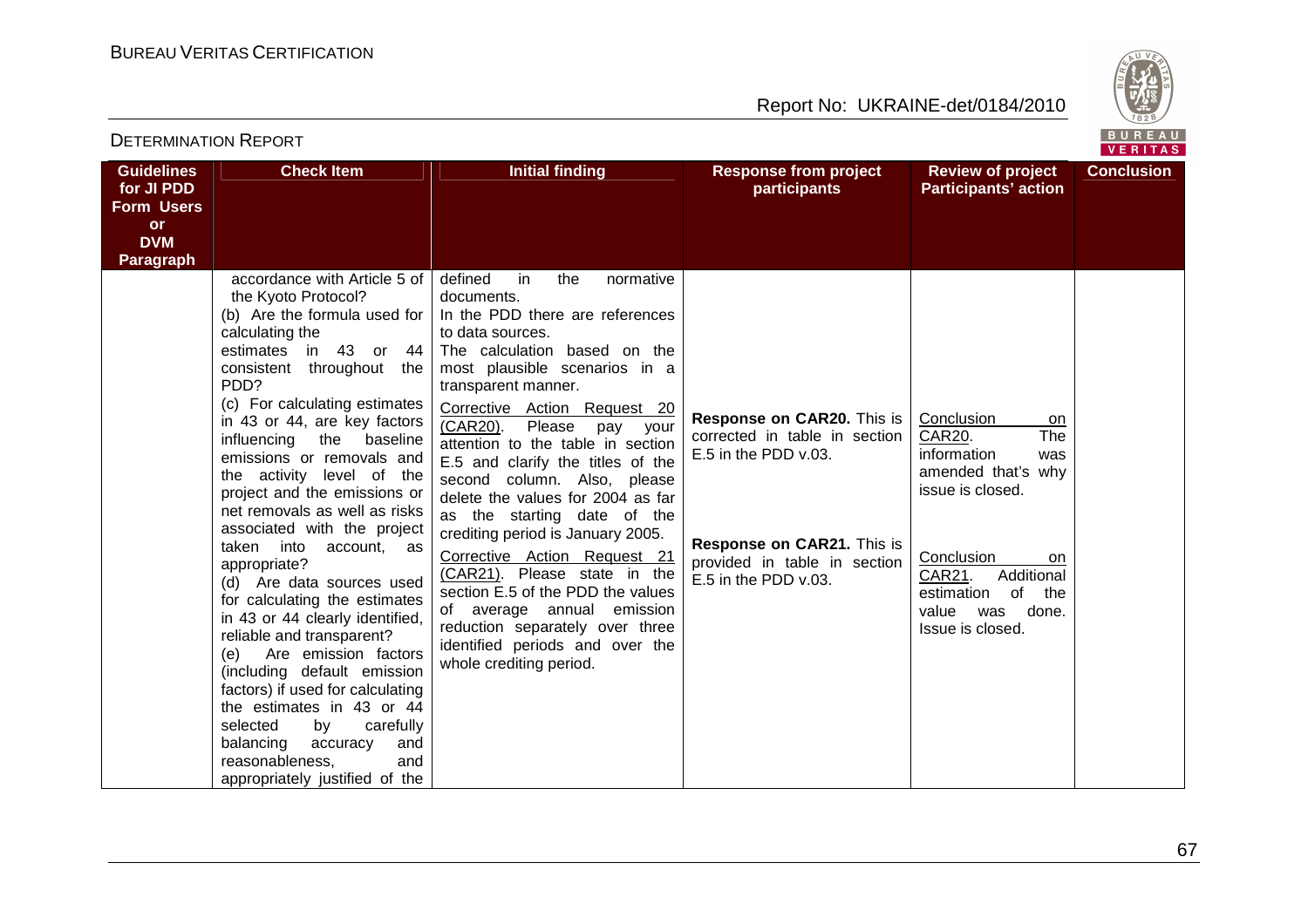| Guidelines for JI PDD Form Users or DVM Paragraph | Check Item | Initial finding | Response from project participants | Review of project Participants' action | Conclusion |
|---|---|---|---|---|---|
| | accordance with Article 5 of the Kyoto Protocol?<br>(b) Are the formula used for calculating the estimates in 43 or 44 consistent throughout the PDD?<br>(c) For calculating estimates in 43 or 44, are key factors influencing the baseline emissions or removals and the activity level of the project and the emissions or net removals as well as risks associated with the project taken into account, as appropriate?<br>(d) Are data sources used for calculating the estimates in 43 or 44 clearly identified, reliable and transparent?<br>(e) Are emission factors (including default emission factors) if used for calculating the estimates in 43 or 44 selected by carefully balancing accuracy and reasonableness, and appropriately justified of the | defined in the normative documents.<br>In the PDD there are references to data sources.<br>The calculation based on the most plausible scenarios in a transparent manner.<br>Corrective Action Request 20 (CAR20). Please pay your attention to the table in section E.5 and clarify the titles of the second column. Also, please delete the values for 2004 as far as the starting date of the crediting period is January 2005.<br>Corrective Action Request 21 (CAR21). Please state in the section E.5 of the PDD the values of average annual emission reduction separately over three identified periods and over the whole crediting period. | **Response on CAR20.** This is corrected in table in section E.5 in the PDD v.03.<br><br>**Response on CAR21.** This is provided in table in section E.5 in the PDD v.03. | Conclusion on CAR20. The information was amended that's why issue is closed.<br><br>Conclusion on CAR21. Additional estimation of the value was done. Issue is closed. | |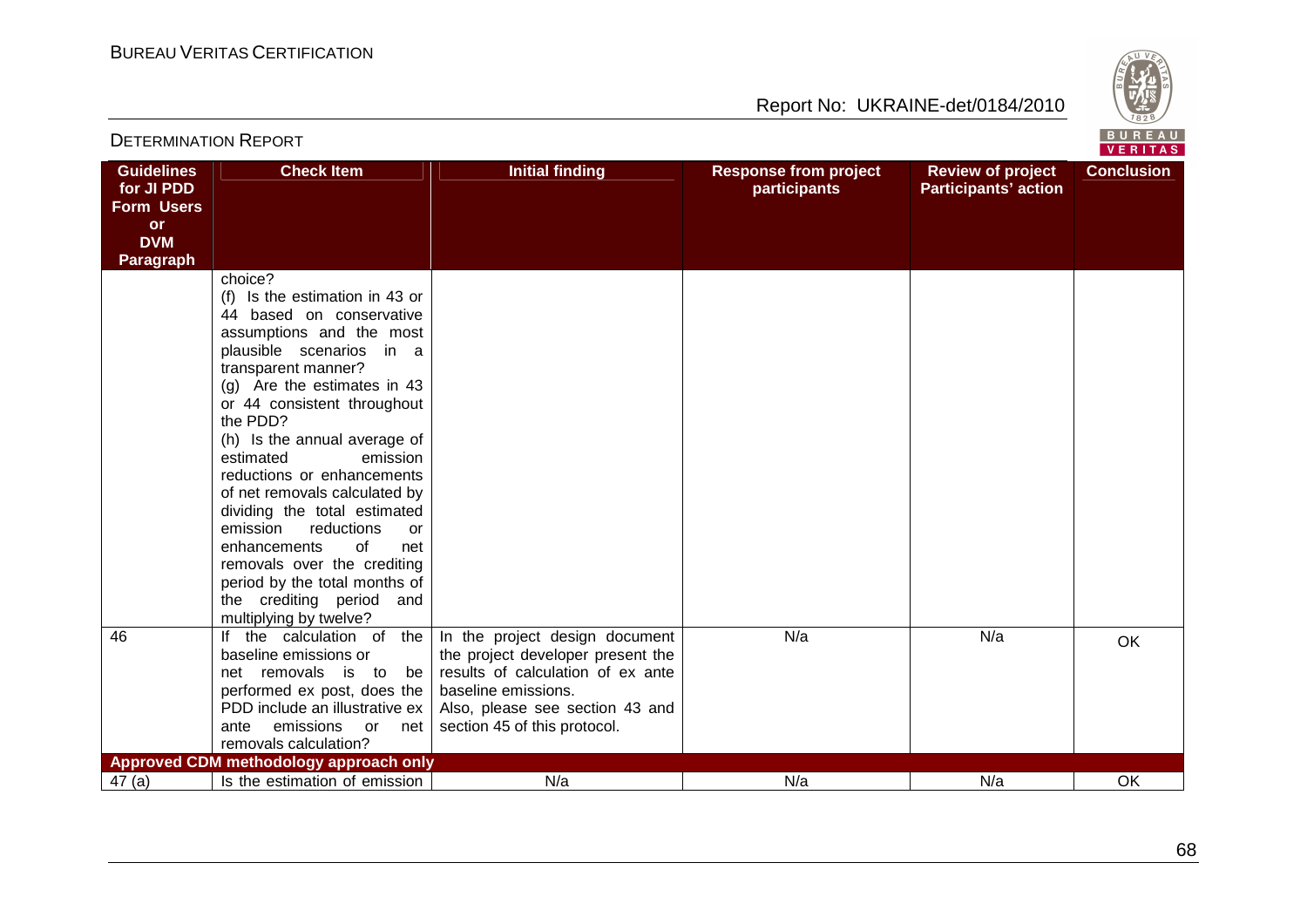| Guidelines for JI PDD Form Users or DVM Paragraph | Check Item | Initial finding | Response from project participants | Review of project Participants' action | Conclusion |
|---|---|---|---|---|---|
| | choice?<br>(f) Is the estimation in 43 or 44 based on conservative assumptions and the most plausible scenarios in a transparent manner?<br>(g) Are the estimates in 43 or 44 consistent throughout the PDD?<br>(h) Is the annual average of estimated emission reductions or enhancements of net removals calculated by dividing the total estimated emission reductions or enhancements of net removals over the crediting period by the total months of the crediting period and multiplying by twelve? | | | | |
| 46 | If the calculation of the baseline emissions or net removals is to be performed ex post, does the PDD include an illustrative ex ante emissions or net removals calculation? | In the project design document the project developer present the results of calculation of ex ante baseline emissions.<br>Also, please see section 43 and section 45 of this protocol. | N/a | N/a | OK |
| **Approved CDM methodology approach only** | | | | | |
| 47 (a) | Is the estimation of emission | N/a | N/a | N/a | OK |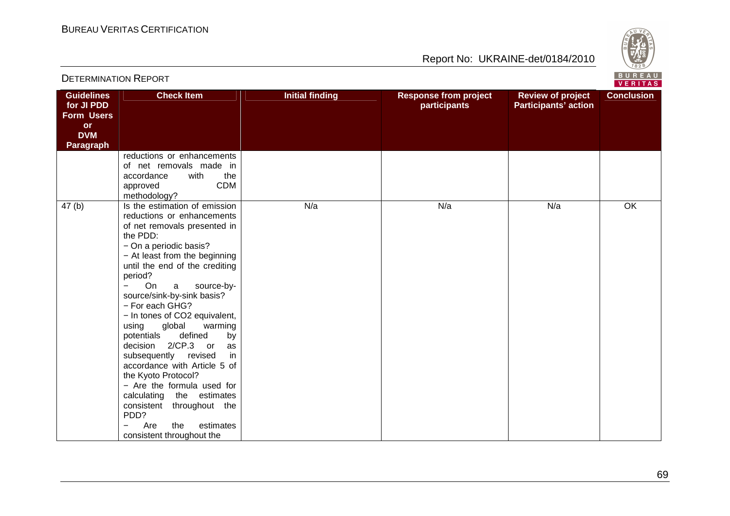| Guidelines for JI PDD Form Users or DVM Paragraph | Check Item | Initial finding | Response from project participants | Review of project Participants' action | Conclusion |
|---|---|---|---|---|---|
| | reductions or enhancements of net removals made in accordance with the approved CDM methodology? | | | | |
| 47 (b) | Is the estimation of emission reductions or enhancements of net removals presented in the PDD:<br>− On a periodic basis?<br>− At least from the beginning until the end of the crediting period?<br>− On a source-by-source/sink-by-sink basis?<br>− For each GHG?<br>− In tones of $CO_2$ equivalent, using global warming potentials defined by decision 2/CP.3 or as subsequently revised in accordance with Article 5 of the Kyoto Protocol?<br>− Are the formula used for calculating the estimates consistent throughout the PDD?<br>− Are the estimates consistent throughout the | N/a | N/a | N/a | OK |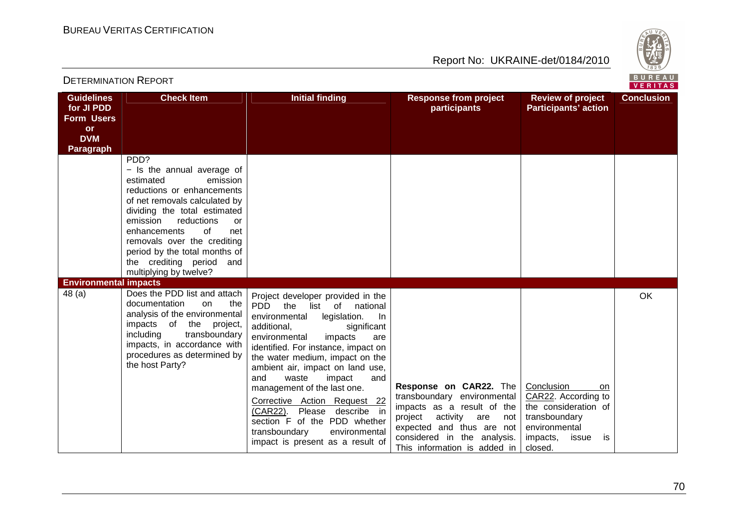| Guidelines for JI PDD Form Users or DVM Paragraph | Check Item | Initial finding | Response from project participants | Review of project Participants' action | Conclusion |
|---|---|---|---|---|---|
| | PDD?<br>− Is the annual average of estimated emission reductions or enhancements of net removals calculated by dividing the total estimated emission reductions or enhancements of net removals over the crediting period by the total months of the crediting period and multiplying by twelve? | | | | |
| **Environmental impacts** | | | | | |
| 48 (a) | Does the PDD list and attach documentation on the analysis of the environmental impacts of the project, including transboundary impacts, in accordance with procedures as determined by the host Party? | Project developer provided in the PDD the list of national environmental legislation. In additional, significant environmental impacts are identified. For instance, impact on the water medium, impact on the ambient air, impact on land use, and waste impact and management of the last one.<br><br>Corrective Action Request 22 (CAR22). Please describe in section F of the PDD whether transboundary environmental impact is present as a result of | **Response on CAR22.** The transboundary environmental impacts as a result of the project activity are not expected and thus are not considered in the analysis. This information is added in | Conclusion on CAR22. According to the consideration of transboundary environmental impacts, issue is closed. | OK |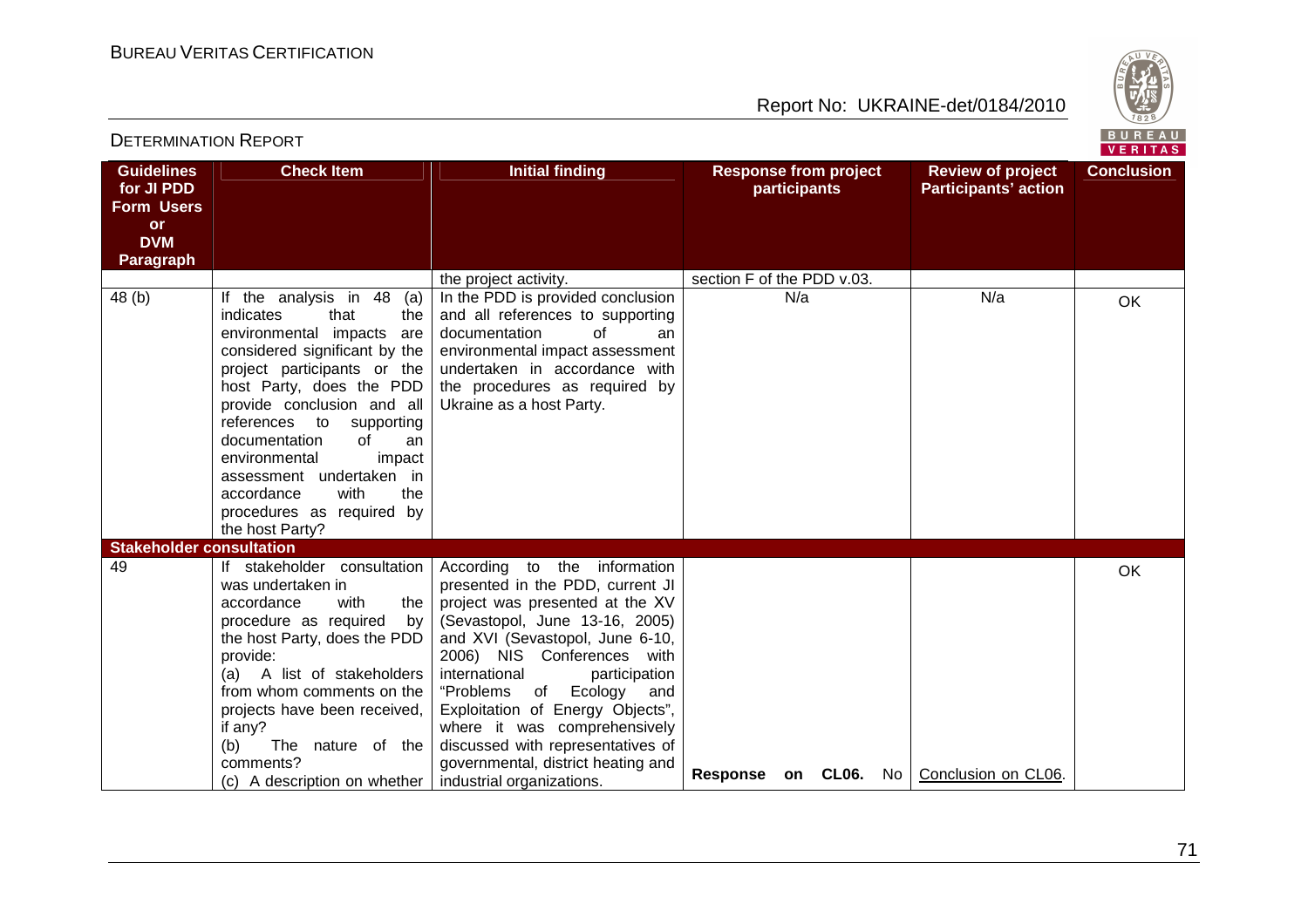| Guidelines for JI PDD Form Users or DVM Paragraph | Check Item | Initial finding | Response from project participants | Review of project Participants' action | Conclusion |
|---|---|---|---|---|---|
| | | the project activity. | section F of the PDD v.03. | | |
| 48 (b) | If the analysis in 48 (a) indicates that the environmental impacts are considered significant by the project participants or the host Party, does the PDD provide conclusion and all references to supporting documentation of an environmental impact assessment undertaken in accordance with the procedures as required by the host Party? | In the PDD is provided conclusion and all references to supporting documentation of an environmental impact assessment undertaken in accordance with the procedures as required by Ukraine as a host Party. | N/a | N/a | OK |
| **Stakeholder consultation** | | | | | |
| 49 | If stakeholder consultation was undertaken in accordance with the procedure as required by the host Party, does the PDD provide:<br>(a) A list of stakeholders from whom comments on the projects have been received, if any?<br>(b) The nature of the comments?<br>(c) A description on whether | According to the information presented in the PDD, current JI project was presented at the XV (Sevastopol, June 13-16, 2005) and XVI (Sevastopol, June 6-10, 2006) NIS Conferences with international participation "Problems of Ecology and Exploitation of Energy Objects", where it was comprehensively discussed with representatives of governmental, district heating and industrial organizations. | **Response on CL06.** No | Conclusion on CL06. | OK |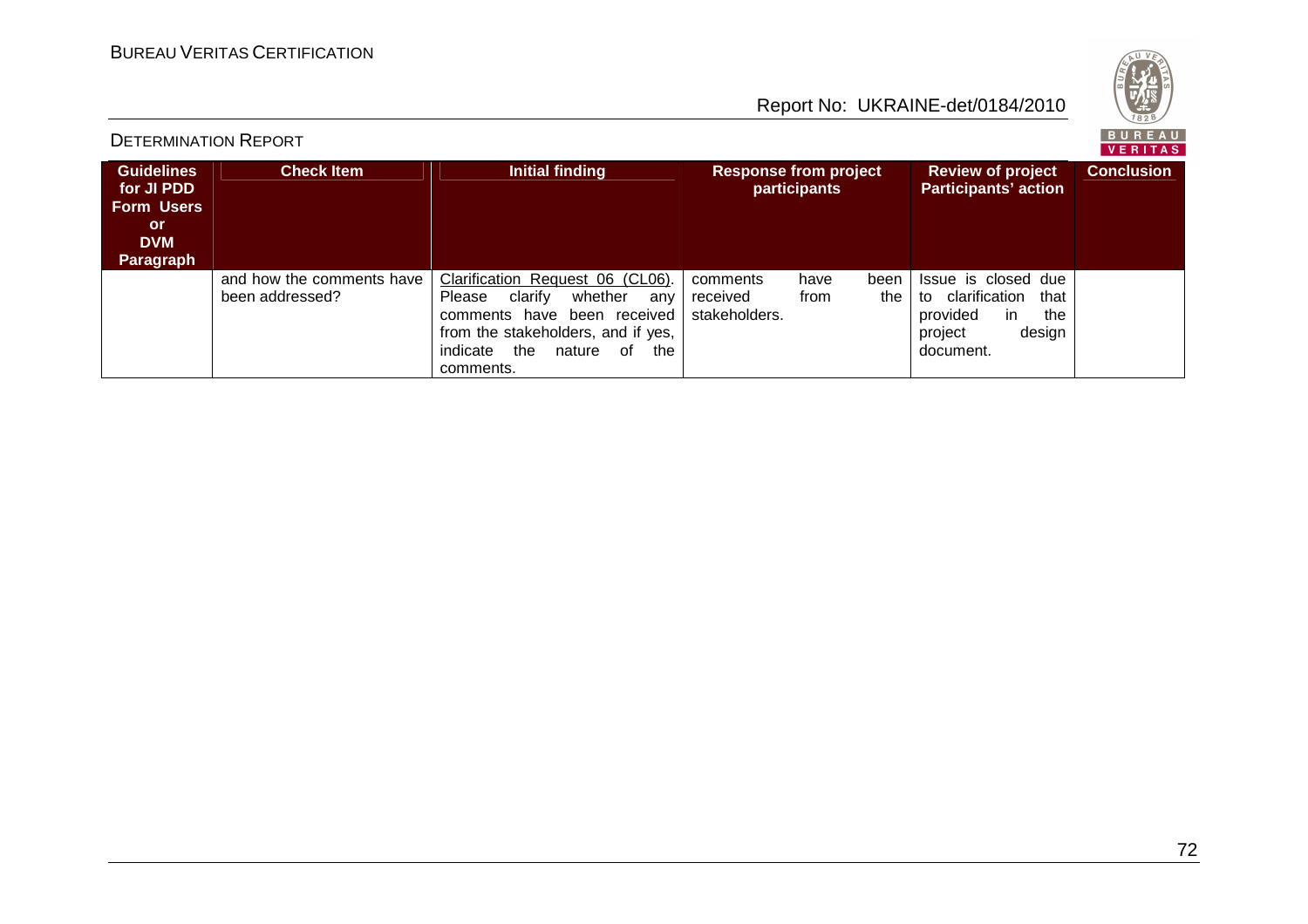| Guidelines for JI PDD Form Users or DVM Paragraph | Check Item | Initial finding | Response from project participants | Review of project Participants' action | Conclusion |
|---|---|---|---|---|---|
| | and how the comments have been addressed? | Clarification Request 06 (CL06). Please clarify whether any comments have been received from the stakeholders, and if yes, indicate the nature of the comments. | comments have been received from the stakeholders. | Issue is closed due to clarification that provided in the project design document. | |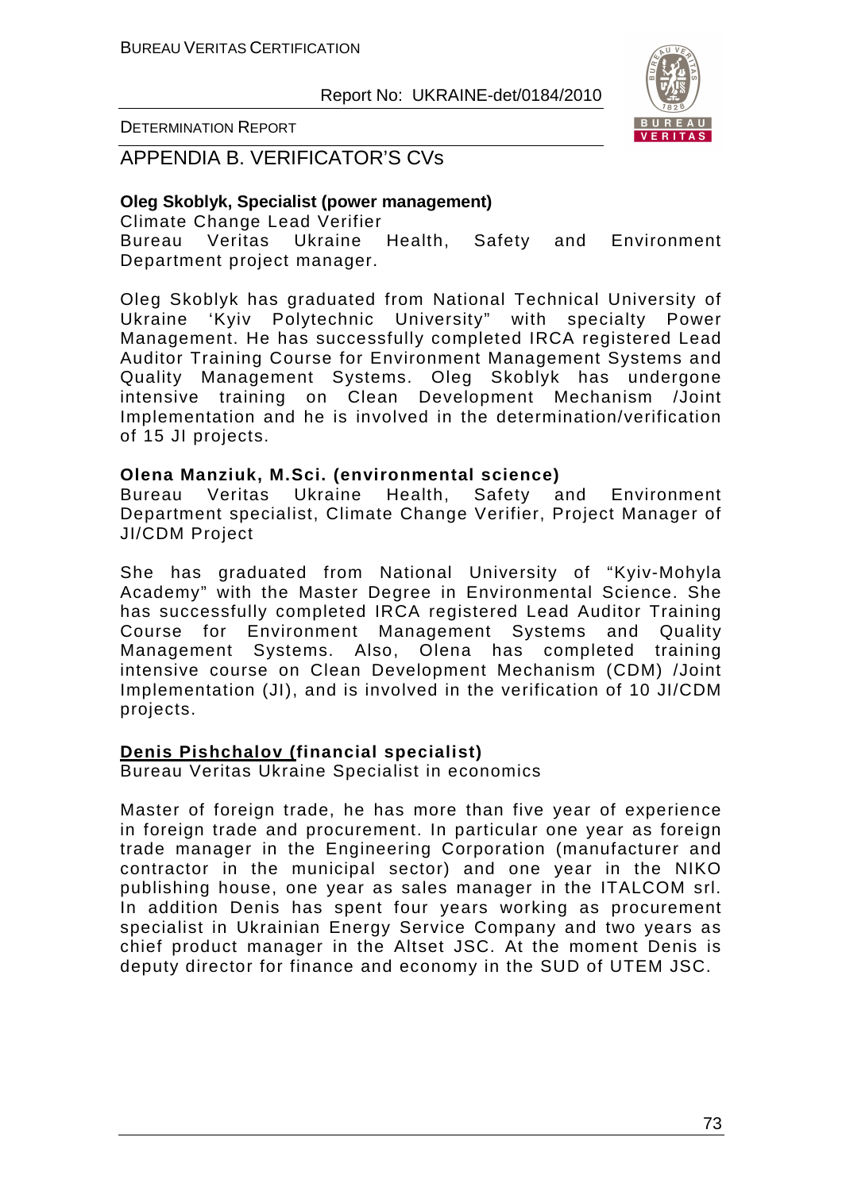## APPENDIA B. VERIFICATOR'S CVs

**Oleg Skoblyk, Specialist (power management)**
Climate Change Lead Verifier
Bureau Veritas Ukraine Health, Safety and Environment Department project manager.

Oleg Skoblyk has graduated from National Technical University of Ukraine 'Kyiv Polytechnic University" with specialty Power Management. He has successfully completed IRCA registered Lead Auditor Training Course for Environment Management Systems and Quality Management Systems. Oleg Skoblyk has undergone intensive training on Clean Development Mechanism /Joint Implementation and he is involved in the determination/verification of 15 JI projects.

**Olena Manziuk, M.Sci. (environmental science)**
Bureau Veritas Ukraine Health, Safety and Environment Department specialist, Climate Change Verifier, Project Manager of JI/CDM Project

She has graduated from National University of "Kyiv-Mohyla Academy" with the Master Degree in Environmental Science. She has successfully completed IRCA registered Lead Auditor Training Course for Environment Management Systems and Quality Management Systems. Also, Olena has completed training intensive course on Clean Development Mechanism (CDM) /Joint Implementation (JI), and is involved in the verification of 10 JI/CDM projects.

**Denis Pishchalov (financial specialist)**
Bureau Veritas Ukraine Specialist in economics

Master of foreign trade, he has more than five year of experience in foreign trade and procurement. In particular one year as foreign trade manager in the Engineering Corporation (manufacturer and contractor in the municipal sector) and one year in the NIKO publishing house, one year as sales manager in the ITALCOM srl. In addition Denis has spent four years working as procurement specialist in Ukrainian Energy Service Company and two years as chief product manager in the Altset JSC. At the moment Denis is deputy director for finance and economy in the SUD of UTEM JSC.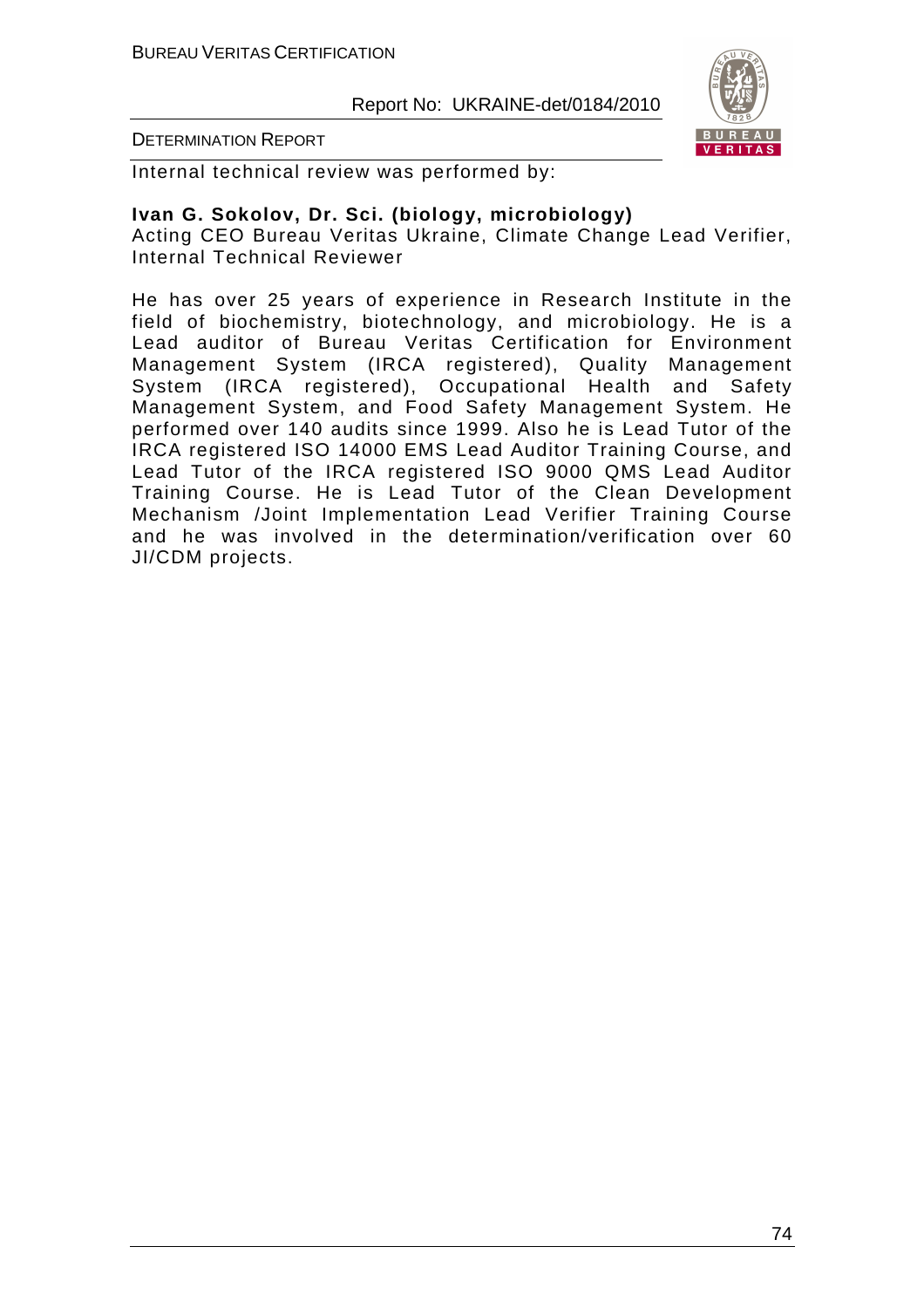Internal technical review was performed by:

**Ivan G. Sokolov, Dr. Sci. (biology, microbiology)**
Acting CEO Bureau Veritas Ukraine, Climate Change Lead Verifier, Internal Technical Reviewer

He has over 25 years of experience in Research Institute in the field of biochemistry, biotechnology, and microbiology. He is a Lead auditor of Bureau Veritas Certification for Environment Management System (IRCA registered), Quality Management System (IRCA registered), Occupational Health and Safety Management System, and Food Safety Management System. He performed over 140 audits since 1999. Also he is Lead Tutor of the IRCA registered ISO 14000 EMS Lead Auditor Training Course, and Lead Tutor of the IRCA registered ISO 9000 QMS Lead Auditor Training Course. He is Lead Tutor of the Clean Development Mechanism /Joint Implementation Lead Verifier Training Course and he was involved in the determination/verification over 60 JI/CDM projects.